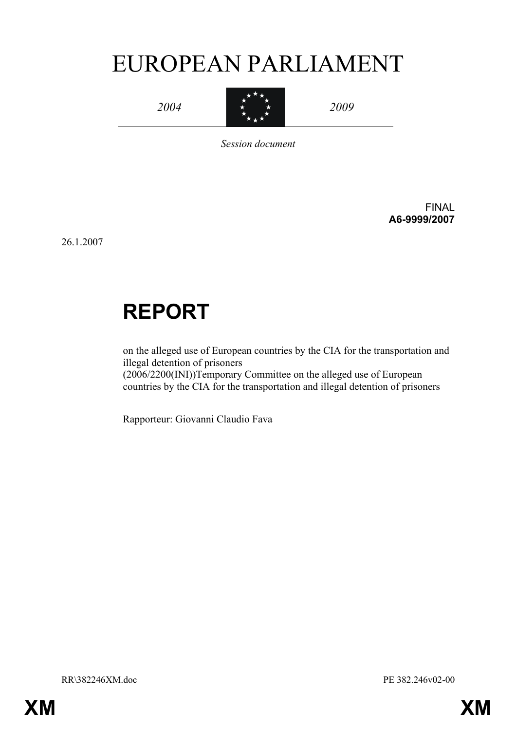# EUROPEAN PARLIAMENT

*2004* | *2009*

*Session document*

FINAL
**A6-9999/2007**

26.1.2007

# REPORT

on the alleged use of European countries by the CIA for the transportation and illegal detention of prisoners
(2006/2200(INI))Temporary Committee on the alleged use of European countries by the CIA for the transportation and illegal detention of prisoners

Rapporteur: Giovanni Claudio Fava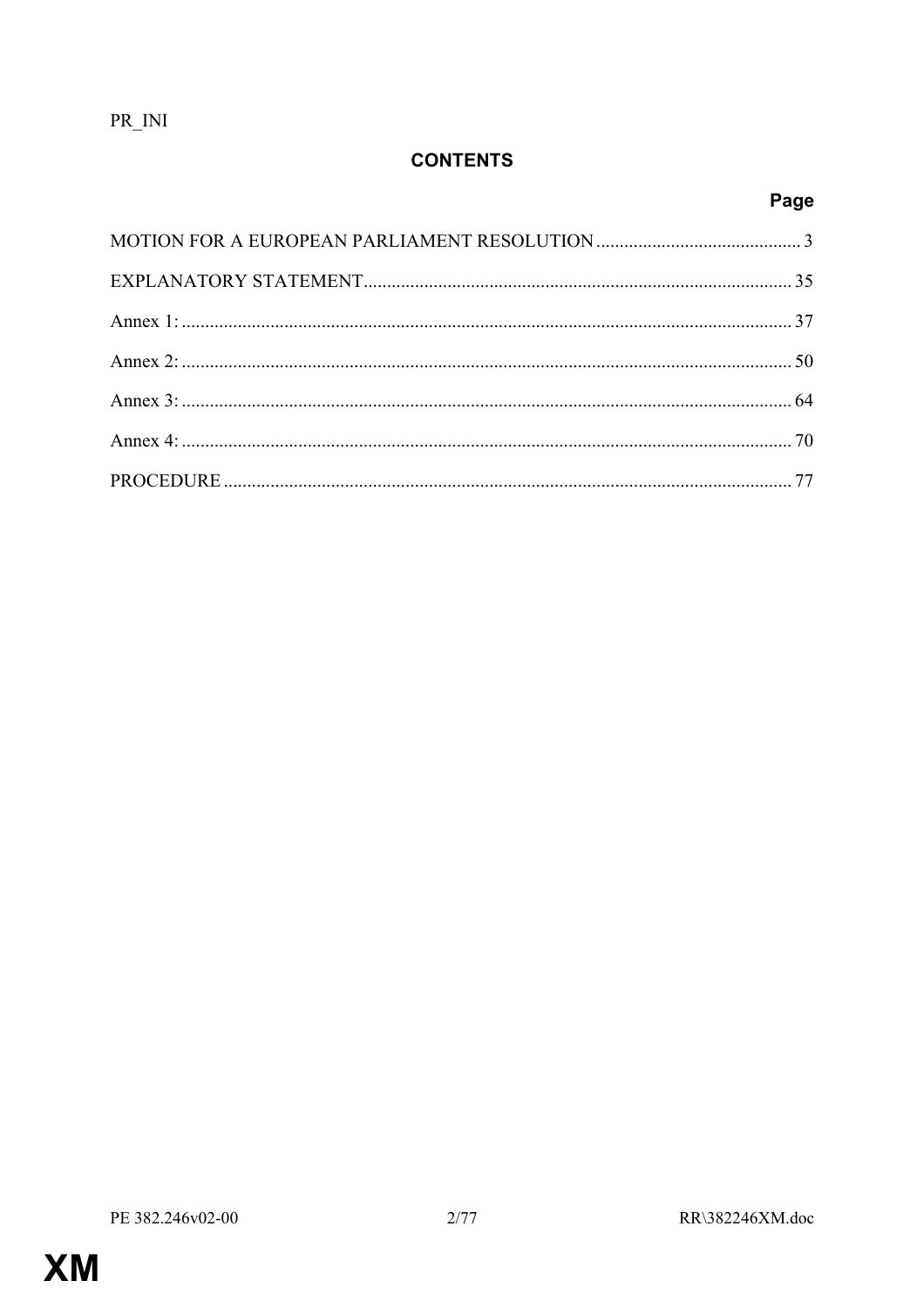PR_INI

# CONTENTS

| | Page |
|---|---|
| MOTION FOR A EUROPEAN PARLIAMENT RESOLUTION | 3 |
| EXPLANATORY STATEMENT | 35 |
| Annex 1: | 37 |
| Annex 2: | 50 |
| Annex 3: | 64 |
| Annex 4: | 70 |
| PROCEDURE | 77 |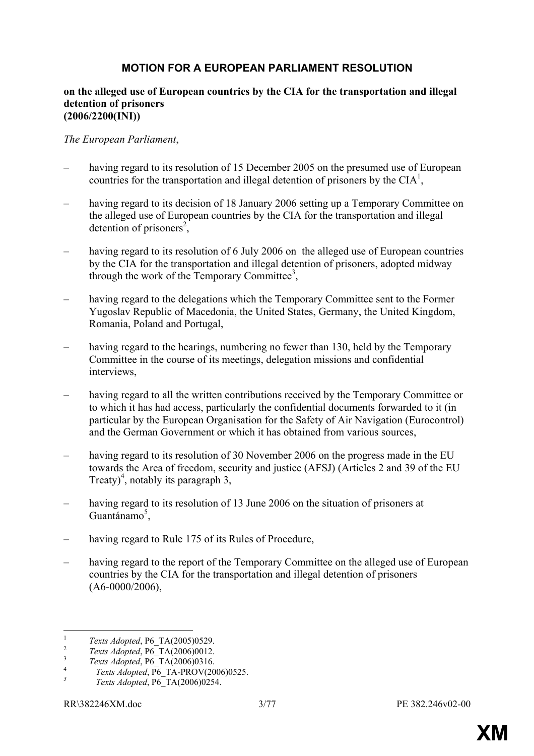# MOTION FOR A EUROPEAN PARLIAMENT RESOLUTION

**on the alleged use of European countries by the CIA for the transportation and illegal detention of prisoners**
**(2006/2200(INI))**

*The European Parliament*,

– having regard to its resolution of 15 December 2005 on the presumed use of European countries for the transportation and illegal detention of prisoners by the CIA[1],

– having regard to its decision of 18 January 2006 setting up a Temporary Committee on the alleged use of European countries by the CIA for the transportation and illegal detention of prisoners[2],

– having regard to its resolution of 6 July 2006 on the alleged use of European countries by the CIA for the transportation and illegal detention of prisoners, adopted midway through the work of the Temporary Committee[3],

– having regard to the delegations which the Temporary Committee sent to the Former Yugoslav Republic of Macedonia, the United States, Germany, the United Kingdom, Romania, Poland and Portugal,

– having regard to the hearings, numbering no fewer than 130, held by the Temporary Committee in the course of its meetings, delegation missions and confidential interviews,

– having regard to all the written contributions received by the Temporary Committee or to which it has had access, particularly the confidential documents forwarded to it (in particular by the European Organisation for the Safety of Air Navigation (Eurocontrol) and the German Government or which it has obtained from various sources,

– having regard to its resolution of 30 November 2006 on the progress made in the EU towards the Area of freedom, security and justice (AFSJ) (Articles 2 and 39 of the EU Treaty)[4], notably its paragraph 3,

– having regard to its resolution of 13 June 2006 on the situation of prisoners at Guantánamo[5],

– having regard to Rule 175 of its Rules of Procedure,

– having regard to the report of the Temporary Committee on the alleged use of European countries by the CIA for the transportation and illegal detention of prisoners (A6-0000/2006),

---

[1] *Texts Adopted*, P6_TA(2005)0529.

[2] *Texts Adopted*, P6_TA(2006)0012.

[3] *Texts Adopted*, P6_TA(2006)0316.

[4] *Texts Adopted*, P6_TA-PROV(2006)0525.

[5] *Texts Adopted*, P6_TA(2006)0254.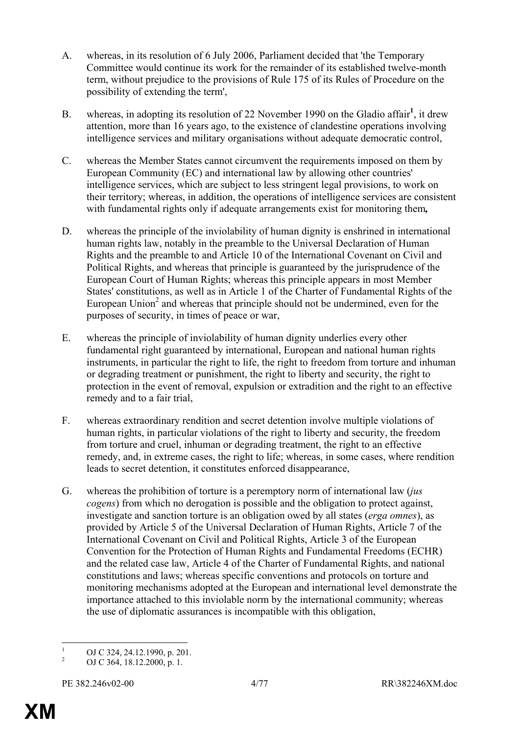A. whereas, in its resolution of 6 July 2006, Parliament decided that 'the Temporary Committee would continue its work for the remainder of its established twelve-month term, without prejudice to the provisions of Rule 175 of its Rules of Procedure on the possibility of extending the term',

B. whereas, in adopting its resolution of 22 November 1990 on the Gladio affair[1], it drew attention, more than 16 years ago, to the existence of clandestine operations involving intelligence services and military organisations without adequate democratic control,

C. whereas the Member States cannot circumvent the requirements imposed on them by European Community (EC) and international law by allowing other countries' intelligence services, which are subject to less stringent legal provisions, to work on their territory; whereas, in addition, the operations of intelligence services are consistent with fundamental rights only if adequate arrangements exist for monitoring them,

D. whereas the principle of the inviolability of human dignity is enshrined in international human rights law, notably in the preamble to the Universal Declaration of Human Rights and the preamble to and Article 10 of the International Covenant on Civil and Political Rights, and whereas that principle is guaranteed by the jurisprudence of the European Court of Human Rights; whereas this principle appears in most Member States' constitutions, as well as in Article 1 of the Charter of Fundamental Rights of the European Union[2] and whereas that principle should not be undermined, even for the purposes of security, in times of peace or war,

E. whereas the principle of inviolability of human dignity underlies every other fundamental right guaranteed by international, European and national human rights instruments, in particular the right to life, the right to freedom from torture and inhuman or degrading treatment or punishment, the right to liberty and security, the right to protection in the event of removal, expulsion or extradition and the right to an effective remedy and to a fair trial,

F. whereas extraordinary rendition and secret detention involve multiple violations of human rights, in particular violations of the right to liberty and security, the freedom from torture and cruel, inhuman or degrading treatment, the right to an effective remedy, and, in extreme cases, the right to life; whereas, in some cases, where rendition leads to secret detention, it constitutes enforced disappearance,

G. whereas the prohibition of torture is a peremptory norm of international law (*jus cogens*) from which no derogation is possible and the obligation to protect against, investigate and sanction torture is an obligation owed by all states (*erga omnes*), as provided by Article 5 of the Universal Declaration of Human Rights, Article 7 of the International Covenant on Civil and Political Rights, Article 3 of the European Convention for the Protection of Human Rights and Fundamental Freedoms (ECHR) and the related case law, Article 4 of the Charter of Fundamental Rights, and national constitutions and laws; whereas specific conventions and protocols on torture and monitoring mechanisms adopted at the European and international level demonstrate the importance attached to this inviolable norm by the international community; whereas the use of diplomatic assurances is incompatible with this obligation,

---

[1] OJ C 324, 24.12.1990, p. 201.

[2] OJ C 364, 18.12.2000, p. 1.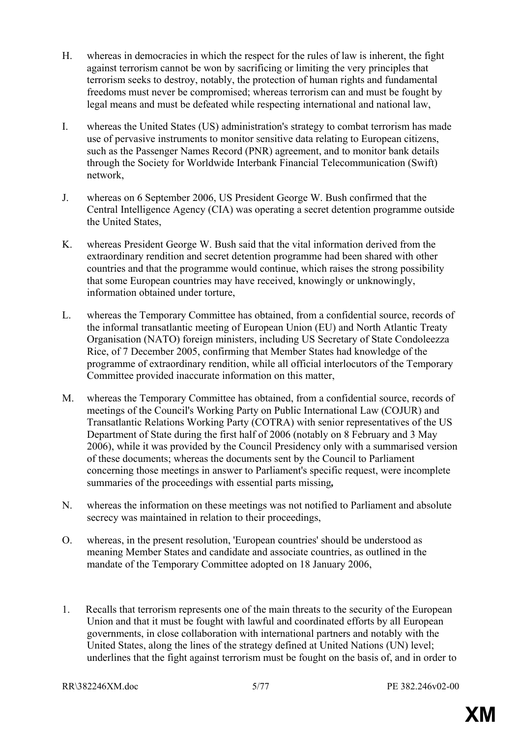H. whereas in democracies in which the respect for the rules of law is inherent, the fight against terrorism cannot be won by sacrificing or limiting the very principles that terrorism seeks to destroy, notably, the protection of human rights and fundamental freedoms must never be compromised; whereas terrorism can and must be fought by legal means and must be defeated while respecting international and national law,

I. whereas the United States (US) administration's strategy to combat terrorism has made use of pervasive instruments to monitor sensitive data relating to European citizens, such as the Passenger Names Record (PNR) agreement, and to monitor bank details through the Society for Worldwide Interbank Financial Telecommunication (Swift) network,

J. whereas on 6 September 2006, US President George W. Bush confirmed that the Central Intelligence Agency (CIA) was operating a secret detention programme outside the United States,

K. whereas President George W. Bush said that the vital information derived from the extraordinary rendition and secret detention programme had been shared with other countries and that the programme would continue, which raises the strong possibility that some European countries may have received, knowingly or unknowingly, information obtained under torture,

L. whereas the Temporary Committee has obtained, from a confidential source, records of the informal transatlantic meeting of European Union (EU) and North Atlantic Treaty Organisation (NATO) foreign ministers, including US Secretary of State Condoleezza Rice, of 7 December 2005, confirming that Member States had knowledge of the programme of extraordinary rendition, while all official interlocutors of the Temporary Committee provided inaccurate information on this matter,

M. whereas the Temporary Committee has obtained, from a confidential source, records of meetings of the Council's Working Party on Public International Law (COJUR) and Transatlantic Relations Working Party (COTRA) with senior representatives of the US Department of State during the first half of 2006 (notably on 8 February and 3 May 2006), while it was provided by the Council Presidency only with a summarised version of these documents; whereas the documents sent by the Council to Parliament concerning those meetings in answer to Parliament's specific request, were incomplete summaries of the proceedings with essential parts missing**,**

N. whereas the information on these meetings was not notified to Parliament and absolute secrecy was maintained in relation to their proceedings,

O. whereas, in the present resolution, 'European countries' should be understood as meaning Member States and candidate and associate countries, as outlined in the mandate of the Temporary Committee adopted on 18 January 2006,

1. Recalls that terrorism represents one of the main threats to the security of the European Union and that it must be fought with lawful and coordinated efforts by all European governments, in close collaboration with international partners and notably with the United States, along the lines of the strategy defined at United Nations (UN) level; underlines that the fight against terrorism must be fought on the basis of, and in order to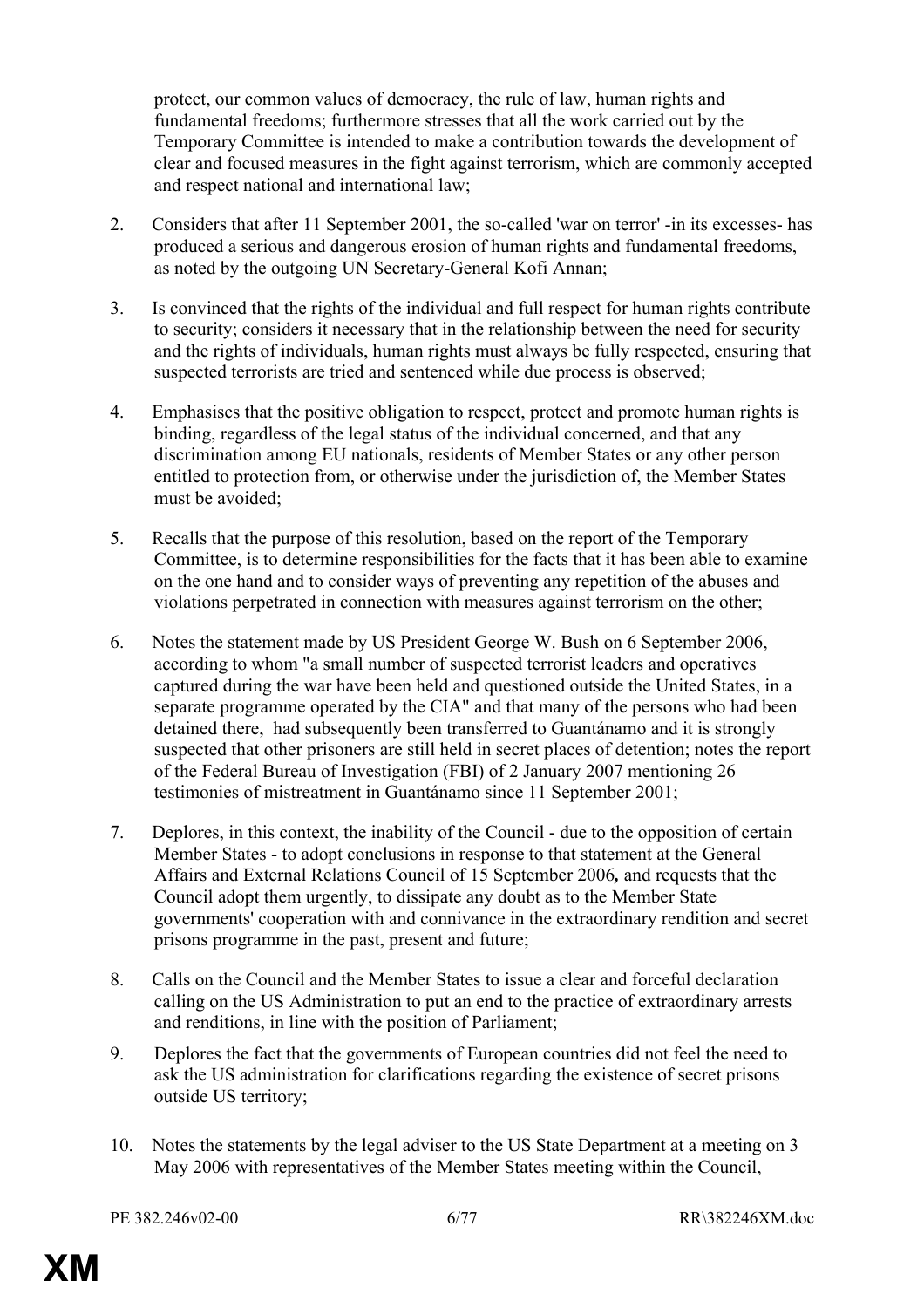protect, our common values of democracy, the rule of law, human rights and fundamental freedoms; furthermore stresses that all the work carried out by the Temporary Committee is intended to make a contribution towards the development of clear and focused measures in the fight against terrorism, which are commonly accepted and respect national and international law;

2. Considers that after 11 September 2001, the so-called 'war on terror' -in its excesses- has produced a serious and dangerous erosion of human rights and fundamental freedoms, as noted by the outgoing UN Secretary-General Kofi Annan;

3. Is convinced that the rights of the individual and full respect for human rights contribute to security; considers it necessary that in the relationship between the need for security and the rights of individuals, human rights must always be fully respected, ensuring that suspected terrorists are tried and sentenced while due process is observed;

4. Emphasises that the positive obligation to respect, protect and promote human rights is binding, regardless of the legal status of the individual concerned, and that any discrimination among EU nationals, residents of Member States or any other person entitled to protection from, or otherwise under the jurisdiction of, the Member States must be avoided;

5. Recalls that the purpose of this resolution, based on the report of the Temporary Committee, is to determine responsibilities for the facts that it has been able to examine on the one hand and to consider ways of preventing any repetition of the abuses and violations perpetrated in connection with measures against terrorism on the other;

6. Notes the statement made by US President George W. Bush on 6 September 2006, according to whom "a small number of suspected terrorist leaders and operatives captured during the war have been held and questioned outside the United States, in a separate programme operated by the CIA" and that many of the persons who had been detained there, had subsequently been transferred to Guantánamo and it is strongly suspected that other prisoners are still held in secret places of detention; notes the report of the Federal Bureau of Investigation (FBI) of 2 January 2007 mentioning 26 testimonies of mistreatment in Guantánamo since 11 September 2001;

7. Deplores, in this context, the inability of the Council - due to the opposition of certain Member States - to adopt conclusions in response to that statement at the General Affairs and External Relations Council of 15 September 2006**,** and requests that the Council adopt them urgently, to dissipate any doubt as to the Member State governments' cooperation with and connivance in the extraordinary rendition and secret prisons programme in the past, present and future;

8. Calls on the Council and the Member States to issue a clear and forceful declaration calling on the US Administration to put an end to the practice of extraordinary arrests and renditions, in line with the position of Parliament;

9. Deplores the fact that the governments of European countries did not feel the need to ask the US administration for clarifications regarding the existence of secret prisons outside US territory;

10. Notes the statements by the legal adviser to the US State Department at a meeting on 3 May 2006 with representatives of the Member States meeting within the Council,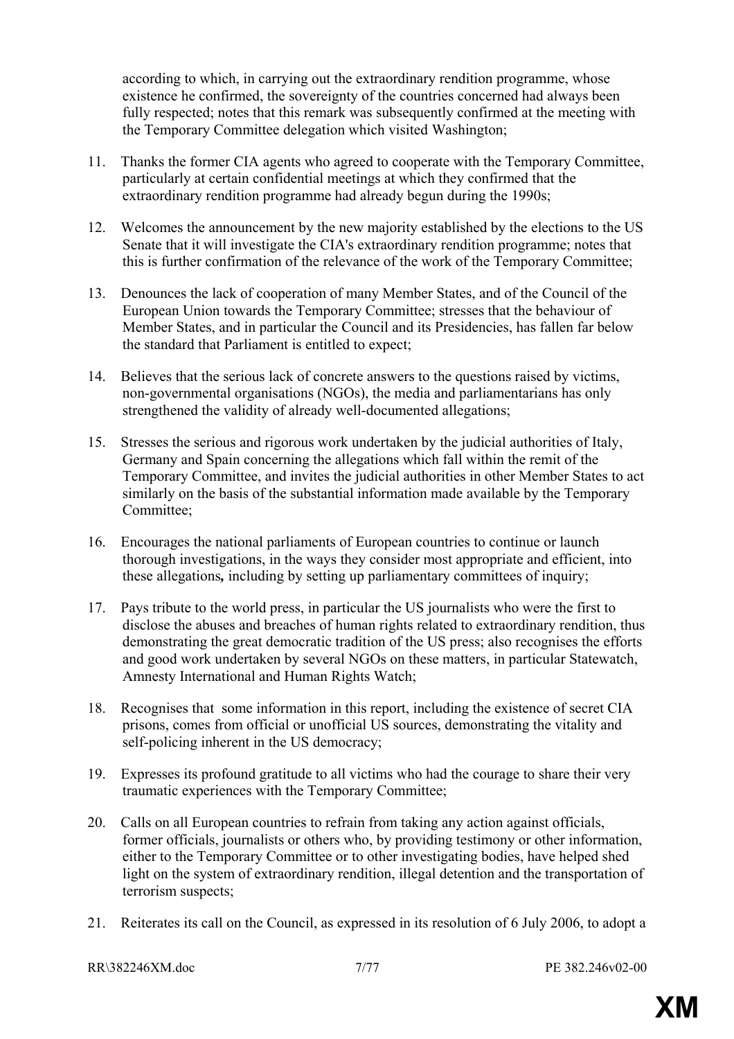according to which, in carrying out the extraordinary rendition programme, whose existence he confirmed, the sovereignty of the countries concerned had always been fully respected; notes that this remark was subsequently confirmed at the meeting with the Temporary Committee delegation which visited Washington;

11. Thanks the former CIA agents who agreed to cooperate with the Temporary Committee, particularly at certain confidential meetings at which they confirmed that the extraordinary rendition programme had already begun during the 1990s;

12. Welcomes the announcement by the new majority established by the elections to the US Senate that it will investigate the CIA's extraordinary rendition programme; notes that this is further confirmation of the relevance of the work of the Temporary Committee;

13. Denounces the lack of cooperation of many Member States, and of the Council of the European Union towards the Temporary Committee; stresses that the behaviour of Member States, and in particular the Council and its Presidencies, has fallen far below the standard that Parliament is entitled to expect;

14. Believes that the serious lack of concrete answers to the questions raised by victims, non-governmental organisations (NGOs), the media and parliamentarians has only strengthened the validity of already well-documented allegations;

15. Stresses the serious and rigorous work undertaken by the judicial authorities of Italy, Germany and Spain concerning the allegations which fall within the remit of the Temporary Committee, and invites the judicial authorities in other Member States to act similarly on the basis of the substantial information made available by the Temporary Committee;

16. Encourages the national parliaments of European countries to continue or launch thorough investigations, in the ways they consider most appropriate and efficient, into these allegations*,* including by setting up parliamentary committees of inquiry;

17. Pays tribute to the world press, in particular the US journalists who were the first to disclose the abuses and breaches of human rights related to extraordinary rendition, thus demonstrating the great democratic tradition of the US press; also recognises the efforts and good work undertaken by several NGOs on these matters, in particular Statewatch, Amnesty International and Human Rights Watch;

18. Recognises that some information in this report, including the existence of secret CIA prisons, comes from official or unofficial US sources, demonstrating the vitality and self-policing inherent in the US democracy;

19. Expresses its profound gratitude to all victims who had the courage to share their very traumatic experiences with the Temporary Committee;

20. Calls on all European countries to refrain from taking any action against officials, former officials, journalists or others who, by providing testimony or other information, either to the Temporary Committee or to other investigating bodies, have helped shed light on the system of extraordinary rendition, illegal detention and the transportation of terrorism suspects;

21. Reiterates its call on the Council, as expressed in its resolution of 6 July 2006, to adopt a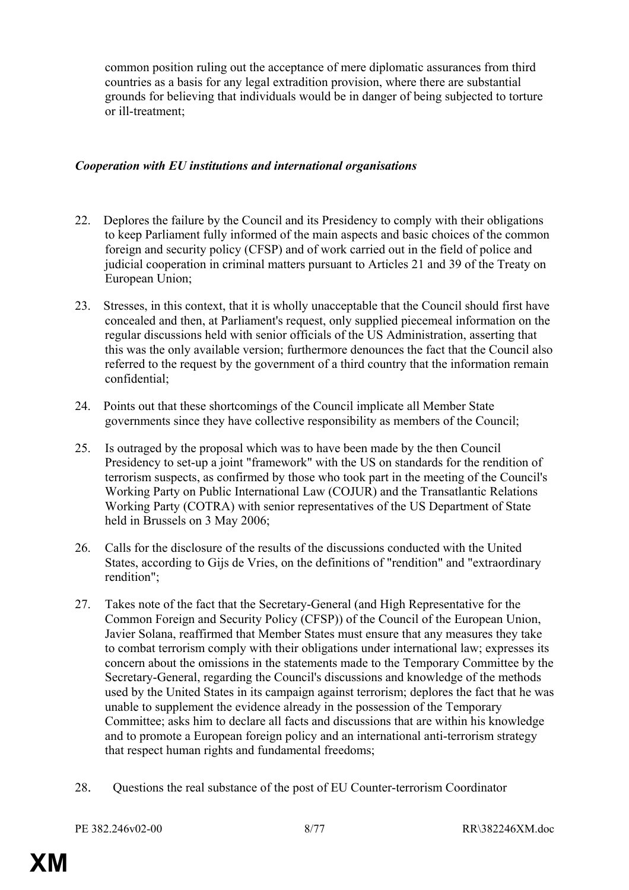common position ruling out the acceptance of mere diplomatic assurances from third countries as a basis for any legal extradition provision, where there are substantial grounds for believing that individuals would be in danger of being subjected to torture or ill-treatment;

*Cooperation with EU institutions and international organisations*

22. Deplores the failure by the Council and its Presidency to comply with their obligations to keep Parliament fully informed of the main aspects and basic choices of the common foreign and security policy (CFSP) and of work carried out in the field of police and judicial cooperation in criminal matters pursuant to Articles 21 and 39 of the Treaty on European Union;

23. Stresses, in this context, that it is wholly unacceptable that the Council should first have concealed and then, at Parliament's request, only supplied piecemeal information on the regular discussions held with senior officials of the US Administration, asserting that this was the only available version; furthermore denounces the fact that the Council also referred to the request by the government of a third country that the information remain confidential;

24. Points out that these shortcomings of the Council implicate all Member State governments since they have collective responsibility as members of the Council;

25. Is outraged by the proposal which was to have been made by the then Council Presidency to set-up a joint "framework" with the US on standards for the rendition of terrorism suspects, as confirmed by those who took part in the meeting of the Council's Working Party on Public International Law (COJUR) and the Transatlantic Relations Working Party (COTRA) with senior representatives of the US Department of State held in Brussels on 3 May 2006;

26. Calls for the disclosure of the results of the discussions conducted with the United States, according to Gijs de Vries, on the definitions of "rendition" and "extraordinary rendition";

27. Takes note of the fact that the Secretary-General (and High Representative for the Common Foreign and Security Policy (CFSP)) of the Council of the European Union, Javier Solana, reaffirmed that Member States must ensure that any measures they take to combat terrorism comply with their obligations under international law; expresses its concern about the omissions in the statements made to the Temporary Committee by the Secretary-General, regarding the Council's discussions and knowledge of the methods used by the United States in its campaign against terrorism; deplores the fact that he was unable to supplement the evidence already in the possession of the Temporary Committee; asks him to declare all facts and discussions that are within his knowledge and to promote a European foreign policy and an international anti-terrorism strategy that respect human rights and fundamental freedoms;

28. Questions the real substance of the post of EU Counter-terrorism Coordinator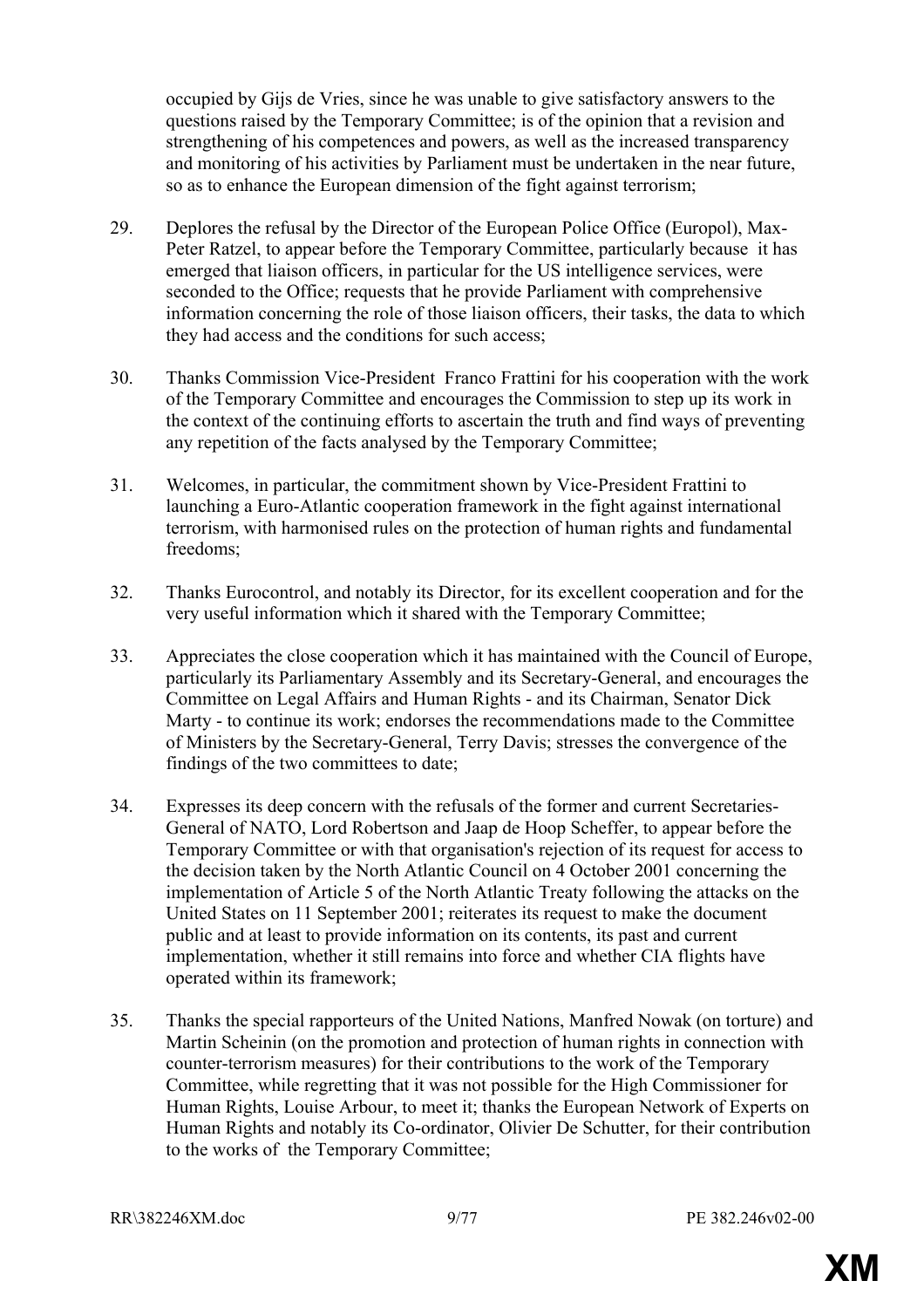occupied by Gijs de Vries, since he was unable to give satisfactory answers to the questions raised by the Temporary Committee; is of the opinion that a revision and strengthening of his competences and powers, as well as the increased transparency and monitoring of his activities by Parliament must be undertaken in the near future, so as to enhance the European dimension of the fight against terrorism;

29. Deplores the refusal by the Director of the European Police Office (Europol), Max-Peter Ratzel, to appear before the Temporary Committee, particularly because it has emerged that liaison officers, in particular for the US intelligence services, were seconded to the Office; requests that he provide Parliament with comprehensive information concerning the role of those liaison officers, their tasks, the data to which they had access and the conditions for such access;

30. Thanks Commission Vice-President Franco Frattini for his cooperation with the work of the Temporary Committee and encourages the Commission to step up its work in the context of the continuing efforts to ascertain the truth and find ways of preventing any repetition of the facts analysed by the Temporary Committee;

31. Welcomes, in particular, the commitment shown by Vice-President Frattini to launching a Euro-Atlantic cooperation framework in the fight against international terrorism, with harmonised rules on the protection of human rights and fundamental freedoms;

32. Thanks Eurocontrol, and notably its Director, for its excellent cooperation and for the very useful information which it shared with the Temporary Committee;

33. Appreciates the close cooperation which it has maintained with the Council of Europe, particularly its Parliamentary Assembly and its Secretary-General, and encourages the Committee on Legal Affairs and Human Rights - and its Chairman, Senator Dick Marty - to continue its work; endorses the recommendations made to the Committee of Ministers by the Secretary-General, Terry Davis; stresses the convergence of the findings of the two committees to date;

34. Expresses its deep concern with the refusals of the former and current Secretaries-General of NATO, Lord Robertson and Jaap de Hoop Scheffer, to appear before the Temporary Committee or with that organisation's rejection of its request for access to the decision taken by the North Atlantic Council on 4 October 2001 concerning the implementation of Article 5 of the North Atlantic Treaty following the attacks on the United States on 11 September 2001; reiterates its request to make the document public and at least to provide information on its contents, its past and current implementation, whether it still remains into force and whether CIA flights have operated within its framework;

35. Thanks the special rapporteurs of the United Nations, Manfred Nowak (on torture) and Martin Scheinin (on the promotion and protection of human rights in connection with counter-terrorism measures) for their contributions to the work of the Temporary Committee, while regretting that it was not possible for the High Commissioner for Human Rights, Louise Arbour, to meet it; thanks the European Network of Experts on Human Rights and notably its Co-ordinator, Olivier De Schutter, for their contribution to the works of the Temporary Committee;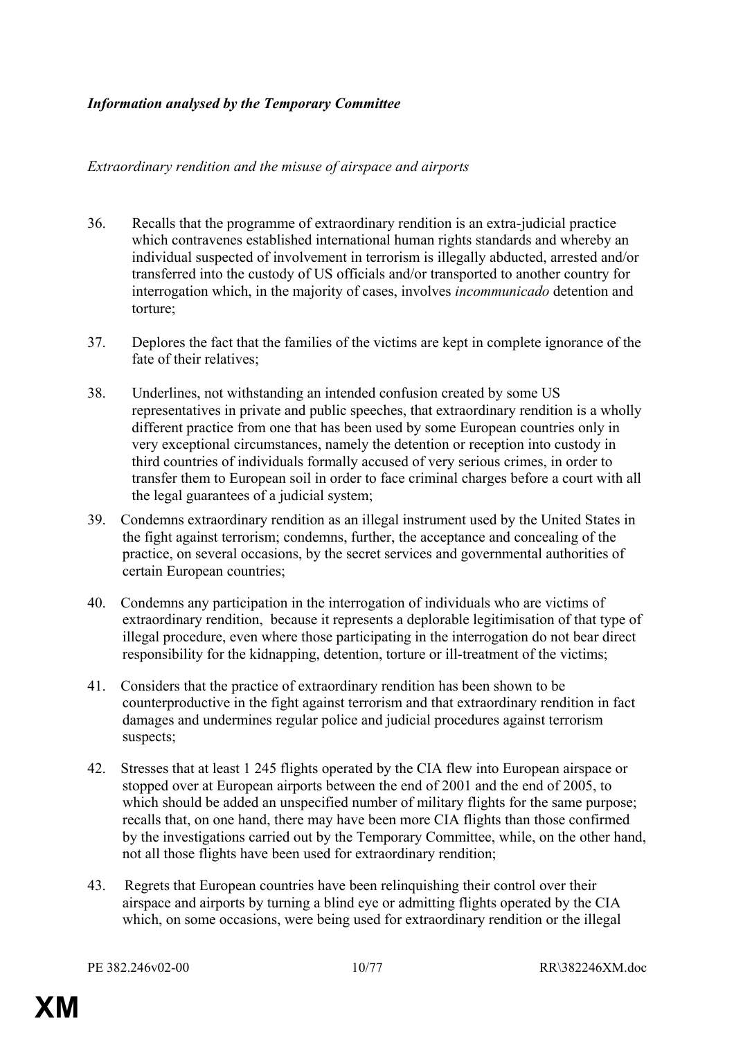***Information analysed by the Temporary Committee***

*Extraordinary rendition and the misuse of airspace and airports*

36. Recalls that the programme of extraordinary rendition is an extra-judicial practice which contravenes established international human rights standards and whereby an individual suspected of involvement in terrorism is illegally abducted, arrested and/or transferred into the custody of US officials and/or transported to another country for interrogation which, in the majority of cases, involves *incommunicado* detention and torture;

37. Deplores the fact that the families of the victims are kept in complete ignorance of the fate of their relatives;

38. Underlines, not withstanding an intended confusion created by some US representatives in private and public speeches, that extraordinary rendition is a wholly different practice from one that has been used by some European countries only in very exceptional circumstances, namely the detention or reception into custody in third countries of individuals formally accused of very serious crimes, in order to transfer them to European soil in order to face criminal charges before a court with all the legal guarantees of a judicial system;

39. Condemns extraordinary rendition as an illegal instrument used by the United States in the fight against terrorism; condemns, further, the acceptance and concealing of the practice, on several occasions, by the secret services and governmental authorities of certain European countries;

40. Condemns any participation in the interrogation of individuals who are victims of extraordinary rendition, because it represents a deplorable legitimisation of that type of illegal procedure, even where those participating in the interrogation do not bear direct responsibility for the kidnapping, detention, torture or ill-treatment of the victims;

41. Considers that the practice of extraordinary rendition has been shown to be counterproductive in the fight against terrorism and that extraordinary rendition in fact damages and undermines regular police and judicial procedures against terrorism suspects;

42. Stresses that at least 1 245 flights operated by the CIA flew into European airspace or stopped over at European airports between the end of 2001 and the end of 2005, to which should be added an unspecified number of military flights for the same purpose; recalls that, on one hand, there may have been more CIA flights than those confirmed by the investigations carried out by the Temporary Committee, while, on the other hand, not all those flights have been used for extraordinary rendition;

43. Regrets that European countries have been relinquishing their control over their airspace and airports by turning a blind eye or admitting flights operated by the CIA which, on some occasions, were being used for extraordinary rendition or the illegal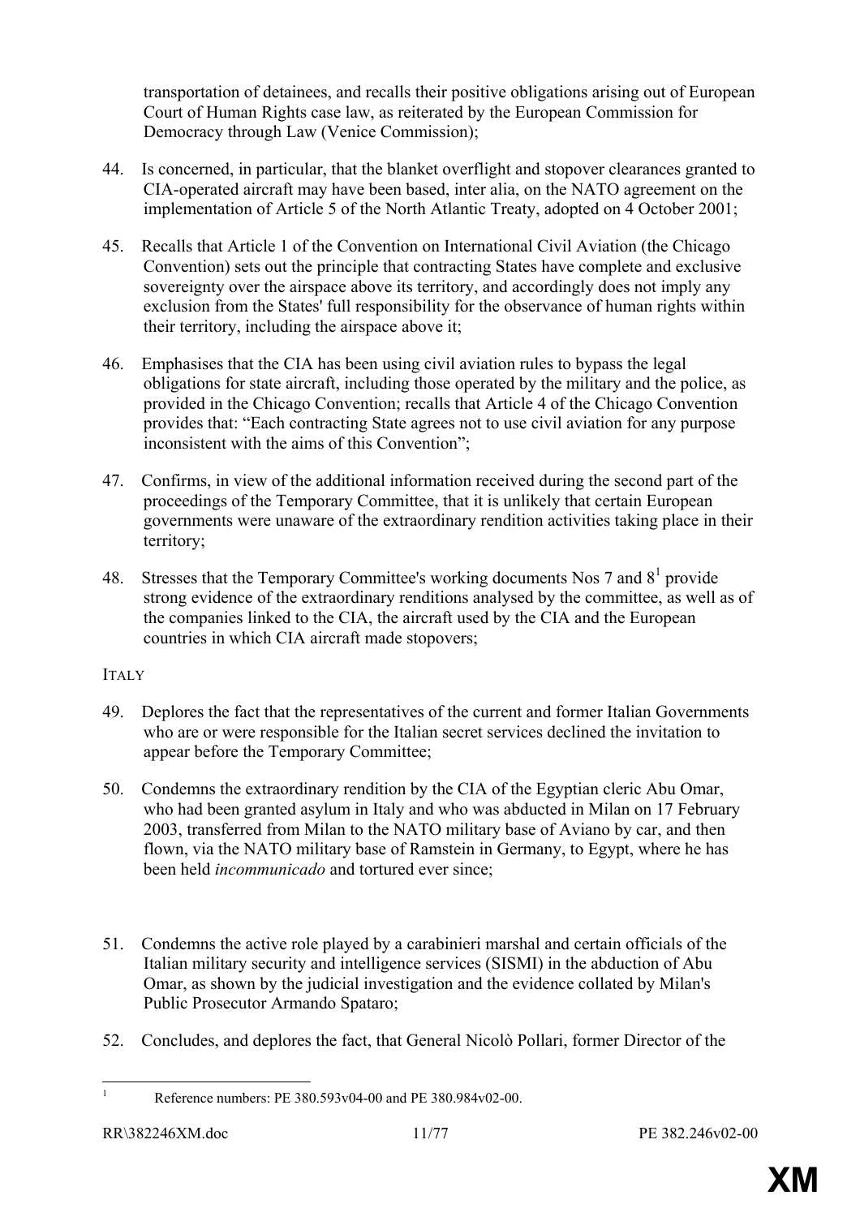transportation of detainees, and recalls their positive obligations arising out of European Court of Human Rights case law, as reiterated by the European Commission for Democracy through Law (Venice Commission);

44. Is concerned, in particular, that the blanket overflight and stopover clearances granted to CIA-operated aircraft may have been based, inter alia, on the NATO agreement on the implementation of Article 5 of the North Atlantic Treaty, adopted on 4 October 2001;

45. Recalls that Article 1 of the Convention on International Civil Aviation (the Chicago Convention) sets out the principle that contracting States have complete and exclusive sovereignty over the airspace above its territory, and accordingly does not imply any exclusion from the States' full responsibility for the observance of human rights within their territory, including the airspace above it;

46. Emphasises that the CIA has been using civil aviation rules to bypass the legal obligations for state aircraft, including those operated by the military and the police, as provided in the Chicago Convention; recalls that Article 4 of the Chicago Convention provides that: "Each contracting State agrees not to use civil aviation for any purpose inconsistent with the aims of this Convention";

47. Confirms, in view of the additional information received during the second part of the proceedings of the Temporary Committee, that it is unlikely that certain European governments were unaware of the extraordinary rendition activities taking place in their territory;

48. Stresses that the Temporary Committee's working documents Nos 7 and 8[1] provide strong evidence of the extraordinary renditions analysed by the committee, as well as of the companies linked to the CIA, the aircraft used by the CIA and the European countries in which CIA aircraft made stopovers;

ITALY

49. Deplores the fact that the representatives of the current and former Italian Governments who are or were responsible for the Italian secret services declined the invitation to appear before the Temporary Committee;

50. Condemns the extraordinary rendition by the CIA of the Egyptian cleric Abu Omar, who had been granted asylum in Italy and who was abducted in Milan on 17 February 2003, transferred from Milan to the NATO military base of Aviano by car, and then flown, via the NATO military base of Ramstein in Germany, to Egypt, where he has been held *incommunicado* and tortured ever since;

51. Condemns the active role played by a carabinieri marshal and certain officials of the Italian military security and intelligence services (SISMI) in the abduction of Abu Omar, as shown by the judicial investigation and the evidence collated by Milan's Public Prosecutor Armando Spataro;

52. Concludes, and deplores the fact, that General Nicolò Pollari, former Director of the

[1] Reference numbers: PE 380.593v04-00 and PE 380.984v02-00.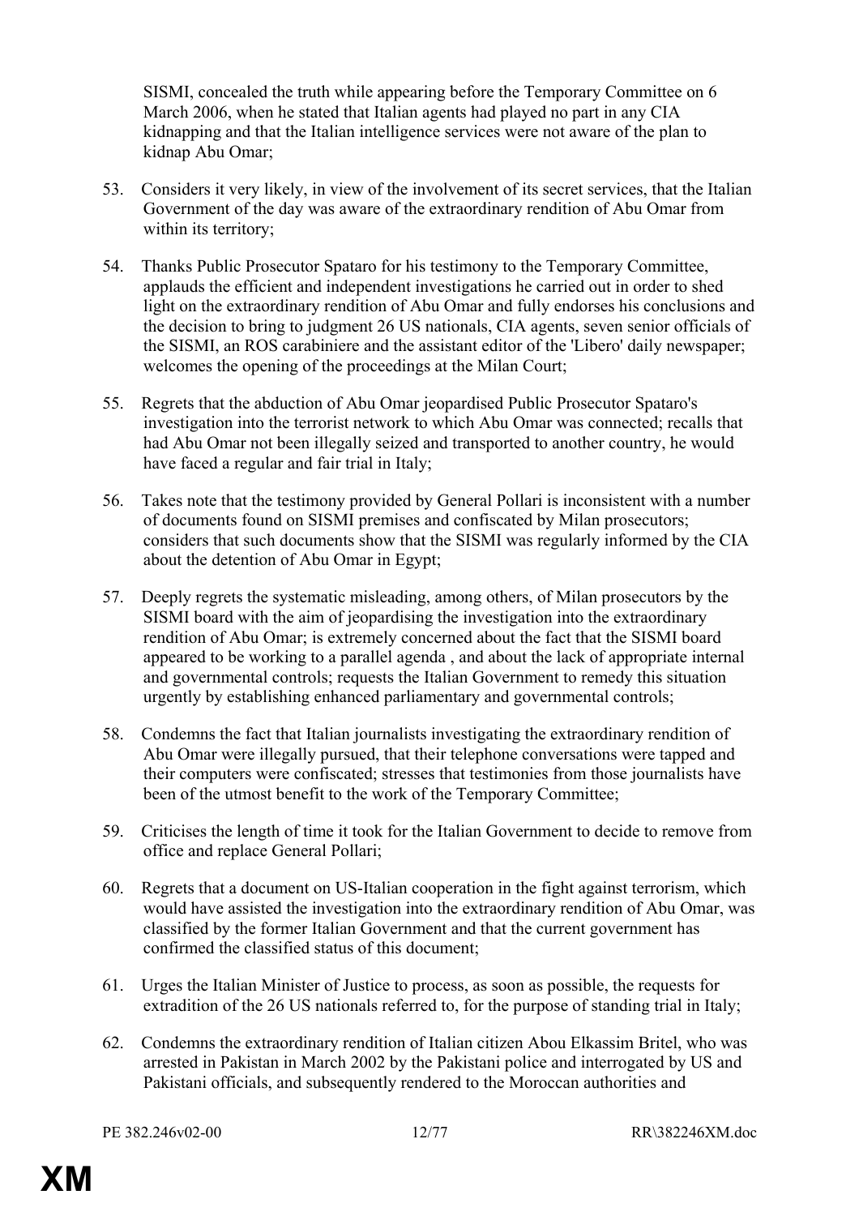SISMI, concealed the truth while appearing before the Temporary Committee on 6 March 2006, when he stated that Italian agents had played no part in any CIA kidnapping and that the Italian intelligence services were not aware of the plan to kidnap Abu Omar;

53. Considers it very likely, in view of the involvement of its secret services, that the Italian Government of the day was aware of the extraordinary rendition of Abu Omar from within its territory;

54. Thanks Public Prosecutor Spataro for his testimony to the Temporary Committee, applauds the efficient and independent investigations he carried out in order to shed light on the extraordinary rendition of Abu Omar and fully endorses his conclusions and the decision to bring to judgment 26 US nationals, CIA agents, seven senior officials of the SISMI, an ROS carabiniere and the assistant editor of the 'Libero' daily newspaper; welcomes the opening of the proceedings at the Milan Court;

55. Regrets that the abduction of Abu Omar jeopardised Public Prosecutor Spataro's investigation into the terrorist network to which Abu Omar was connected; recalls that had Abu Omar not been illegally seized and transported to another country, he would have faced a regular and fair trial in Italy;

56. Takes note that the testimony provided by General Pollari is inconsistent with a number of documents found on SISMI premises and confiscated by Milan prosecutors; considers that such documents show that the SISMI was regularly informed by the CIA about the detention of Abu Omar in Egypt;

57. Deeply regrets the systematic misleading, among others, of Milan prosecutors by the SISMI board with the aim of jeopardising the investigation into the extraordinary rendition of Abu Omar; is extremely concerned about the fact that the SISMI board appeared to be working to a parallel agenda , and about the lack of appropriate internal and governmental controls; requests the Italian Government to remedy this situation urgently by establishing enhanced parliamentary and governmental controls;

58. Condemns the fact that Italian journalists investigating the extraordinary rendition of Abu Omar were illegally pursued, that their telephone conversations were tapped and their computers were confiscated; stresses that testimonies from those journalists have been of the utmost benefit to the work of the Temporary Committee;

59. Criticises the length of time it took for the Italian Government to decide to remove from office and replace General Pollari;

60. Regrets that a document on US-Italian cooperation in the fight against terrorism, which would have assisted the investigation into the extraordinary rendition of Abu Omar, was classified by the former Italian Government and that the current government has confirmed the classified status of this document;

61. Urges the Italian Minister of Justice to process, as soon as possible, the requests for extradition of the 26 US nationals referred to, for the purpose of standing trial in Italy;

62. Condemns the extraordinary rendition of Italian citizen Abou Elkassim Britel, who was arrested in Pakistan in March 2002 by the Pakistani police and interrogated by US and Pakistani officials, and subsequently rendered to the Moroccan authorities and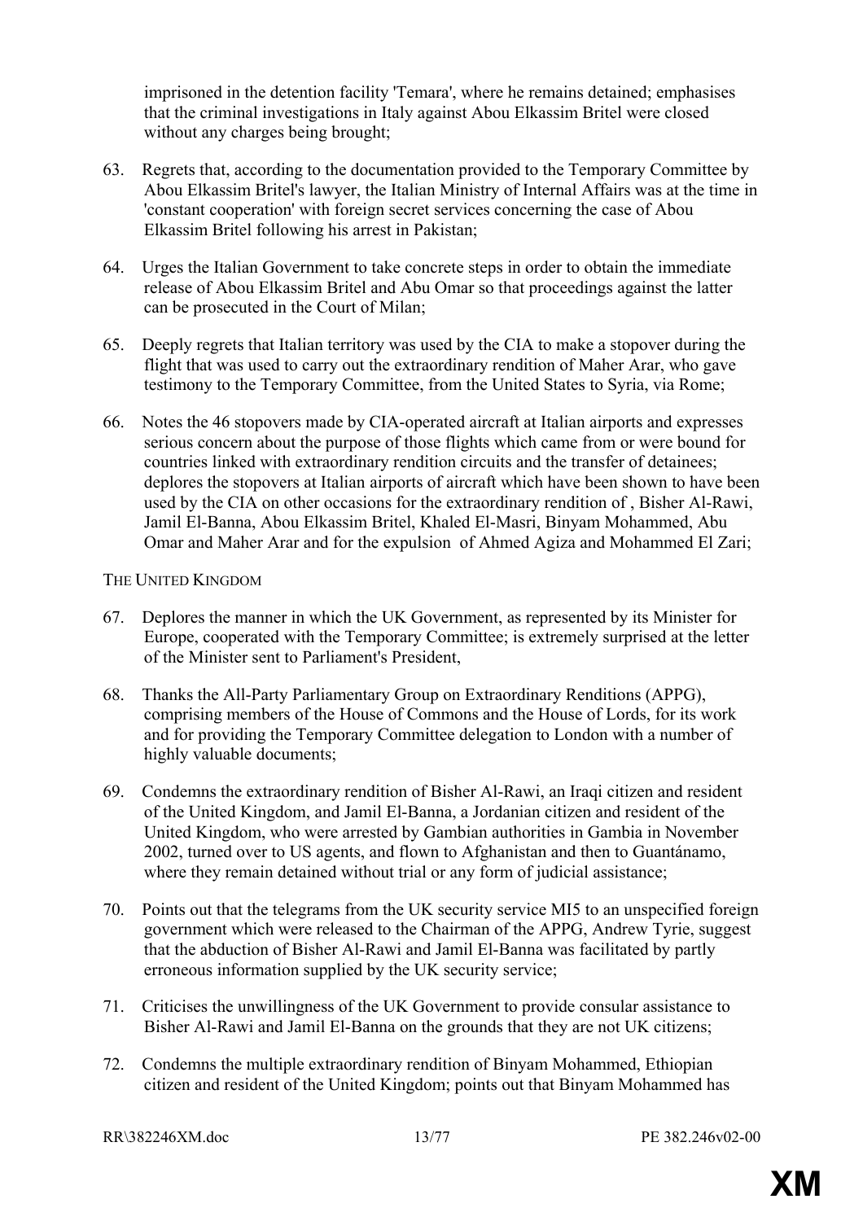imprisoned in the detention facility 'Temara', where he remains detained; emphasises that the criminal investigations in Italy against Abou Elkassim Britel were closed without any charges being brought;

63. Regrets that, according to the documentation provided to the Temporary Committee by Abou Elkassim Britel's lawyer, the Italian Ministry of Internal Affairs was at the time in 'constant cooperation' with foreign secret services concerning the case of Abou Elkassim Britel following his arrest in Pakistan;

64. Urges the Italian Government to take concrete steps in order to obtain the immediate release of Abou Elkassim Britel and Abu Omar so that proceedings against the latter can be prosecuted in the Court of Milan;

65. Deeply regrets that Italian territory was used by the CIA to make a stopover during the flight that was used to carry out the extraordinary rendition of Maher Arar, who gave testimony to the Temporary Committee, from the United States to Syria, via Rome;

66. Notes the 46 stopovers made by CIA-operated aircraft at Italian airports and expresses serious concern about the purpose of those flights which came from or were bound for countries linked with extraordinary rendition circuits and the transfer of detainees; deplores the stopovers at Italian airports of aircraft which have been shown to have been used by the CIA on other occasions for the extraordinary rendition of , Bisher Al-Rawi, Jamil El-Banna, Abou Elkassim Britel, Khaled El-Masri, Binyam Mohammed, Abu Omar and Maher Arar and for the expulsion of Ahmed Agiza and Mohammed El Zari;

THE UNITED KINGDOM

67. Deplores the manner in which the UK Government, as represented by its Minister for Europe, cooperated with the Temporary Committee; is extremely surprised at the letter of the Minister sent to Parliament's President,

68. Thanks the All-Party Parliamentary Group on Extraordinary Renditions (APPG), comprising members of the House of Commons and the House of Lords, for its work and for providing the Temporary Committee delegation to London with a number of highly valuable documents;

69. Condemns the extraordinary rendition of Bisher Al-Rawi, an Iraqi citizen and resident of the United Kingdom, and Jamil El-Banna, a Jordanian citizen and resident of the United Kingdom, who were arrested by Gambian authorities in Gambia in November 2002, turned over to US agents, and flown to Afghanistan and then to Guantánamo, where they remain detained without trial or any form of judicial assistance;

70. Points out that the telegrams from the UK security service MI5 to an unspecified foreign government which were released to the Chairman of the APPG, Andrew Tyrie, suggest that the abduction of Bisher Al-Rawi and Jamil El-Banna was facilitated by partly erroneous information supplied by the UK security service;

71. Criticises the unwillingness of the UK Government to provide consular assistance to Bisher Al-Rawi and Jamil El-Banna on the grounds that they are not UK citizens;

72. Condemns the multiple extraordinary rendition of Binyam Mohammed, Ethiopian citizen and resident of the United Kingdom; points out that Binyam Mohammed has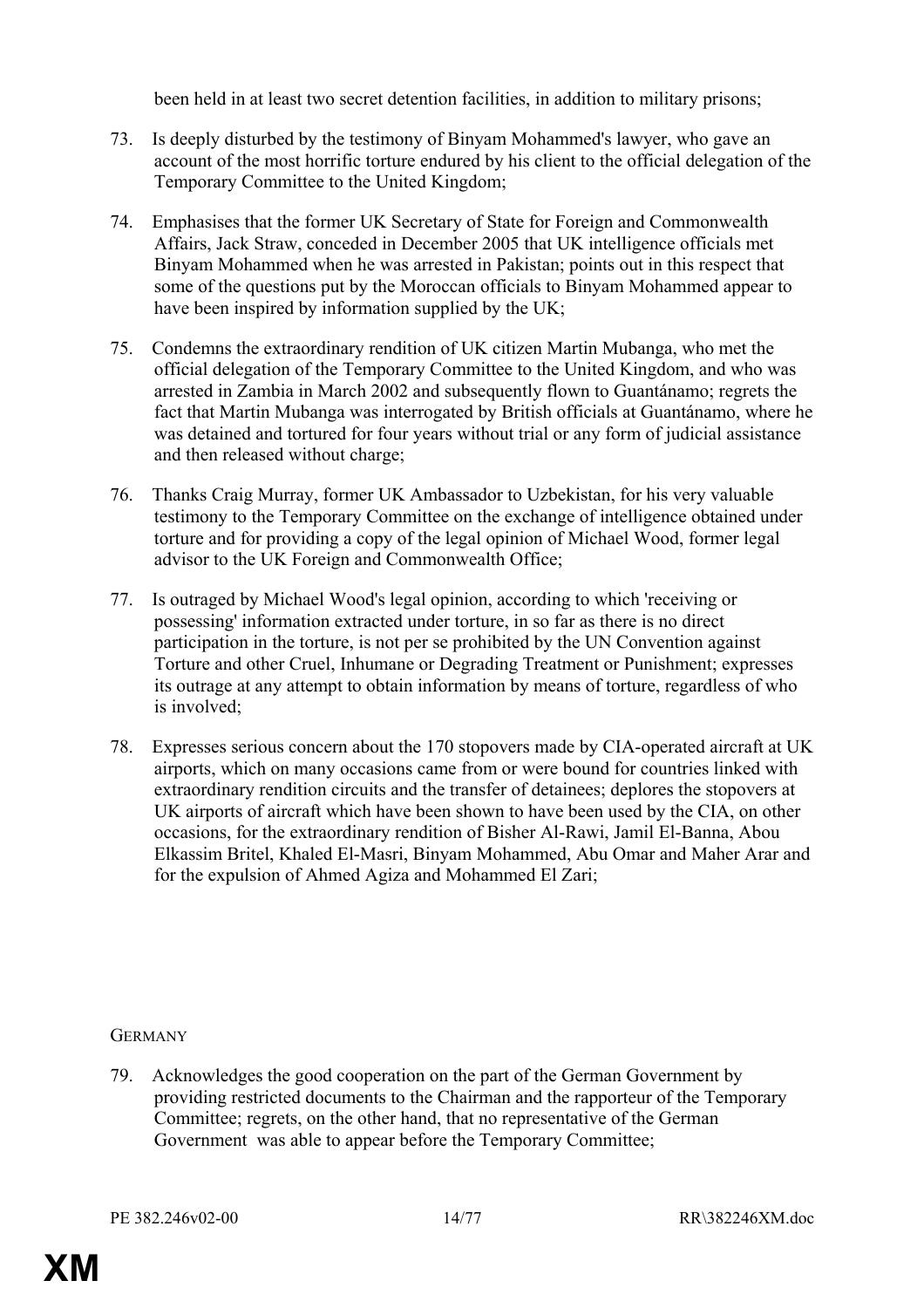been held in at least two secret detention facilities, in addition to military prisons;

73. Is deeply disturbed by the testimony of Binyam Mohammed's lawyer, who gave an account of the most horrific torture endured by his client to the official delegation of the Temporary Committee to the United Kingdom;

74. Emphasises that the former UK Secretary of State for Foreign and Commonwealth Affairs, Jack Straw, conceded in December 2005 that UK intelligence officials met Binyam Mohammed when he was arrested in Pakistan; points out in this respect that some of the questions put by the Moroccan officials to Binyam Mohammed appear to have been inspired by information supplied by the UK;

75. Condemns the extraordinary rendition of UK citizen Martin Mubanga, who met the official delegation of the Temporary Committee to the United Kingdom, and who was arrested in Zambia in March 2002 and subsequently flown to Guantánamo; regrets the fact that Martin Mubanga was interrogated by British officials at Guantánamo, where he was detained and tortured for four years without trial or any form of judicial assistance and then released without charge;

76. Thanks Craig Murray, former UK Ambassador to Uzbekistan, for his very valuable testimony to the Temporary Committee on the exchange of intelligence obtained under torture and for providing a copy of the legal opinion of Michael Wood, former legal advisor to the UK Foreign and Commonwealth Office;

77. Is outraged by Michael Wood's legal opinion, according to which 'receiving or possessing' information extracted under torture, in so far as there is no direct participation in the torture, is not per se prohibited by the UN Convention against Torture and other Cruel, Inhumane or Degrading Treatment or Punishment; expresses its outrage at any attempt to obtain information by means of torture, regardless of who is involved;

78. Expresses serious concern about the 170 stopovers made by CIA-operated aircraft at UK airports, which on many occasions came from or were bound for countries linked with extraordinary rendition circuits and the transfer of detainees; deplores the stopovers at UK airports of aircraft which have been shown to have been used by the CIA, on other occasions, for the extraordinary rendition of Bisher Al-Rawi, Jamil El-Banna, Abou Elkassim Britel, Khaled El-Masri, Binyam Mohammed, Abu Omar and Maher Arar and for the expulsion of Ahmed Agiza and Mohammed El Zari;

## GERMANY

79. Acknowledges the good cooperation on the part of the German Government by providing restricted documents to the Chairman and the rapporteur of the Temporary Committee; regrets, on the other hand, that no representative of the German Government was able to appear before the Temporary Committee;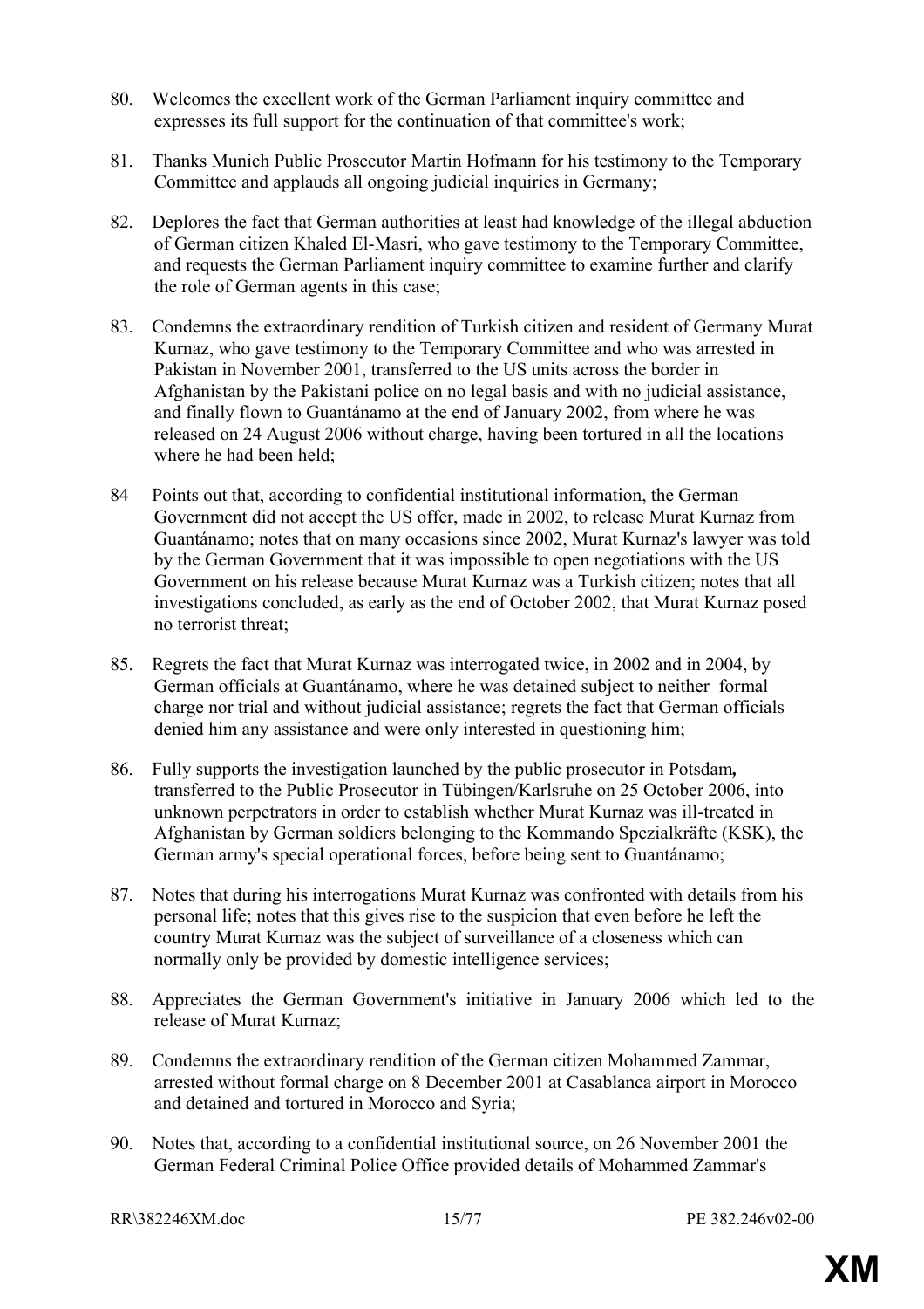80. Welcomes the excellent work of the German Parliament inquiry committee and expresses its full support for the continuation of that committee's work;

81. Thanks Munich Public Prosecutor Martin Hofmann for his testimony to the Temporary Committee and applauds all ongoing judicial inquiries in Germany;

82. Deplores the fact that German authorities at least had knowledge of the illegal abduction of German citizen Khaled El-Masri, who gave testimony to the Temporary Committee, and requests the German Parliament inquiry committee to examine further and clarify the role of German agents in this case;

83. Condemns the extraordinary rendition of Turkish citizen and resident of Germany Murat Kurnaz, who gave testimony to the Temporary Committee and who was arrested in Pakistan in November 2001, transferred to the US units across the border in Afghanistan by the Pakistani police on no legal basis and with no judicial assistance, and finally flown to Guantánamo at the end of January 2002, from where he was released on 24 August 2006 without charge, having been tortured in all the locations where he had been held;

84 Points out that, according to confidential institutional information, the German Government did not accept the US offer, made in 2002, to release Murat Kurnaz from Guantánamo; notes that on many occasions since 2002, Murat Kurnaz's lawyer was told by the German Government that it was impossible to open negotiations with the US Government on his release because Murat Kurnaz was a Turkish citizen; notes that all investigations concluded, as early as the end of October 2002, that Murat Kurnaz posed no terrorist threat;

85. Regrets the fact that Murat Kurnaz was interrogated twice, in 2002 and in 2004, by German officials at Guantánamo, where he was detained subject to neither formal charge nor trial and without judicial assistance; regrets the fact that German officials denied him any assistance and were only interested in questioning him;

86. Fully supports the investigation launched by the public prosecutor in Potsdam**,** transferred to the Public Prosecutor in Tübingen/Karlsruhe on 25 October 2006, into unknown perpetrators in order to establish whether Murat Kurnaz was ill-treated in Afghanistan by German soldiers belonging to the Kommando Spezialkräfte (KSK), the German army's special operational forces, before being sent to Guantánamo;

87. Notes that during his interrogations Murat Kurnaz was confronted with details from his personal life; notes that this gives rise to the suspicion that even before he left the country Murat Kurnaz was the subject of surveillance of a closeness which can normally only be provided by domestic intelligence services;

88. Appreciates the German Government's initiative in January 2006 which led to the release of Murat Kurnaz;

89. Condemns the extraordinary rendition of the German citizen Mohammed Zammar, arrested without formal charge on 8 December 2001 at Casablanca airport in Morocco and detained and tortured in Morocco and Syria;

90. Notes that, according to a confidential institutional source, on 26 November 2001 the German Federal Criminal Police Office provided details of Mohammed Zammar's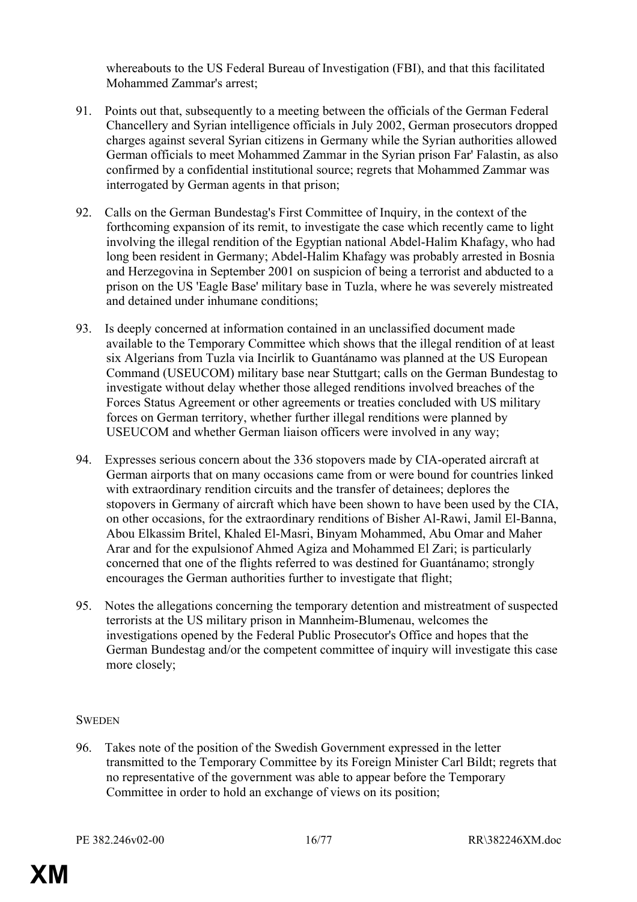whereabouts to the US Federal Bureau of Investigation (FBI), and that this facilitated Mohammed Zammar's arrest;

91. Points out that, subsequently to a meeting between the officials of the German Federal Chancellery and Syrian intelligence officials in July 2002, German prosecutors dropped charges against several Syrian citizens in Germany while the Syrian authorities allowed German officials to meet Mohammed Zammar in the Syrian prison Far' Falastin, as also confirmed by a confidential institutional source; regrets that Mohammed Zammar was interrogated by German agents in that prison;

92. Calls on the German Bundestag's First Committee of Inquiry, in the context of the forthcoming expansion of its remit, to investigate the case which recently came to light involving the illegal rendition of the Egyptian national Abdel-Halim Khafagy, who had long been resident in Germany; Abdel-Halim Khafagy was probably arrested in Bosnia and Herzegovina in September 2001 on suspicion of being a terrorist and abducted to a prison on the US 'Eagle Base' military base in Tuzla, where he was severely mistreated and detained under inhumane conditions;

93. Is deeply concerned at information contained in an unclassified document made available to the Temporary Committee which shows that the illegal rendition of at least six Algerians from Tuzla via Incirlik to Guantánamo was planned at the US European Command (USEUCOM) military base near Stuttgart; calls on the German Bundestag to investigate without delay whether those alleged renditions involved breaches of the Forces Status Agreement or other agreements or treaties concluded with US military forces on German territory, whether further illegal renditions were planned by USEUCOM and whether German liaison officers were involved in any way;

94. Expresses serious concern about the 336 stopovers made by CIA-operated aircraft at German airports that on many occasions came from or were bound for countries linked with extraordinary rendition circuits and the transfer of detainees; deplores the stopovers in Germany of aircraft which have been shown to have been used by the CIA, on other occasions, for the extraordinary renditions of Bisher Al-Rawi, Jamil El-Banna, Abou Elkassim Britel, Khaled El-Masri, Binyam Mohammed, Abu Omar and Maher Arar and for the expulsionof Ahmed Agiza and Mohammed El Zari; is particularly concerned that one of the flights referred to was destined for Guantánamo; strongly encourages the German authorities further to investigate that flight;

95. Notes the allegations concerning the temporary detention and mistreatment of suspected terrorists at the US military prison in Mannheim-Blumenau, welcomes the investigations opened by the Federal Public Prosecutor's Office and hopes that the German Bundestag and/or the competent committee of inquiry will investigate this case more closely;

## SWEDEN

96. Takes note of the position of the Swedish Government expressed in the letter transmitted to the Temporary Committee by its Foreign Minister Carl Bildt; regrets that no representative of the government was able to appear before the Temporary Committee in order to hold an exchange of views on its position;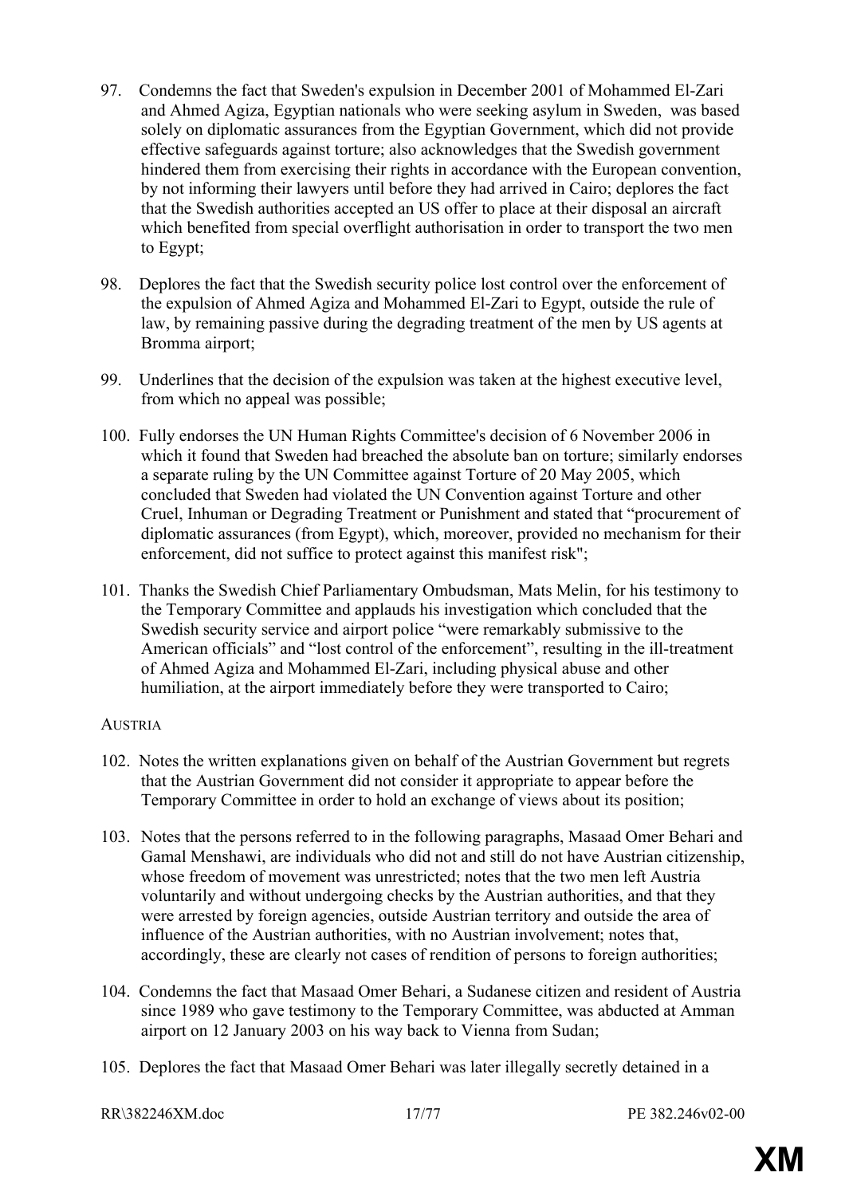97. Condemns the fact that Sweden's expulsion in December 2001 of Mohammed El-Zari and Ahmed Agiza, Egyptian nationals who were seeking asylum in Sweden, was based solely on diplomatic assurances from the Egyptian Government, which did not provide effective safeguards against torture; also acknowledges that the Swedish government hindered them from exercising their rights in accordance with the European convention, by not informing their lawyers until before they had arrived in Cairo; deplores the fact that the Swedish authorities accepted an US offer to place at their disposal an aircraft which benefited from special overflight authorisation in order to transport the two men to Egypt;

98. Deplores the fact that the Swedish security police lost control over the enforcement of the expulsion of Ahmed Agiza and Mohammed El-Zari to Egypt, outside the rule of law, by remaining passive during the degrading treatment of the men by US agents at Bromma airport;

99. Underlines that the decision of the expulsion was taken at the highest executive level, from which no appeal was possible;

100. Fully endorses the UN Human Rights Committee's decision of 6 November 2006 in which it found that Sweden had breached the absolute ban on torture; similarly endorses a separate ruling by the UN Committee against Torture of 20 May 2005, which concluded that Sweden had violated the UN Convention against Torture and other Cruel, Inhuman or Degrading Treatment or Punishment and stated that "procurement of diplomatic assurances (from Egypt), which, moreover, provided no mechanism for their enforcement, did not suffice to protect against this manifest risk";

101. Thanks the Swedish Chief Parliamentary Ombudsman, Mats Melin, for his testimony to the Temporary Committee and applauds his investigation which concluded that the Swedish security service and airport police "were remarkably submissive to the American officials" and "lost control of the enforcement", resulting in the ill-treatment of Ahmed Agiza and Mohammed El-Zari, including physical abuse and other humiliation, at the airport immediately before they were transported to Cairo;

AUSTRIA

102. Notes the written explanations given on behalf of the Austrian Government but regrets that the Austrian Government did not consider it appropriate to appear before the Temporary Committee in order to hold an exchange of views about its position;

103. Notes that the persons referred to in the following paragraphs, Masaad Omer Behari and Gamal Menshawi, are individuals who did not and still do not have Austrian citizenship, whose freedom of movement was unrestricted; notes that the two men left Austria voluntarily and without undergoing checks by the Austrian authorities, and that they were arrested by foreign agencies, outside Austrian territory and outside the area of influence of the Austrian authorities, with no Austrian involvement; notes that, accordingly, these are clearly not cases of rendition of persons to foreign authorities;

104. Condemns the fact that Masaad Omer Behari, a Sudanese citizen and resident of Austria since 1989 who gave testimony to the Temporary Committee, was abducted at Amman airport on 12 January 2003 on his way back to Vienna from Sudan;

105. Deplores the fact that Masaad Omer Behari was later illegally secretly detained in a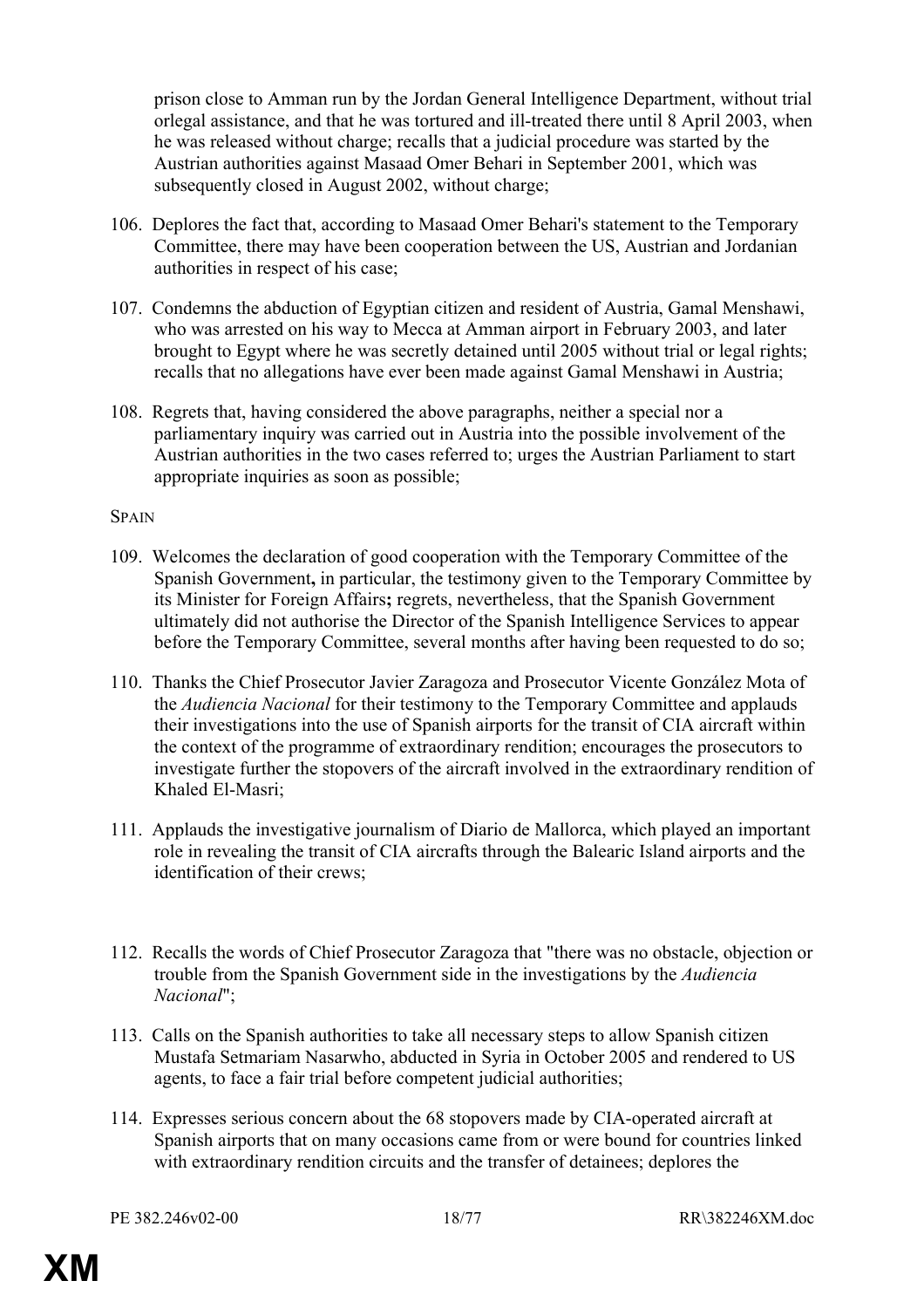prison close to Amman run by the Jordan General Intelligence Department, without trial orlegal assistance, and that he was tortured and ill-treated there until 8 April 2003, when he was released without charge; recalls that a judicial procedure was started by the Austrian authorities against Masaad Omer Behari in September 2001, which was subsequently closed in August 2002, without charge;

106. Deplores the fact that, according to Masaad Omer Behari's statement to the Temporary Committee, there may have been cooperation between the US, Austrian and Jordanian authorities in respect of his case;

107. Condemns the abduction of Egyptian citizen and resident of Austria, Gamal Menshawi, who was arrested on his way to Mecca at Amman airport in February 2003, and later brought to Egypt where he was secretly detained until 2005 without trial or legal rights; recalls that no allegations have ever been made against Gamal Menshawi in Austria;

108. Regrets that, having considered the above paragraphs, neither a special nor a parliamentary inquiry was carried out in Austria into the possible involvement of the Austrian authorities in the two cases referred to; urges the Austrian Parliament to start appropriate inquiries as soon as possible;

SPAIN

109. Welcomes the declaration of good cooperation with the Temporary Committee of the Spanish Government**,** in particular, the testimony given to the Temporary Committee by its Minister for Foreign Affairs**;** regrets, nevertheless, that the Spanish Government ultimately did not authorise the Director of the Spanish Intelligence Services to appear before the Temporary Committee, several months after having been requested to do so;

110. Thanks the Chief Prosecutor Javier Zaragoza and Prosecutor Vicente González Mota of the *Audiencia Nacional* for their testimony to the Temporary Committee and applauds their investigations into the use of Spanish airports for the transit of CIA aircraft within the context of the programme of extraordinary rendition; encourages the prosecutors to investigate further the stopovers of the aircraft involved in the extraordinary rendition of Khaled El-Masri;

111. Applauds the investigative journalism of Diario de Mallorca, which played an important role in revealing the transit of CIA aircrafts through the Balearic Island airports and the identification of their crews;

112. Recalls the words of Chief Prosecutor Zaragoza that "there was no obstacle, objection or trouble from the Spanish Government side in the investigations by the *Audiencia Nacional*";

113. Calls on the Spanish authorities to take all necessary steps to allow Spanish citizen Mustafa Setmariam Nasarwho, abducted in Syria in October 2005 and rendered to US agents, to face a fair trial before competent judicial authorities;

114. Expresses serious concern about the 68 stopovers made by CIA-operated aircraft at Spanish airports that on many occasions came from or were bound for countries linked with extraordinary rendition circuits and the transfer of detainees; deplores the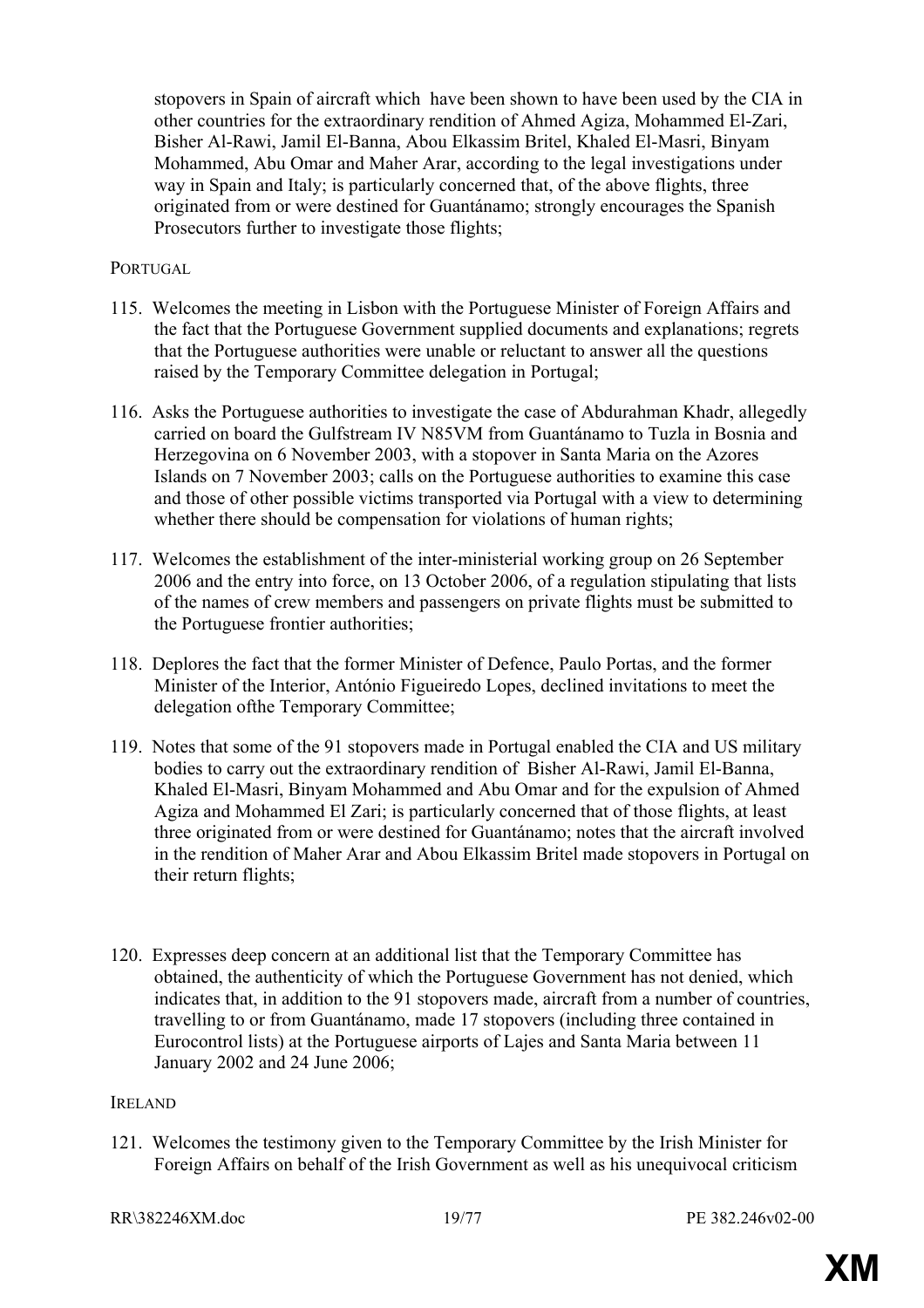stopovers in Spain of aircraft which have been shown to have been used by the CIA in other countries for the extraordinary rendition of Ahmed Agiza, Mohammed El-Zari, Bisher Al-Rawi, Jamil El-Banna, Abou Elkassim Britel, Khaled El-Masri, Binyam Mohammed, Abu Omar and Maher Arar, according to the legal investigations under way in Spain and Italy; is particularly concerned that, of the above flights, three originated from or were destined for Guantánamo; strongly encourages the Spanish Prosecutors further to investigate those flights;

PORTUGAL

115. Welcomes the meeting in Lisbon with the Portuguese Minister of Foreign Affairs and the fact that the Portuguese Government supplied documents and explanations; regrets that the Portuguese authorities were unable or reluctant to answer all the questions raised by the Temporary Committee delegation in Portugal;

116. Asks the Portuguese authorities to investigate the case of Abdurahman Khadr, allegedly carried on board the Gulfstream IV N85VM from Guantánamo to Tuzla in Bosnia and Herzegovina on 6 November 2003, with a stopover in Santa Maria on the Azores Islands on 7 November 2003; calls on the Portuguese authorities to examine this case and those of other possible victims transported via Portugal with a view to determining whether there should be compensation for violations of human rights;

117. Welcomes the establishment of the inter-ministerial working group on 26 September 2006 and the entry into force, on 13 October 2006, of a regulation stipulating that lists of the names of crew members and passengers on private flights must be submitted to the Portuguese frontier authorities;

118. Deplores the fact that the former Minister of Defence, Paulo Portas, and the former Minister of the Interior, António Figueiredo Lopes, declined invitations to meet the delegation ofthe Temporary Committee;

119. Notes that some of the 91 stopovers made in Portugal enabled the CIA and US military bodies to carry out the extraordinary rendition of Bisher Al-Rawi, Jamil El-Banna, Khaled El-Masri, Binyam Mohammed and Abu Omar and for the expulsion of Ahmed Agiza and Mohammed El Zari; is particularly concerned that of those flights, at least three originated from or were destined for Guantánamo; notes that the aircraft involved in the rendition of Maher Arar and Abou Elkassim Britel made stopovers in Portugal on their return flights;

120. Expresses deep concern at an additional list that the Temporary Committee has obtained, the authenticity of which the Portuguese Government has not denied, which indicates that, in addition to the 91 stopovers made, aircraft from a number of countries, travelling to or from Guantánamo, made 17 stopovers (including three contained in Eurocontrol lists) at the Portuguese airports of Lajes and Santa Maria between 11 January 2002 and 24 June 2006;

IRELAND

121. Welcomes the testimony given to the Temporary Committee by the Irish Minister for Foreign Affairs on behalf of the Irish Government as well as his unequivocal criticism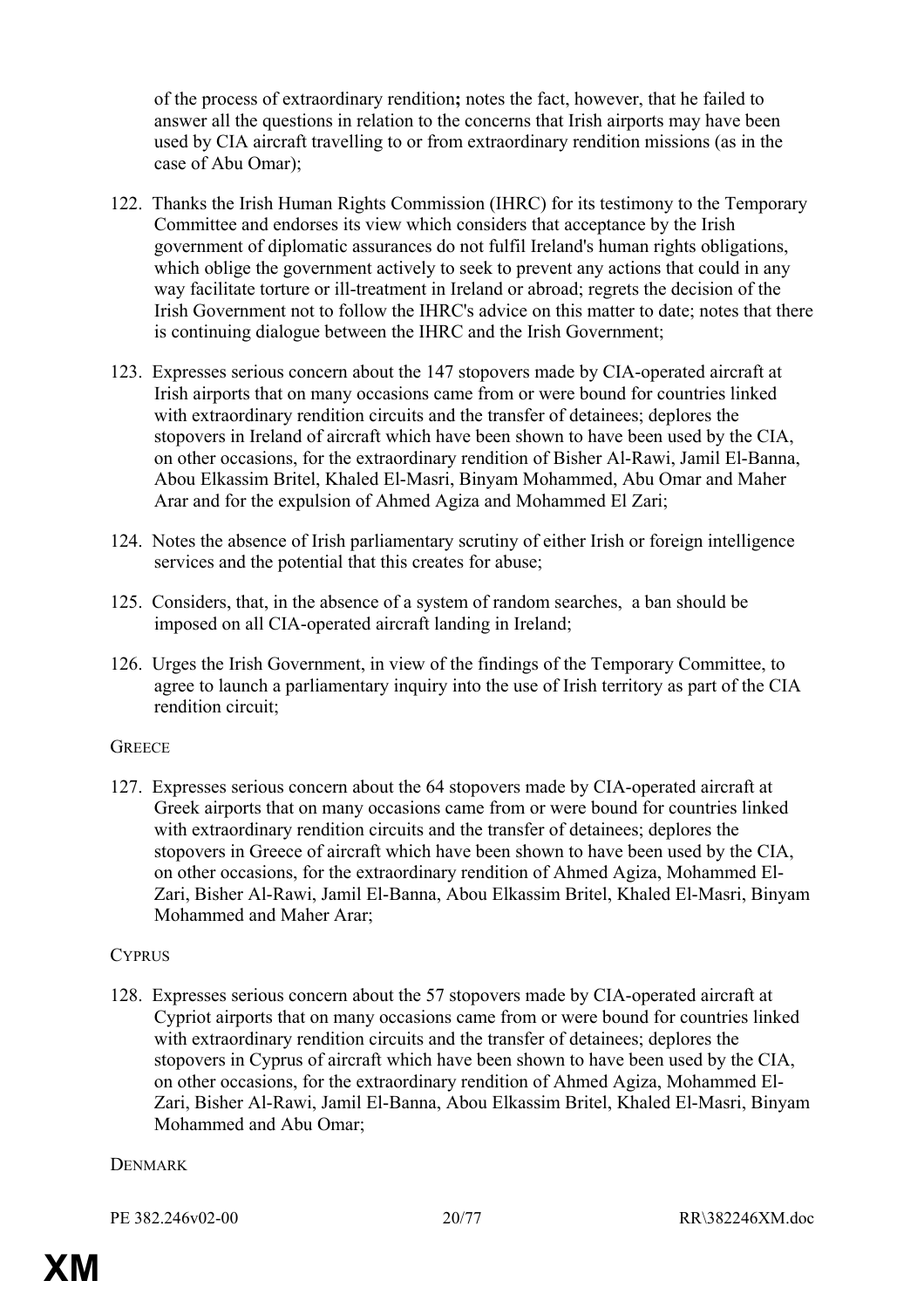of the process of extraordinary rendition**;** notes the fact, however, that he failed to answer all the questions in relation to the concerns that Irish airports may have been used by CIA aircraft travelling to or from extraordinary rendition missions (as in the case of Abu Omar);

122. Thanks the Irish Human Rights Commission (IHRC) for its testimony to the Temporary Committee and endorses its view which considers that acceptance by the Irish government of diplomatic assurances do not fulfil Ireland's human rights obligations, which oblige the government actively to seek to prevent any actions that could in any way facilitate torture or ill-treatment in Ireland or abroad; regrets the decision of the Irish Government not to follow the IHRC's advice on this matter to date; notes that there is continuing dialogue between the IHRC and the Irish Government;

123. Expresses serious concern about the 147 stopovers made by CIA-operated aircraft at Irish airports that on many occasions came from or were bound for countries linked with extraordinary rendition circuits and the transfer of detainees; deplores the stopovers in Ireland of aircraft which have been shown to have been used by the CIA, on other occasions, for the extraordinary rendition of Bisher Al-Rawi, Jamil El-Banna, Abou Elkassim Britel, Khaled El-Masri, Binyam Mohammed, Abu Omar and Maher Arar and for the expulsion of Ahmed Agiza and Mohammed El Zari;

124. Notes the absence of Irish parliamentary scrutiny of either Irish or foreign intelligence services and the potential that this creates for abuse;

125. Considers, that, in the absence of a system of random searches, a ban should be imposed on all CIA-operated aircraft landing in Ireland;

126. Urges the Irish Government, in view of the findings of the Temporary Committee, to agree to launch a parliamentary inquiry into the use of Irish territory as part of the CIA rendition circuit;

GREECE

127. Expresses serious concern about the 64 stopovers made by CIA-operated aircraft at Greek airports that on many occasions came from or were bound for countries linked with extraordinary rendition circuits and the transfer of detainees; deplores the stopovers in Greece of aircraft which have been shown to have been used by the CIA, on other occasions, for the extraordinary rendition of Ahmed Agiza, Mohammed El-Zari, Bisher Al-Rawi, Jamil El-Banna, Abou Elkassim Britel, Khaled El-Masri, Binyam Mohammed and Maher Arar;

CYPRUS

128. Expresses serious concern about the 57 stopovers made by CIA-operated aircraft at Cypriot airports that on many occasions came from or were bound for countries linked with extraordinary rendition circuits and the transfer of detainees; deplores the stopovers in Cyprus of aircraft which have been shown to have been used by the CIA, on other occasions, for the extraordinary rendition of Ahmed Agiza, Mohammed El-Zari, Bisher Al-Rawi, Jamil El-Banna, Abou Elkassim Britel, Khaled El-Masri, Binyam Mohammed and Abu Omar;

DENMARK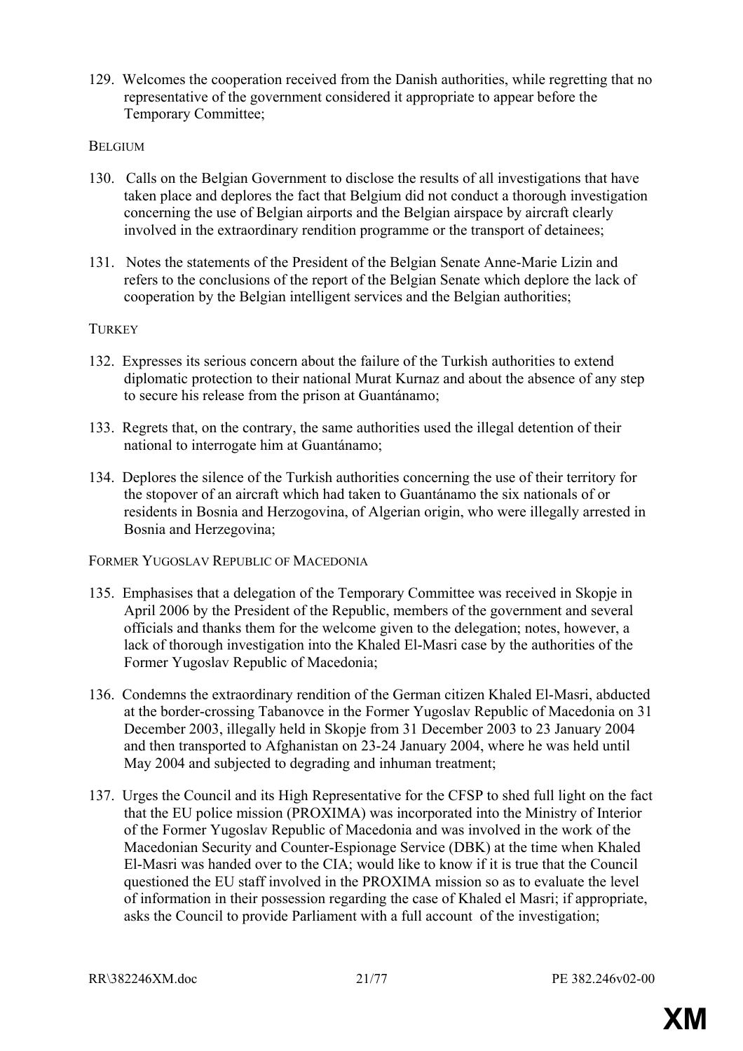129. Welcomes the cooperation received from the Danish authorities, while regretting that no representative of the government considered it appropriate to appear before the Temporary Committee;

BELGIUM

130. Calls on the Belgian Government to disclose the results of all investigations that have taken place and deplores the fact that Belgium did not conduct a thorough investigation concerning the use of Belgian airports and the Belgian airspace by aircraft clearly involved in the extraordinary rendition programme or the transport of detainees;

131. Notes the statements of the President of the Belgian Senate Anne-Marie Lizin and refers to the conclusions of the report of the Belgian Senate which deplore the lack of cooperation by the Belgian intelligent services and the Belgian authorities;

TURKEY

132. Expresses its serious concern about the failure of the Turkish authorities to extend diplomatic protection to their national Murat Kurnaz and about the absence of any step to secure his release from the prison at Guantánamo;

133. Regrets that, on the contrary, the same authorities used the illegal detention of their national to interrogate him at Guantánamo;

134. Deplores the silence of the Turkish authorities concerning the use of their territory for the stopover of an aircraft which had taken to Guantánamo the six nationals of or residents in Bosnia and Herzogovina, of Algerian origin, who were illegally arrested in Bosnia and Herzegovina;

FORMER YUGOSLAV REPUBLIC OF MACEDONIA

135. Emphasises that a delegation of the Temporary Committee was received in Skopje in April 2006 by the President of the Republic, members of the government and several officials and thanks them for the welcome given to the delegation; notes, however, a lack of thorough investigation into the Khaled El-Masri case by the authorities of the Former Yugoslav Republic of Macedonia;

136. Condemns the extraordinary rendition of the German citizen Khaled El-Masri, abducted at the border-crossing Tabanovce in the Former Yugoslav Republic of Macedonia on 31 December 2003, illegally held in Skopje from 31 December 2003 to 23 January 2004 and then transported to Afghanistan on 23-24 January 2004, where he was held until May 2004 and subjected to degrading and inhuman treatment;

137. Urges the Council and its High Representative for the CFSP to shed full light on the fact that the EU police mission (PROXIMA) was incorporated into the Ministry of Interior of the Former Yugoslav Republic of Macedonia and was involved in the work of the Macedonian Security and Counter-Espionage Service (DBK) at the time when Khaled El-Masri was handed over to the CIA; would like to know if it is true that the Council questioned the EU staff involved in the PROXIMA mission so as to evaluate the level of information in their possession regarding the case of Khaled el Masri; if appropriate, asks the Council to provide Parliament with a full account of the investigation;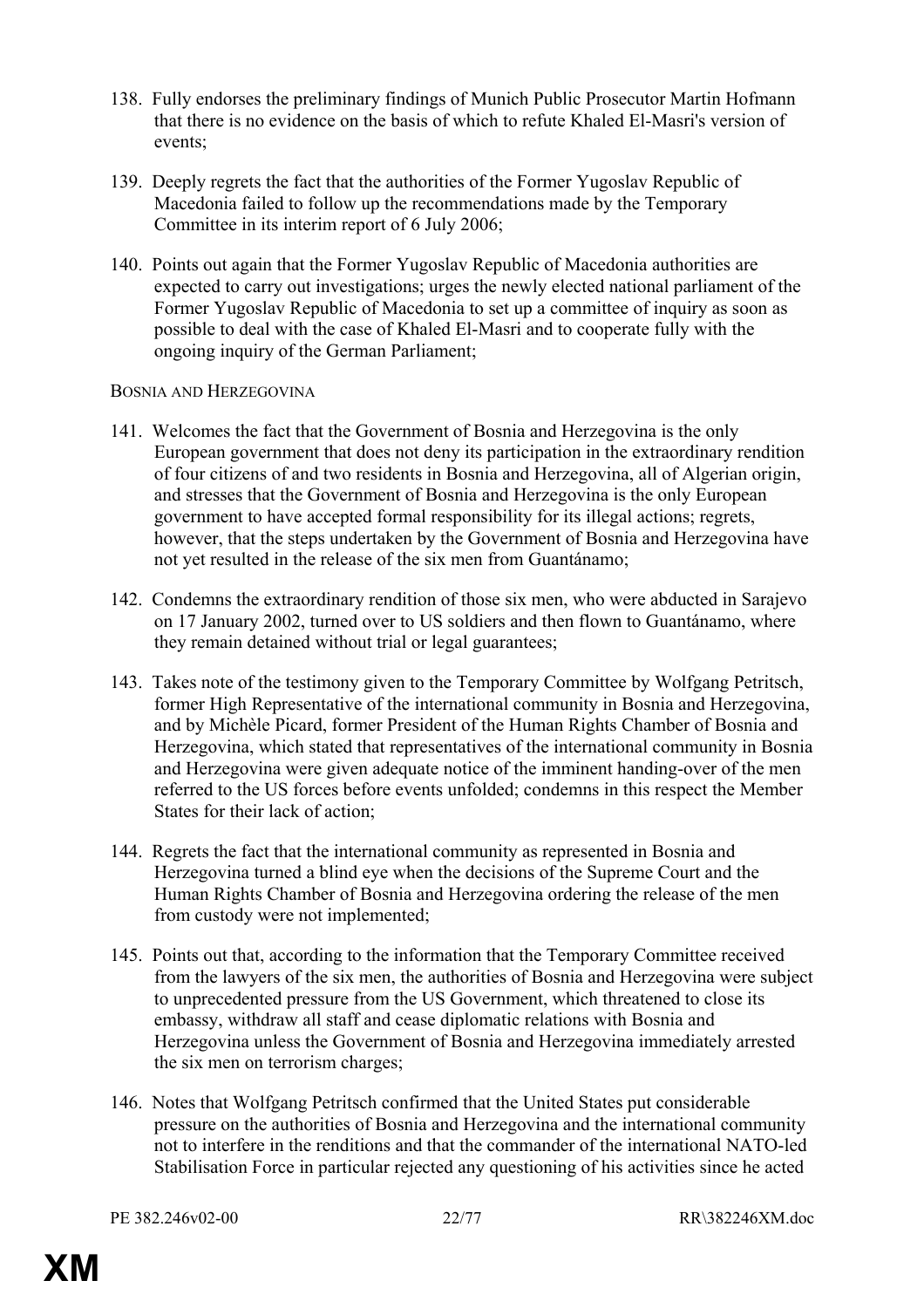138. Fully endorses the preliminary findings of Munich Public Prosecutor Martin Hofmann that there is no evidence on the basis of which to refute Khaled El-Masri's version of events;

139. Deeply regrets the fact that the authorities of the Former Yugoslav Republic of Macedonia failed to follow up the recommendations made by the Temporary Committee in its interim report of 6 July 2006;

140. Points out again that the Former Yugoslav Republic of Macedonia authorities are expected to carry out investigations; urges the newly elected national parliament of the Former Yugoslav Republic of Macedonia to set up a committee of inquiry as soon as possible to deal with the case of Khaled El-Masri and to cooperate fully with the ongoing inquiry of the German Parliament;

BOSNIA AND HERZEGOVINA

141. Welcomes the fact that the Government of Bosnia and Herzegovina is the only European government that does not deny its participation in the extraordinary rendition of four citizens of and two residents in Bosnia and Herzegovina, all of Algerian origin, and stresses that the Government of Bosnia and Herzegovina is the only European government to have accepted formal responsibility for its illegal actions; regrets, however, that the steps undertaken by the Government of Bosnia and Herzegovina have not yet resulted in the release of the six men from Guantánamo;

142. Condemns the extraordinary rendition of those six men, who were abducted in Sarajevo on 17 January 2002, turned over to US soldiers and then flown to Guantánamo, where they remain detained without trial or legal guarantees;

143. Takes note of the testimony given to the Temporary Committee by Wolfgang Petritsch, former High Representative of the international community in Bosnia and Herzegovina, and by Michèle Picard, former President of the Human Rights Chamber of Bosnia and Herzegovina, which stated that representatives of the international community in Bosnia and Herzegovina were given adequate notice of the imminent handing-over of the men referred to the US forces before events unfolded; condemns in this respect the Member States for their lack of action;

144. Regrets the fact that the international community as represented in Bosnia and Herzegovina turned a blind eye when the decisions of the Supreme Court and the Human Rights Chamber of Bosnia and Herzegovina ordering the release of the men from custody were not implemented;

145. Points out that, according to the information that the Temporary Committee received from the lawyers of the six men, the authorities of Bosnia and Herzegovina were subject to unprecedented pressure from the US Government, which threatened to close its embassy, withdraw all staff and cease diplomatic relations with Bosnia and Herzegovina unless the Government of Bosnia and Herzegovina immediately arrested the six men on terrorism charges;

146. Notes that Wolfgang Petritsch confirmed that the United States put considerable pressure on the authorities of Bosnia and Herzegovina and the international community not to interfere in the renditions and that the commander of the international NATO-led Stabilisation Force in particular rejected any questioning of his activities since he acted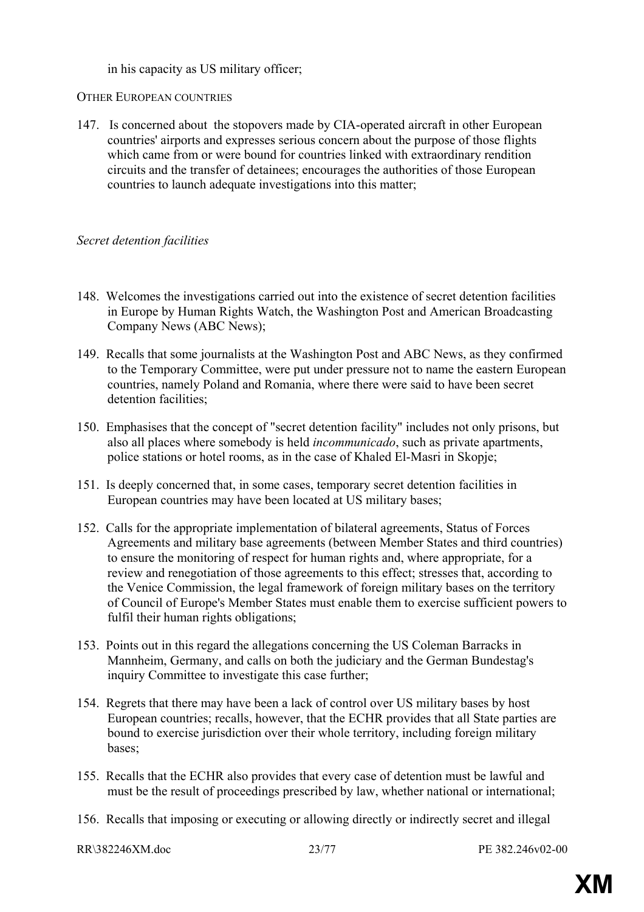in his capacity as US military officer;

OTHER EUROPEAN COUNTRIES

147. Is concerned about the stopovers made by CIA-operated aircraft in other European countries' airports and expresses serious concern about the purpose of those flights which came from or were bound for countries linked with extraordinary rendition circuits and the transfer of detainees; encourages the authorities of those European countries to launch adequate investigations into this matter;

*Secret detention facilities*

148. Welcomes the investigations carried out into the existence of secret detention facilities in Europe by Human Rights Watch, the Washington Post and American Broadcasting Company News (ABC News);

149. Recalls that some journalists at the Washington Post and ABC News, as they confirmed to the Temporary Committee, were put under pressure not to name the eastern European countries, namely Poland and Romania, where there were said to have been secret detention facilities;

150. Emphasises that the concept of "secret detention facility" includes not only prisons, but also all places where somebody is held *incommunicado*, such as private apartments, police stations or hotel rooms, as in the case of Khaled El-Masri in Skopje;

151. Is deeply concerned that, in some cases, temporary secret detention facilities in European countries may have been located at US military bases;

152. Calls for the appropriate implementation of bilateral agreements, Status of Forces Agreements and military base agreements (between Member States and third countries) to ensure the monitoring of respect for human rights and, where appropriate, for a review and renegotiation of those agreements to this effect; stresses that, according to the Venice Commission, the legal framework of foreign military bases on the territory of Council of Europe's Member States must enable them to exercise sufficient powers to fulfil their human rights obligations;

153. Points out in this regard the allegations concerning the US Coleman Barracks in Mannheim, Germany, and calls on both the judiciary and the German Bundestag's inquiry Committee to investigate this case further;

154. Regrets that there may have been a lack of control over US military bases by host European countries; recalls, however, that the ECHR provides that all State parties are bound to exercise jurisdiction over their whole territory, including foreign military bases;

155. Recalls that the ECHR also provides that every case of detention must be lawful and must be the result of proceedings prescribed by law, whether national or international;

156. Recalls that imposing or executing or allowing directly or indirectly secret and illegal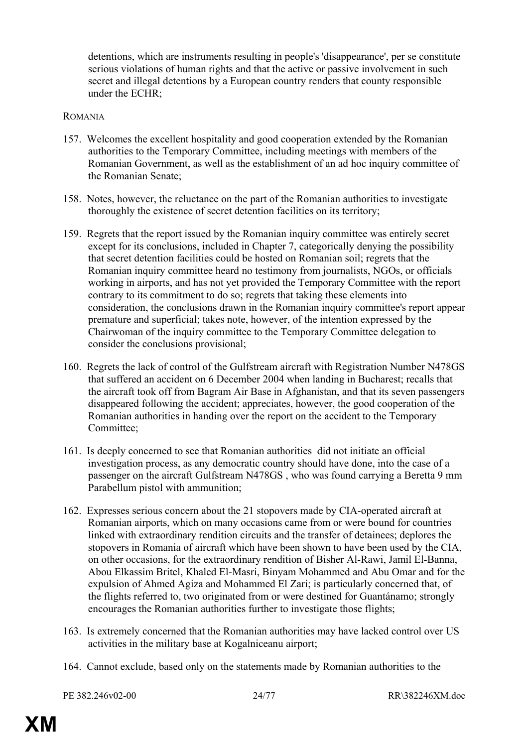detentions, which are instruments resulting in people's 'disappearance', per se constitute serious violations of human rights and that the active or passive involvement in such secret and illegal detentions by a European country renders that county responsible under the ECHR;

ROMANIA

157. Welcomes the excellent hospitality and good cooperation extended by the Romanian authorities to the Temporary Committee, including meetings with members of the Romanian Government, as well as the establishment of an ad hoc inquiry committee of the Romanian Senate;

158. Notes, however, the reluctance on the part of the Romanian authorities to investigate thoroughly the existence of secret detention facilities on its territory;

159. Regrets that the report issued by the Romanian inquiry committee was entirely secret except for its conclusions, included in Chapter 7, categorically denying the possibility that secret detention facilities could be hosted on Romanian soil; regrets that the Romanian inquiry committee heard no testimony from journalists, NGOs, or officials working in airports, and has not yet provided the Temporary Committee with the report contrary to its commitment to do so; regrets that taking these elements into consideration, the conclusions drawn in the Romanian inquiry committee's report appear premature and superficial; takes note, however, of the intention expressed by the Chairwoman of the inquiry committee to the Temporary Committee delegation to consider the conclusions provisional;

160. Regrets the lack of control of the Gulfstream aircraft with Registration Number N478GS that suffered an accident on 6 December 2004 when landing in Bucharest; recalls that the aircraft took off from Bagram Air Base in Afghanistan, and that its seven passengers disappeared following the accident; appreciates, however, the good cooperation of the Romanian authorities in handing over the report on the accident to the Temporary Committee;

161. Is deeply concerned to see that Romanian authorities did not initiate an official investigation process, as any democratic country should have done, into the case of a passenger on the aircraft Gulfstream N478GS , who was found carrying a Beretta 9 mm Parabellum pistol with ammunition;

162. Expresses serious concern about the 21 stopovers made by CIA-operated aircraft at Romanian airports, which on many occasions came from or were bound for countries linked with extraordinary rendition circuits and the transfer of detainees; deplores the stopovers in Romania of aircraft which have been shown to have been used by the CIA, on other occasions, for the extraordinary rendition of Bisher Al-Rawi, Jamil El-Banna, Abou Elkassim Britel, Khaled El-Masri, Binyam Mohammed and Abu Omar and for the expulsion of Ahmed Agiza and Mohammed El Zari; is particularly concerned that, of the flights referred to, two originated from or were destined for Guantánamo; strongly encourages the Romanian authorities further to investigate those flights;

163. Is extremely concerned that the Romanian authorities may have lacked control over US activities in the military base at Kogalniceanu airport;

164. Cannot exclude, based only on the statements made by Romanian authorities to the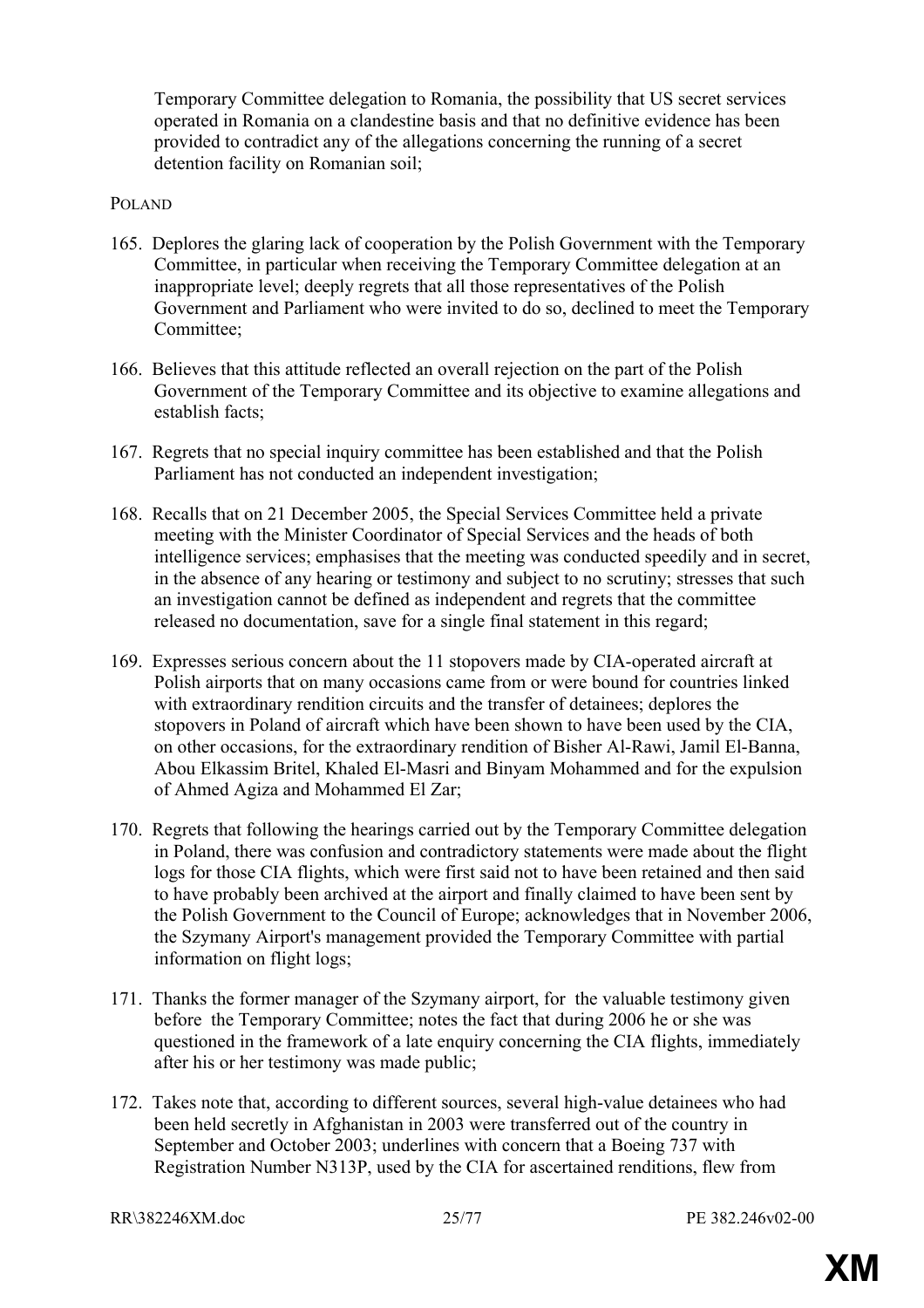Temporary Committee delegation to Romania, the possibility that US secret services operated in Romania on a clandestine basis and that no definitive evidence has been provided to contradict any of the allegations concerning the running of a secret detention facility on Romanian soil;

POLAND

165. Deplores the glaring lack of cooperation by the Polish Government with the Temporary Committee, in particular when receiving the Temporary Committee delegation at an inappropriate level; deeply regrets that all those representatives of the Polish Government and Parliament who were invited to do so, declined to meet the Temporary Committee;

166. Believes that this attitude reflected an overall rejection on the part of the Polish Government of the Temporary Committee and its objective to examine allegations and establish facts;

167. Regrets that no special inquiry committee has been established and that the Polish Parliament has not conducted an independent investigation;

168. Recalls that on 21 December 2005, the Special Services Committee held a private meeting with the Minister Coordinator of Special Services and the heads of both intelligence services; emphasises that the meeting was conducted speedily and in secret, in the absence of any hearing or testimony and subject to no scrutiny; stresses that such an investigation cannot be defined as independent and regrets that the committee released no documentation, save for a single final statement in this regard;

169. Expresses serious concern about the 11 stopovers made by CIA-operated aircraft at Polish airports that on many occasions came from or were bound for countries linked with extraordinary rendition circuits and the transfer of detainees; deplores the stopovers in Poland of aircraft which have been shown to have been used by the CIA, on other occasions, for the extraordinary rendition of Bisher Al-Rawi, Jamil El-Banna, Abou Elkassim Britel, Khaled El-Masri and Binyam Mohammed and for the expulsion of Ahmed Agiza and Mohammed El Zar;

170. Regrets that following the hearings carried out by the Temporary Committee delegation in Poland, there was confusion and contradictory statements were made about the flight logs for those CIA flights, which were first said not to have been retained and then said to have probably been archived at the airport and finally claimed to have been sent by the Polish Government to the Council of Europe; acknowledges that in November 2006, the Szymany Airport's management provided the Temporary Committee with partial information on flight logs;

171. Thanks the former manager of the Szymany airport, for the valuable testimony given before the Temporary Committee; notes the fact that during 2006 he or she was questioned in the framework of a late enquiry concerning the CIA flights, immediately after his or her testimony was made public;

172. Takes note that, according to different sources, several high-value detainees who had been held secretly in Afghanistan in 2003 were transferred out of the country in September and October 2003; underlines with concern that a Boeing 737 with Registration Number N313P, used by the CIA for ascertained renditions, flew from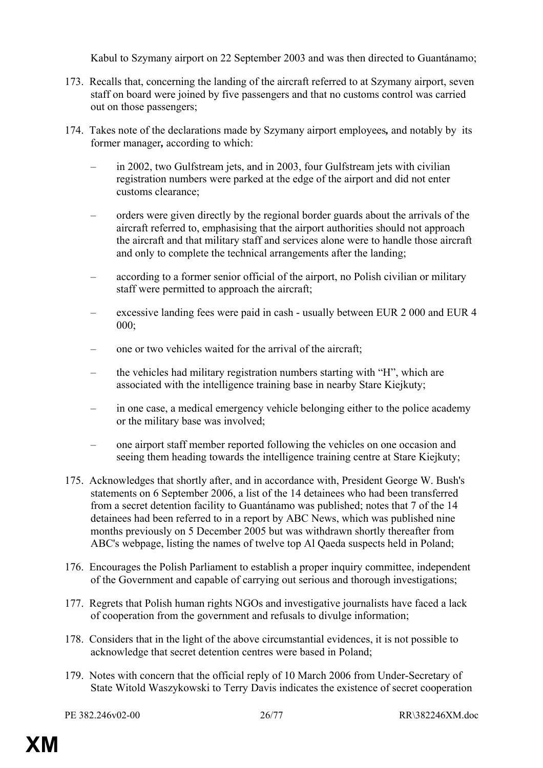Kabul to Szymany airport on 22 September 2003 and was then directed to Guantánamo;

173. Recalls that, concerning the landing of the aircraft referred to at Szymany airport, seven staff on board were joined by five passengers and that no customs control was carried out on those passengers;

174. Takes note of the declarations made by Szymany airport employees**,** and notably by its former manager**,** according to which:

   – in 2002, two Gulfstream jets, and in 2003, four Gulfstream jets with civilian registration numbers were parked at the edge of the airport and did not enter customs clearance;

   – orders were given directly by the regional border guards about the arrivals of the aircraft referred to, emphasising that the airport authorities should not approach the aircraft and that military staff and services alone were to handle those aircraft and only to complete the technical arrangements after the landing;

   – according to a former senior official of the airport, no Polish civilian or military staff were permitted to approach the aircraft;

   – excessive landing fees were paid in cash - usually between EUR 2 000 and EUR 4 000;

   – one or two vehicles waited for the arrival of the aircraft;

   – the vehicles had military registration numbers starting with "H", which are associated with the intelligence training base in nearby Stare Kiejkuty;

   – in one case, a medical emergency vehicle belonging either to the police academy or the military base was involved;

   – one airport staff member reported following the vehicles on one occasion and seeing them heading towards the intelligence training centre at Stare Kiejkuty;

175. Acknowledges that shortly after, and in accordance with, President George W. Bush's statements on 6 September 2006, a list of the 14 detainees who had been transferred from a secret detention facility to Guantánamo was published; notes that 7 of the 14 detainees had been referred to in a report by ABC News, which was published nine months previously on 5 December 2005 but was withdrawn shortly thereafter from ABC's webpage, listing the names of twelve top Al Qaeda suspects held in Poland;

176. Encourages the Polish Parliament to establish a proper inquiry committee, independent of the Government and capable of carrying out serious and thorough investigations;

177. Regrets that Polish human rights NGOs and investigative journalists have faced a lack of cooperation from the government and refusals to divulge information;

178. Considers that in the light of the above circumstantial evidences, it is not possible to acknowledge that secret detention centres were based in Poland;

179. Notes with concern that the official reply of 10 March 2006 from Under-Secretary of State Witold Waszykowski to Terry Davis indicates the existence of secret cooperation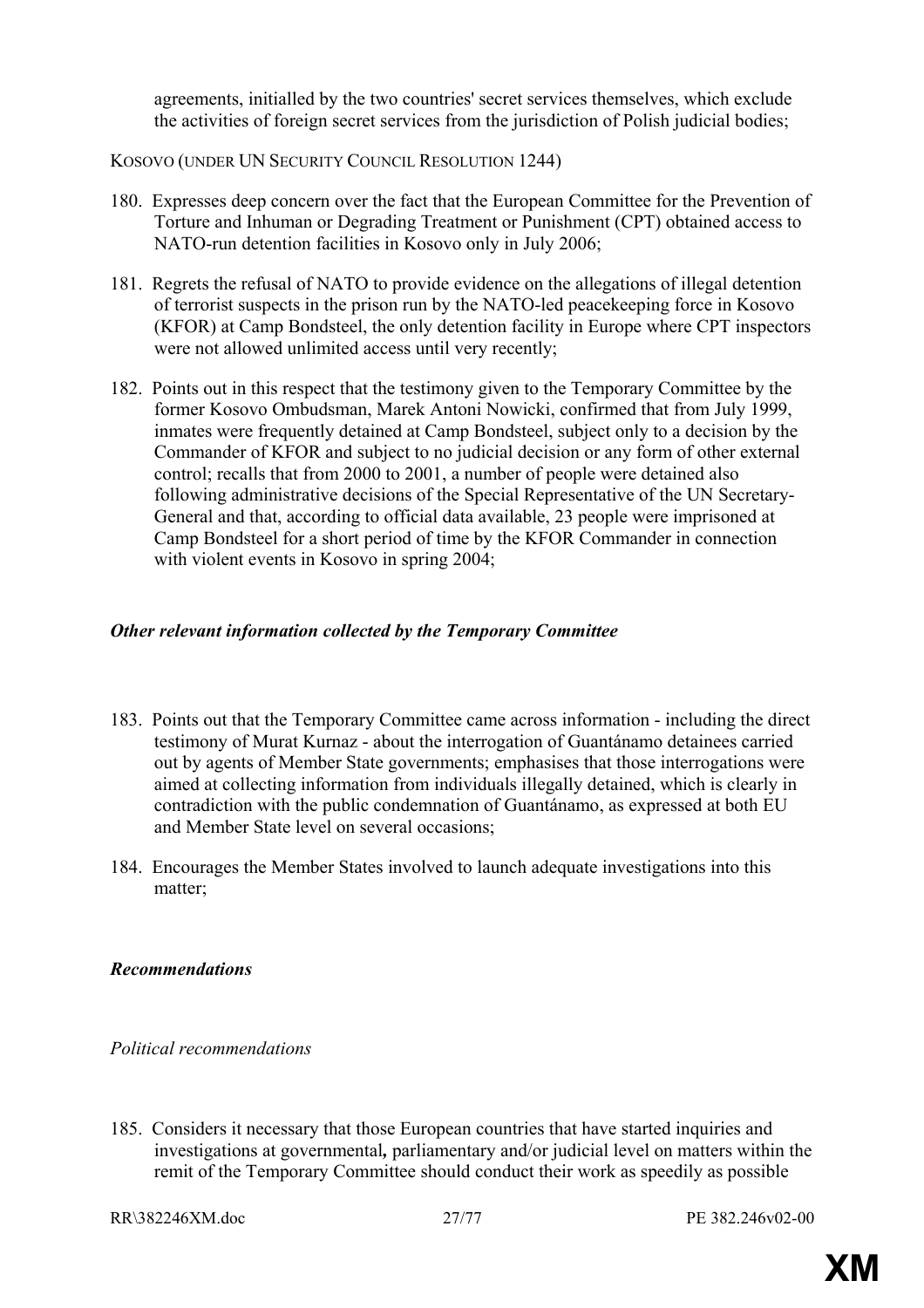agreements, initialled by the two countries' secret services themselves, which exclude the activities of foreign secret services from the jurisdiction of Polish judicial bodies;

KOSOVO (UNDER UN SECURITY COUNCIL RESOLUTION 1244)

180. Expresses deep concern over the fact that the European Committee for the Prevention of Torture and Inhuman or Degrading Treatment or Punishment (CPT) obtained access to NATO-run detention facilities in Kosovo only in July 2006;

181. Regrets the refusal of NATO to provide evidence on the allegations of illegal detention of terrorist suspects in the prison run by the NATO-led peacekeeping force in Kosovo (KFOR) at Camp Bondsteel, the only detention facility in Europe where CPT inspectors were not allowed unlimited access until very recently;

182. Points out in this respect that the testimony given to the Temporary Committee by the former Kosovo Ombudsman, Marek Antoni Nowicki, confirmed that from July 1999, inmates were frequently detained at Camp Bondsteel, subject only to a decision by the Commander of KFOR and subject to no judicial decision or any form of other external control; recalls that from 2000 to 2001, a number of people were detained also following administrative decisions of the Special Representative of the UN Secretary-General and that, according to official data available, 23 people were imprisoned at Camp Bondsteel for a short period of time by the KFOR Commander in connection with violent events in Kosovo in spring 2004;

***Other relevant information collected by the Temporary Committee***

183. Points out that the Temporary Committee came across information - including the direct testimony of Murat Kurnaz - about the interrogation of Guantánamo detainees carried out by agents of Member State governments; emphasises that those interrogations were aimed at collecting information from individuals illegally detained, which is clearly in contradiction with the public condemnation of Guantánamo, as expressed at both EU and Member State level on several occasions;

184. Encourages the Member States involved to launch adequate investigations into this matter;

***Recommendations***

*Political recommendations*

185. Considers it necessary that those European countries that have started inquiries and investigations at governmental**,** parliamentary and/or judicial level on matters within the remit of the Temporary Committee should conduct their work as speedily as possible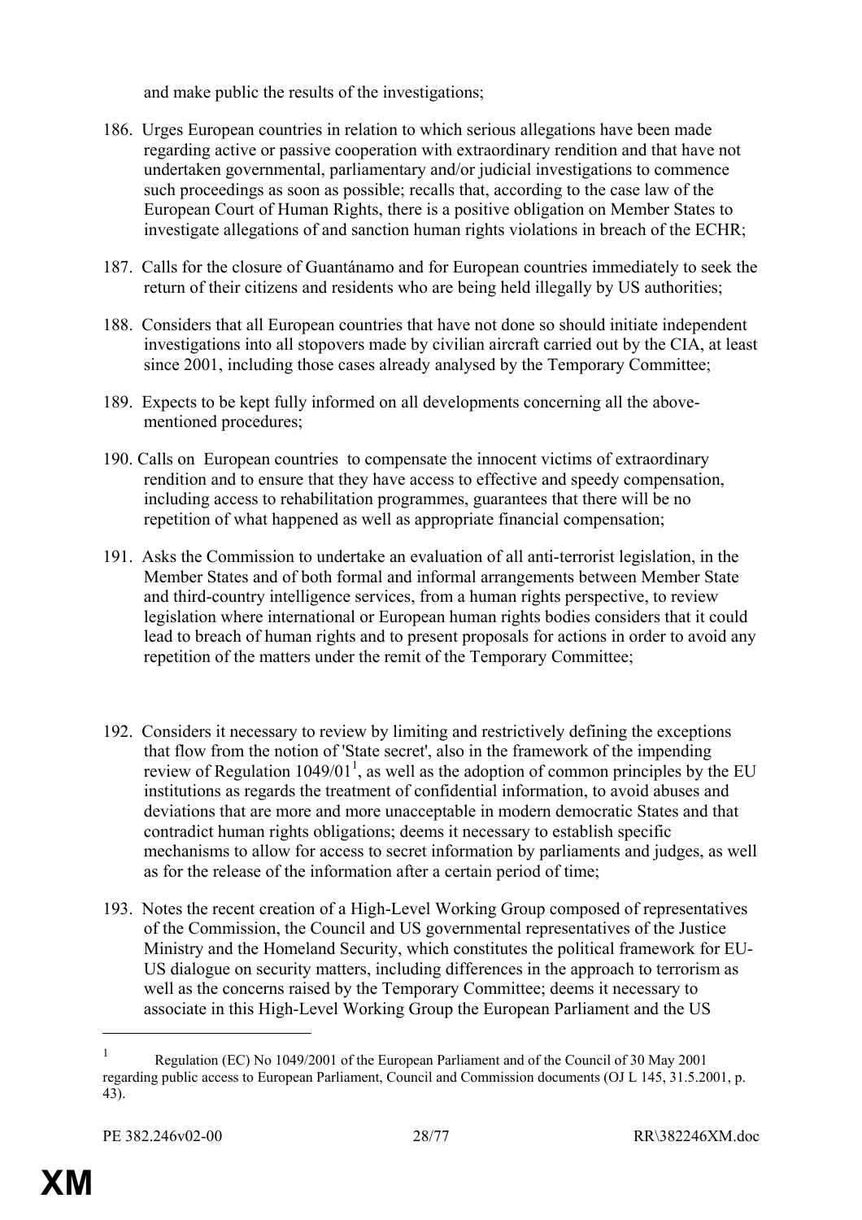and make public the results of the investigations;

186. Urges European countries in relation to which serious allegations have been made regarding active or passive cooperation with extraordinary rendition and that have not undertaken governmental, parliamentary and/or judicial investigations to commence such proceedings as soon as possible; recalls that, according to the case law of the European Court of Human Rights, there is a positive obligation on Member States to investigate allegations of and sanction human rights violations in breach of the ECHR;

187. Calls for the closure of Guantánamo and for European countries immediately to seek the return of their citizens and residents who are being held illegally by US authorities;

188. Considers that all European countries that have not done so should initiate independent investigations into all stopovers made by civilian aircraft carried out by the CIA, at least since 2001, including those cases already analysed by the Temporary Committee;

189. Expects to be kept fully informed on all developments concerning all the above-mentioned procedures;

190. Calls on European countries to compensate the innocent victims of extraordinary rendition and to ensure that they have access to effective and speedy compensation, including access to rehabilitation programmes, guarantees that there will be no repetition of what happened as well as appropriate financial compensation;

191. Asks the Commission to undertake an evaluation of all anti-terrorist legislation, in the Member States and of both formal and informal arrangements between Member State and third-country intelligence services, from a human rights perspective, to review legislation where international or European human rights bodies considers that it could lead to breach of human rights and to present proposals for actions in order to avoid any repetition of the matters under the remit of the Temporary Committee;

192. Considers it necessary to review by limiting and restrictively defining the exceptions that flow from the notion of 'State secret', also in the framework of the impending review of Regulation 1049/01[1], as well as the adoption of common principles by the EU institutions as regards the treatment of confidential information, to avoid abuses and deviations that are more and more unacceptable in modern democratic States and that contradict human rights obligations; deems it necessary to establish specific mechanisms to allow for access to secret information by parliaments and judges, as well as for the release of the information after a certain period of time;

193. Notes the recent creation of a High-Level Working Group composed of representatives of the Commission, the Council and US governmental representatives of the Justice Ministry and the Homeland Security, which constitutes the political framework for EU-US dialogue on security matters, including differences in the approach to terrorism as well as the concerns raised by the Temporary Committee; deems it necessary to associate in this High-Level Working Group the European Parliament and the US

[1] Regulation (EC) No 1049/2001 of the European Parliament and of the Council of 30 May 2001 regarding public access to European Parliament, Council and Commission documents (OJ L 145, 31.5.2001, p. 43).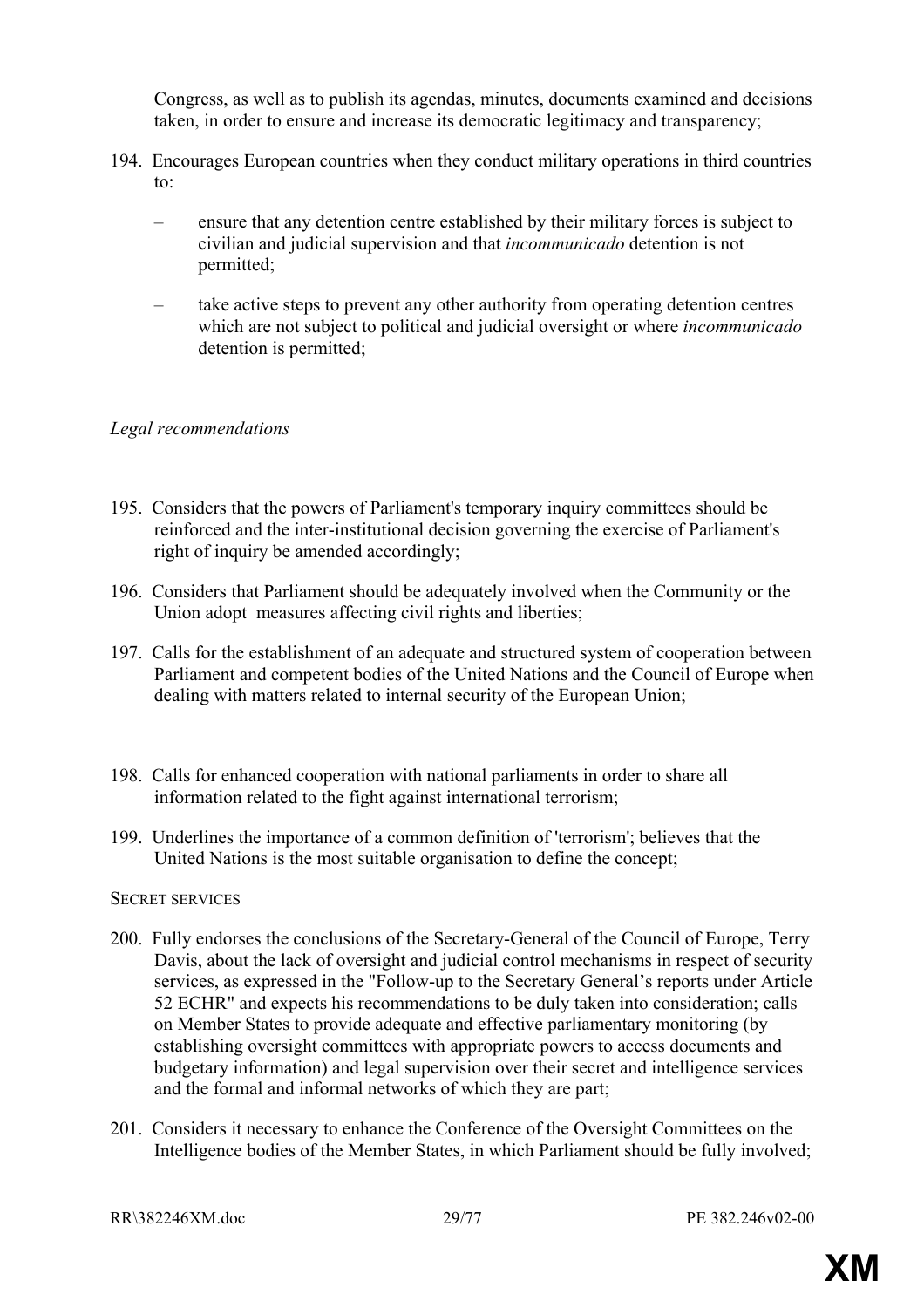Congress, as well as to publish its agendas, minutes, documents examined and decisions taken, in order to ensure and increase its democratic legitimacy and transparency;

194. Encourages European countries when they conduct military operations in third countries to:

   – ensure that any detention centre established by their military forces is subject to civilian and judicial supervision and that *incommunicado* detention is not permitted;

   – take active steps to prevent any other authority from operating detention centres which are not subject to political and judicial oversight or where *incommunicado* detention is permitted;

*Legal recommendations*

195. Considers that the powers of Parliament's temporary inquiry committees should be reinforced and the inter-institutional decision governing the exercise of Parliament's right of inquiry be amended accordingly;

196. Considers that Parliament should be adequately involved when the Community or the Union adopt measures affecting civil rights and liberties;

197. Calls for the establishment of an adequate and structured system of cooperation between Parliament and competent bodies of the United Nations and the Council of Europe when dealing with matters related to internal security of the European Union;

198. Calls for enhanced cooperation with national parliaments in order to share all information related to the fight against international terrorism;

199. Underlines the importance of a common definition of 'terrorism'; believes that the United Nations is the most suitable organisation to define the concept;

SECRET SERVICES

200. Fully endorses the conclusions of the Secretary-General of the Council of Europe, Terry Davis, about the lack of oversight and judicial control mechanisms in respect of security services, as expressed in the "Follow-up to the Secretary General's reports under Article 52 ECHR" and expects his recommendations to be duly taken into consideration; calls on Member States to provide adequate and effective parliamentary monitoring (by establishing oversight committees with appropriate powers to access documents and budgetary information) and legal supervision over their secret and intelligence services and the formal and informal networks of which they are part;

201. Considers it necessary to enhance the Conference of the Oversight Committees on the Intelligence bodies of the Member States, in which Parliament should be fully involved;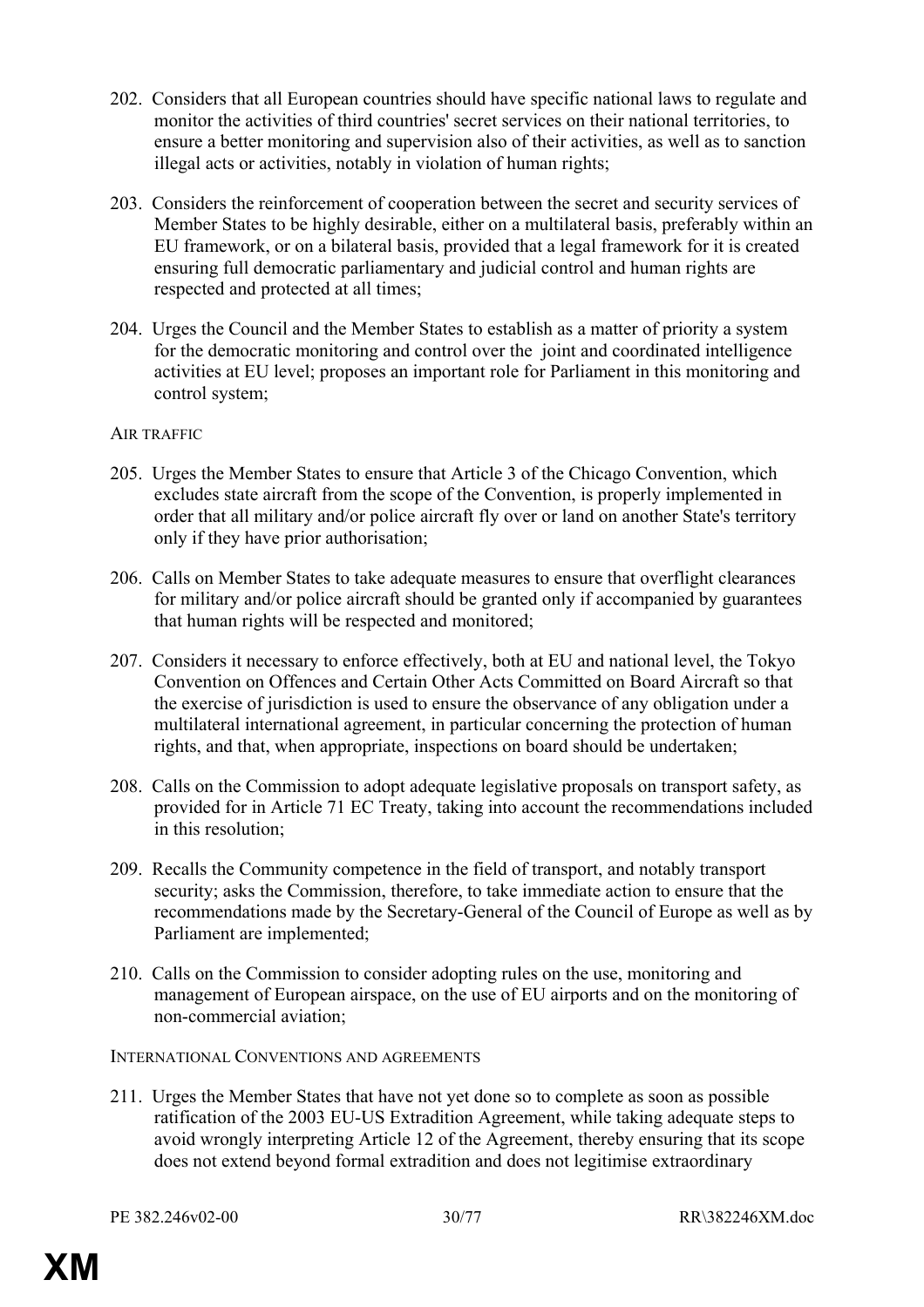202. Considers that all European countries should have specific national laws to regulate and monitor the activities of third countries' secret services on their national territories, to ensure a better monitoring and supervision also of their activities, as well as to sanction illegal acts or activities, notably in violation of human rights;

203. Considers the reinforcement of cooperation between the secret and security services of Member States to be highly desirable, either on a multilateral basis, preferably within an EU framework, or on a bilateral basis, provided that a legal framework for it is created ensuring full democratic parliamentary and judicial control and human rights are respected and protected at all times;

204. Urges the Council and the Member States to establish as a matter of priority a system for the democratic monitoring and control over the joint and coordinated intelligence activities at EU level; proposes an important role for Parliament in this monitoring and control system;

AIR TRAFFIC

205. Urges the Member States to ensure that Article 3 of the Chicago Convention, which excludes state aircraft from the scope of the Convention, is properly implemented in order that all military and/or police aircraft fly over or land on another State's territory only if they have prior authorisation;

206. Calls on Member States to take adequate measures to ensure that overflight clearances for military and/or police aircraft should be granted only if accompanied by guarantees that human rights will be respected and monitored;

207. Considers it necessary to enforce effectively, both at EU and national level, the Tokyo Convention on Offences and Certain Other Acts Committed on Board Aircraft so that the exercise of jurisdiction is used to ensure the observance of any obligation under a multilateral international agreement, in particular concerning the protection of human rights, and that, when appropriate, inspections on board should be undertaken;

208. Calls on the Commission to adopt adequate legislative proposals on transport safety, as provided for in Article 71 EC Treaty, taking into account the recommendations included in this resolution;

209. Recalls the Community competence in the field of transport, and notably transport security; asks the Commission, therefore, to take immediate action to ensure that the recommendations made by the Secretary-General of the Council of Europe as well as by Parliament are implemented;

210. Calls on the Commission to consider adopting rules on the use, monitoring and management of European airspace, on the use of EU airports and on the monitoring of non-commercial aviation;

INTERNATIONAL CONVENTIONS AND AGREEMENTS

211. Urges the Member States that have not yet done so to complete as soon as possible ratification of the 2003 EU-US Extradition Agreement, while taking adequate steps to avoid wrongly interpreting Article 12 of the Agreement, thereby ensuring that its scope does not extend beyond formal extradition and does not legitimise extraordinary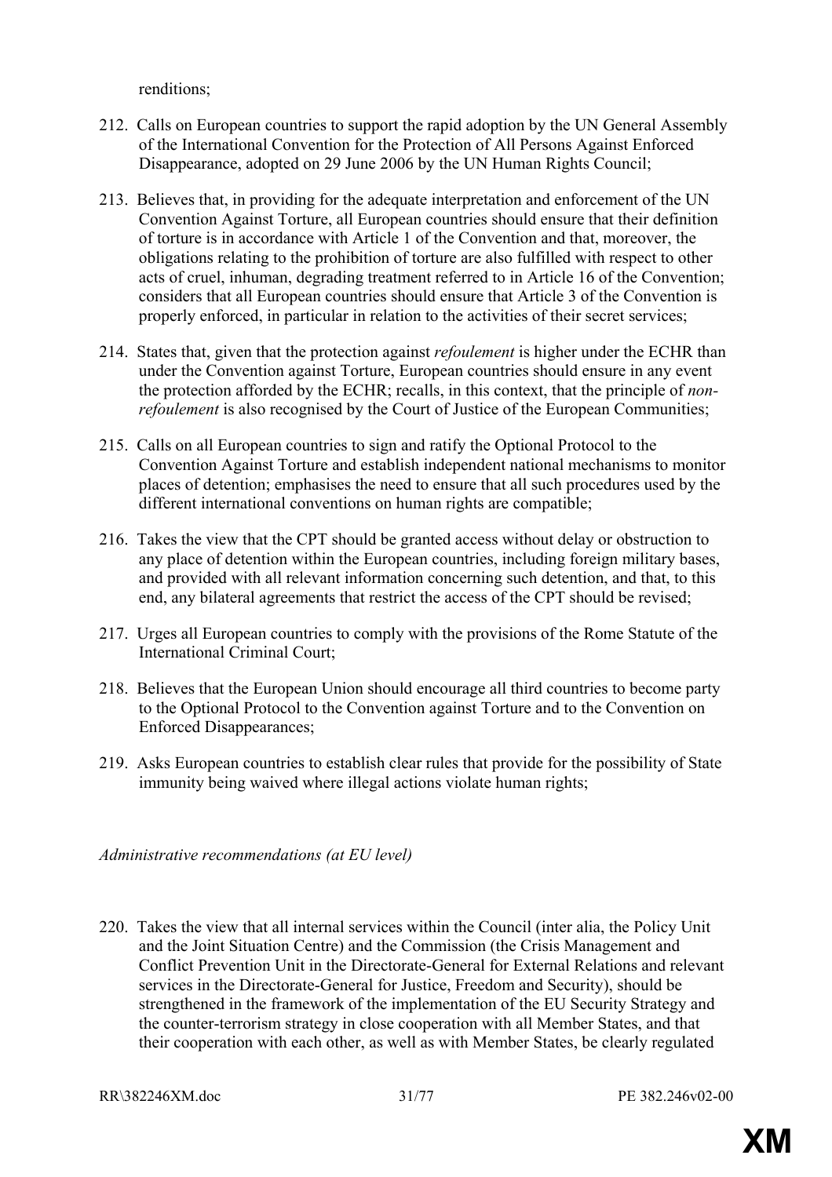renditions;

212. Calls on European countries to support the rapid adoption by the UN General Assembly of the International Convention for the Protection of All Persons Against Enforced Disappearance, adopted on 29 June 2006 by the UN Human Rights Council;

213. Believes that, in providing for the adequate interpretation and enforcement of the UN Convention Against Torture, all European countries should ensure that their definition of torture is in accordance with Article 1 of the Convention and that, moreover, the obligations relating to the prohibition of torture are also fulfilled with respect to other acts of cruel, inhuman, degrading treatment referred to in Article 16 of the Convention; considers that all European countries should ensure that Article 3 of the Convention is properly enforced, in particular in relation to the activities of their secret services;

214. States that, given that the protection against *refoulement* is higher under the ECHR than under the Convention against Torture, European countries should ensure in any event the protection afforded by the ECHR; recalls, in this context, that the principle of *non-refoulement* is also recognised by the Court of Justice of the European Communities;

215. Calls on all European countries to sign and ratify the Optional Protocol to the Convention Against Torture and establish independent national mechanisms to monitor places of detention; emphasises the need to ensure that all such procedures used by the different international conventions on human rights are compatible;

216. Takes the view that the CPT should be granted access without delay or obstruction to any place of detention within the European countries, including foreign military bases, and provided with all relevant information concerning such detention, and that, to this end, any bilateral agreements that restrict the access of the CPT should be revised;

217. Urges all European countries to comply with the provisions of the Rome Statute of the International Criminal Court;

218. Believes that the European Union should encourage all third countries to become party to the Optional Protocol to the Convention against Torture and to the Convention on Enforced Disappearances;

219. Asks European countries to establish clear rules that provide for the possibility of State immunity being waived where illegal actions violate human rights;

*Administrative recommendations (at EU level)*

220. Takes the view that all internal services within the Council (inter alia, the Policy Unit and the Joint Situation Centre) and the Commission (the Crisis Management and Conflict Prevention Unit in the Directorate-General for External Relations and relevant services in the Directorate-General for Justice, Freedom and Security), should be strengthened in the framework of the implementation of the EU Security Strategy and the counter-terrorism strategy in close cooperation with all Member States, and that their cooperation with each other, as well as with Member States, be clearly regulated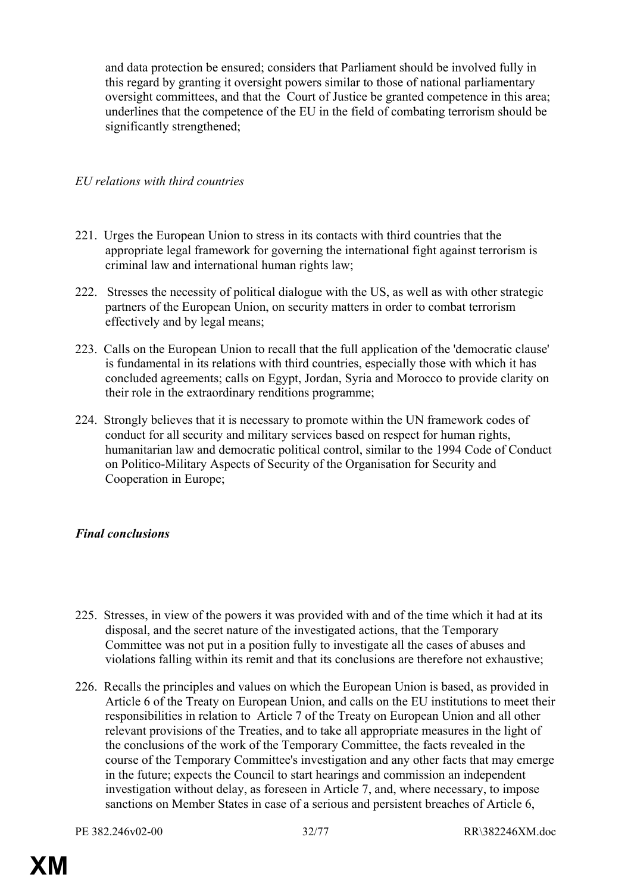and data protection be ensured; considers that Parliament should be involved fully in this regard by granting it oversight powers similar to those of national parliamentary oversight committees, and that the Court of Justice be granted competence in this area; underlines that the competence of the EU in the field of combating terrorism should be significantly strengthened;

*EU relations with third countries*

221. Urges the European Union to stress in its contacts with third countries that the appropriate legal framework for governing the international fight against terrorism is criminal law and international human rights law;

222. Stresses the necessity of political dialogue with the US, as well as with other strategic partners of the European Union, on security matters in order to combat terrorism effectively and by legal means;

223. Calls on the European Union to recall that the full application of the 'democratic clause' is fundamental in its relations with third countries, especially those with which it has concluded agreements; calls on Egypt, Jordan, Syria and Morocco to provide clarity on their role in the extraordinary renditions programme;

224. Strongly believes that it is necessary to promote within the UN framework codes of conduct for all security and military services based on respect for human rights, humanitarian law and democratic political control, similar to the 1994 Code of Conduct on Politico-Military Aspects of Security of the Organisation for Security and Cooperation in Europe;

***Final conclusions***

225. Stresses, in view of the powers it was provided with and of the time which it had at its disposal, and the secret nature of the investigated actions, that the Temporary Committee was not put in a position fully to investigate all the cases of abuses and violations falling within its remit and that its conclusions are therefore not exhaustive;

226. Recalls the principles and values on which the European Union is based, as provided in Article 6 of the Treaty on European Union, and calls on the EU institutions to meet their responsibilities in relation to Article 7 of the Treaty on European Union and all other relevant provisions of the Treaties, and to take all appropriate measures in the light of the conclusions of the work of the Temporary Committee, the facts revealed in the course of the Temporary Committee's investigation and any other facts that may emerge in the future; expects the Council to start hearings and commission an independent investigation without delay, as foreseen in Article 7, and, where necessary, to impose sanctions on Member States in case of a serious and persistent breaches of Article 6,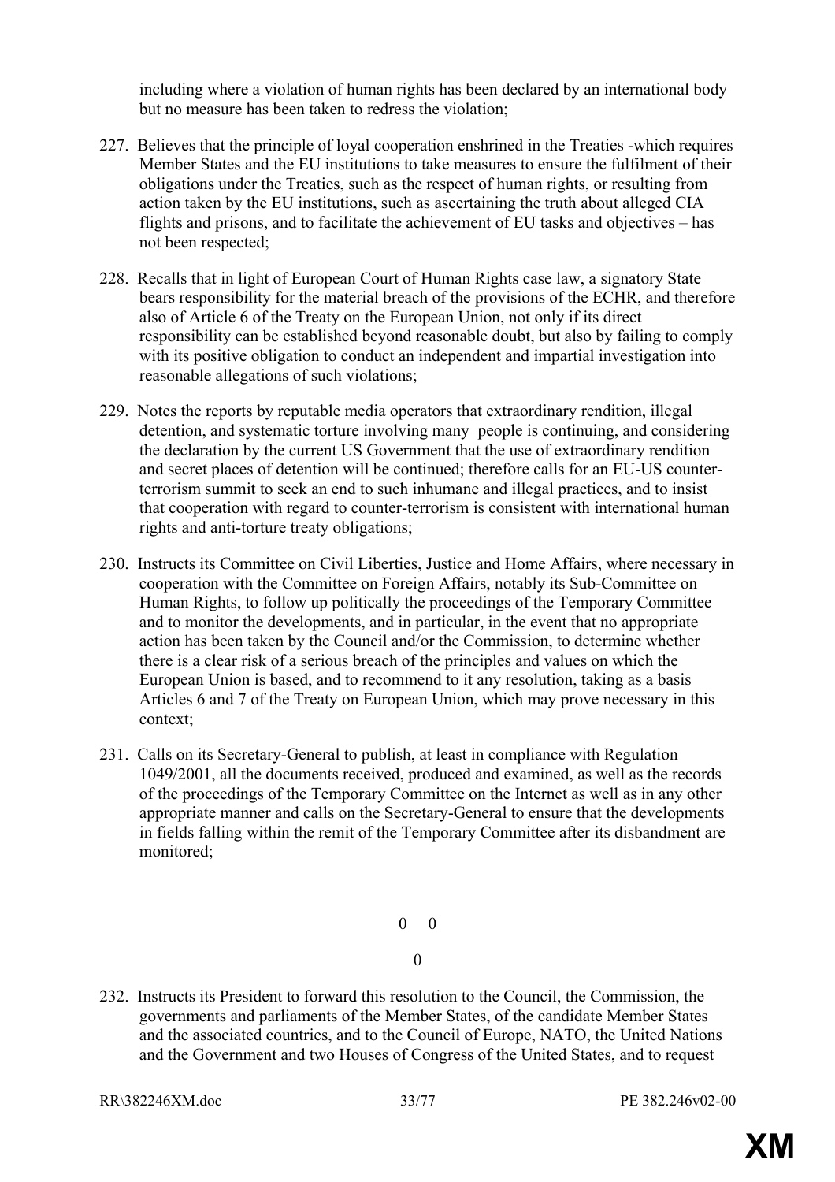including where a violation of human rights has been declared by an international body but no measure has been taken to redress the violation;

227. Believes that the principle of loyal cooperation enshrined in the Treaties -which requires Member States and the EU institutions to take measures to ensure the fulfilment of their obligations under the Treaties, such as the respect of human rights, or resulting from action taken by the EU institutions, such as ascertaining the truth about alleged CIA flights and prisons, and to facilitate the achievement of EU tasks and objectives – has not been respected;

228. Recalls that in light of European Court of Human Rights case law, a signatory State bears responsibility for the material breach of the provisions of the ECHR, and therefore also of Article 6 of the Treaty on the European Union, not only if its direct responsibility can be established beyond reasonable doubt, but also by failing to comply with its positive obligation to conduct an independent and impartial investigation into reasonable allegations of such violations;

229. Notes the reports by reputable media operators that extraordinary rendition, illegal detention, and systematic torture involving many people is continuing, and considering the declaration by the current US Government that the use of extraordinary rendition and secret places of detention will be continued; therefore calls for an EU-US counter-terrorism summit to seek an end to such inhumane and illegal practices, and to insist that cooperation with regard to counter-terrorism is consistent with international human rights and anti-torture treaty obligations;

230. Instructs its Committee on Civil Liberties, Justice and Home Affairs, where necessary in cooperation with the Committee on Foreign Affairs, notably its Sub-Committee on Human Rights, to follow up politically the proceedings of the Temporary Committee and to monitor the developments, and in particular, in the event that no appropriate action has been taken by the Council and/or the Commission, to determine whether there is a clear risk of a serious breach of the principles and values on which the European Union is based, and to recommend to it any resolution, taking as a basis Articles 6 and 7 of the Treaty on European Union, which may prove necessary in this context;

231. Calls on its Secretary-General to publish, at least in compliance with Regulation 1049/2001, all the documents received, produced and examined, as well as the records of the proceedings of the Temporary Committee on the Internet as well as in any other appropriate manner and calls on the Secretary-General to ensure that the developments in fields falling within the remit of the Temporary Committee after its disbandment are monitored;

0 0

0

232. Instructs its President to forward this resolution to the Council, the Commission, the governments and parliaments of the Member States, of the candidate Member States and the associated countries, and to the Council of Europe, NATO, the United Nations and the Government and two Houses of Congress of the United States, and to request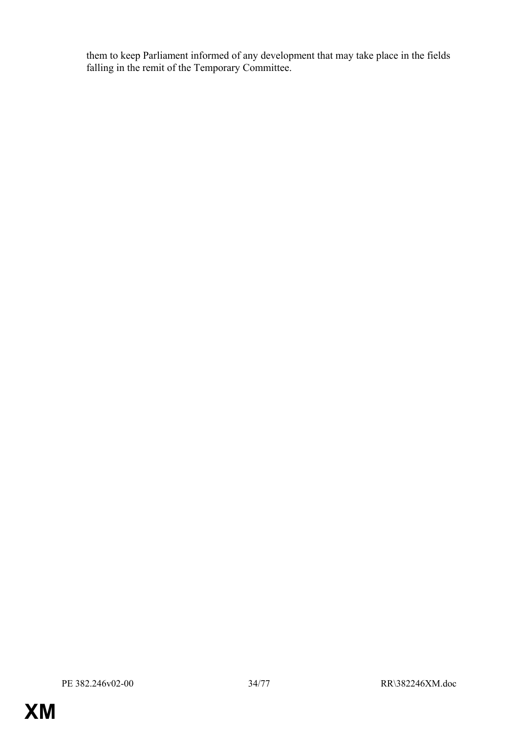them to keep Parliament informed of any development that may take place in the fields falling in the remit of the Temporary Committee.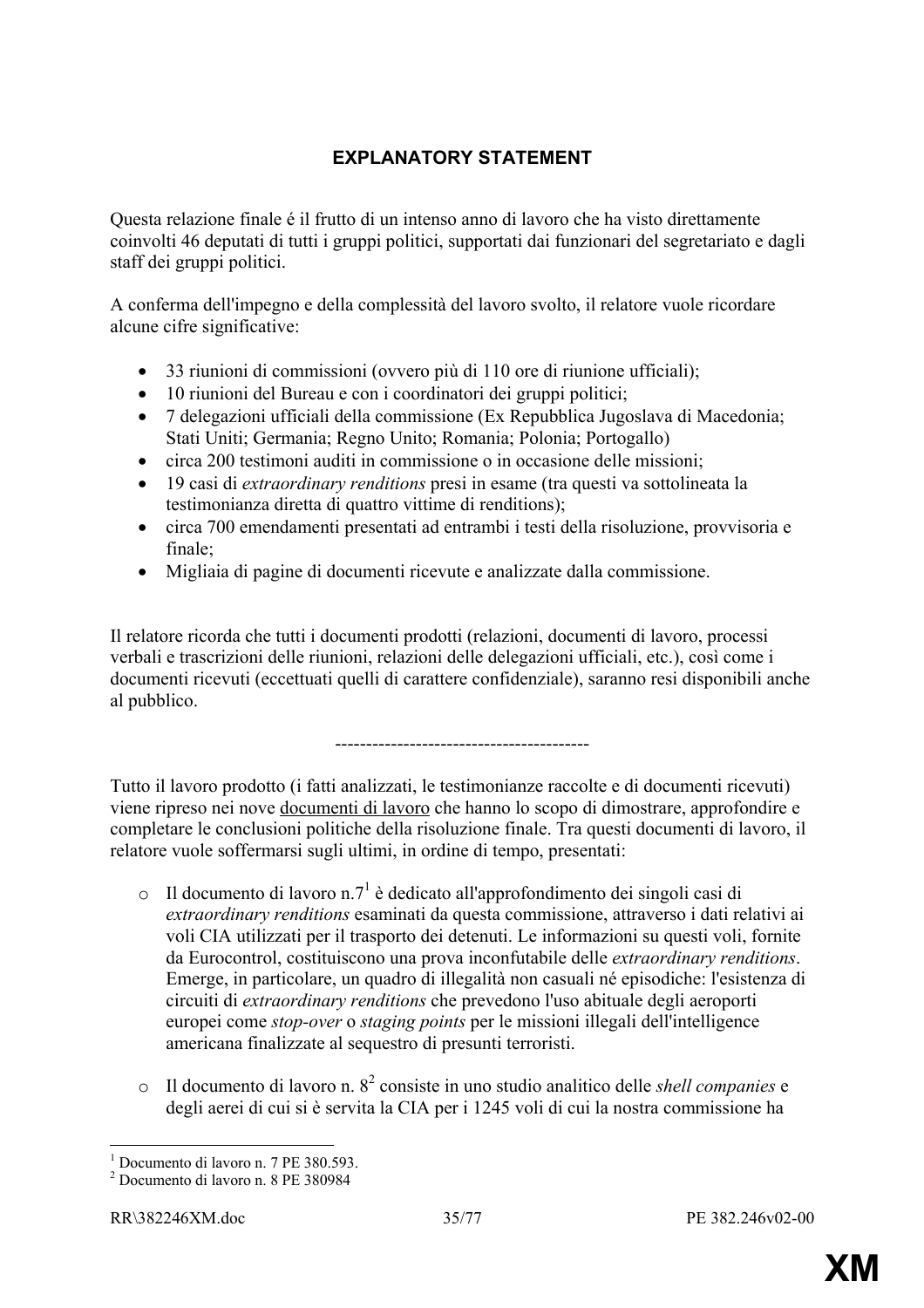## EXPLANATORY STATEMENT

Questa relazione finale é il frutto di un intenso anno di lavoro che ha visto direttamente coinvolti 46 deputati di tutti i gruppi politici, supportati dai funzionari del segretariato e dagli staff dei gruppi politici.

A conferma dell'impegno e della complessità del lavoro svolto, il relatore vuole ricordare alcune cifre significative:

- 33 riunioni di commissioni (ovvero più di 110 ore di riunione ufficiali);
- 10 riunioni del Bureau e con i coordinatori dei gruppi politici;
- 7 delegazioni ufficiali della commissione (Ex Repubblica Jugoslava di Macedonia; Stati Uniti; Germania; Regno Unito; Romania; Polonia; Portogallo)
- circa 200 testimoni auditi in commissione o in occasione delle missioni;
- 19 casi di *extraordinary renditions* presi in esame (tra questi va sottolineata la testimonianza diretta di quattro vittime di renditions);
- circa 700 emendamenti presentati ad entrambi i testi della risoluzione, provvisoria e finale;
- Migliaia di pagine di documenti ricevute e analizzate dalla commissione.

Il relatore ricorda che tutti i documenti prodotti (relazioni, documenti di lavoro, processi verbali e trascrizioni delle riunioni, relazioni delle delegazioni ufficiali, etc.), così come i documenti ricevuti (eccettuati quelli di carattere confidenziale), saranno resi disponibili anche al pubblico.

-----------------------------------------

Tutto il lavoro prodotto (i fatti analizzati, le testimonianze raccolte e di documenti ricevuti) viene ripreso nei nove documenti di lavoro che hanno lo scopo di dimostrare, approfondire e completare le conclusioni politiche della risoluzione finale. Tra questi documenti di lavoro, il relatore vuole soffermarsi sugli ultimi, in ordine di tempo, presentati:

- Il documento di lavoro n.7[1] è dedicato all'approfondimento dei singoli casi di *extraordinary renditions* esaminati da questa commissione, attraverso i dati relativi ai voli CIA utilizzati per il trasporto dei detenuti. Le informazioni su questi voli, fornite da Eurocontrol, costituiscono una prova inconfutabile delle *extraordinary renditions*. Emerge, in particolare, un quadro di illegalità non casuali né episodiche: l'esistenza di circuiti di *extraordinary renditions* che prevedono l'uso abituale degli aeroporti europei come *stop-over* o *staging points* per le missioni illegali dell'intelligence americana finalizzate al sequestro di presunti terroristi.

- Il documento di lavoro n. 8[2] consiste in uno studio analitico delle *shell companies* e degli aerei di cui si è servita la CIA per i 1245 voli di cui la nostra commissione ha

[1] Documento di lavoro n. 7 PE 380.593.

[2] Documento di lavoro n. 8 PE 380984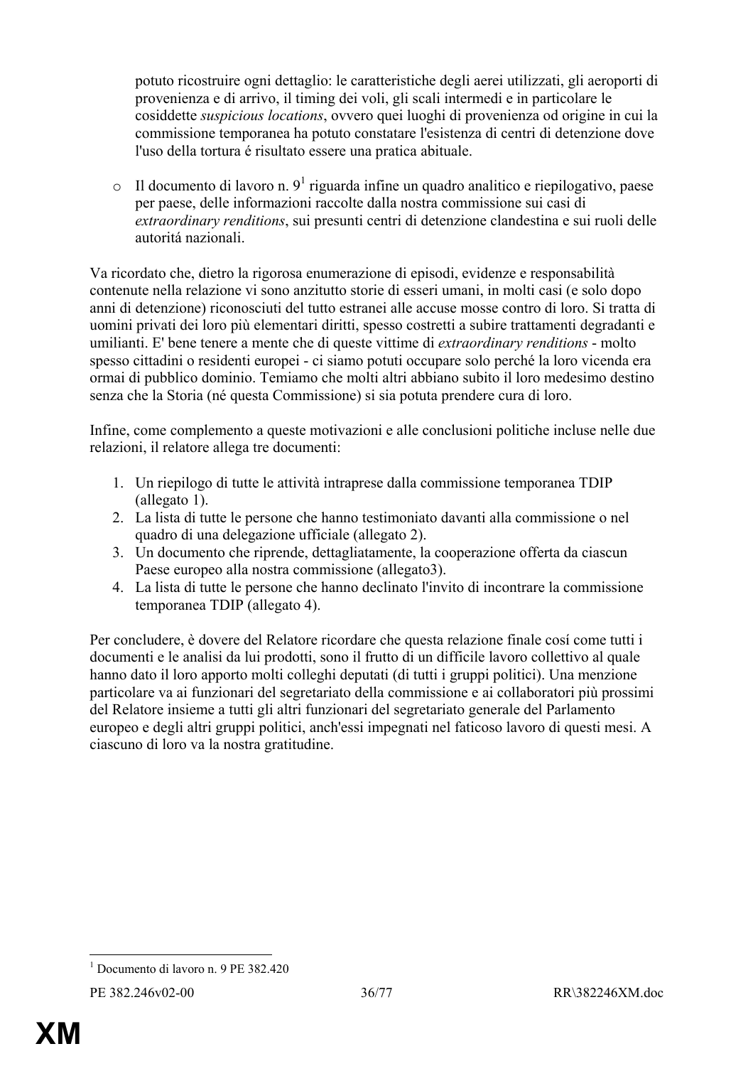potuto ricostruire ogni dettaglio: le caratteristiche degli aerei utilizzati, gli aeroporti di provenienza e di arrivo, il timing dei voli, gli scali intermedi e in particolare le cosiddette *suspicious locations*, ovvero quei luoghi di provenienza od origine in cui la commissione temporanea ha potuto constatare l'esistenza di centri di detenzione dove l'uso della tortura é risultato essere una pratica abituale.

- Il documento di lavoro n. 9[1] riguarda infine un quadro analitico e riepilogativo, paese per paese, delle informazioni raccolte dalla nostra commissione sui casi di *extraordinary renditions*, sui presunti centri di detenzione clandestina e sui ruoli delle autoritá nazionali.

Va ricordato che, dietro la rigorosa enumerazione di episodi, evidenze e responsabilità contenute nella relazione vi sono anzitutto storie di esseri umani, in molti casi (e solo dopo anni di detenzione) riconosciuti del tutto estranei alle accuse mosse contro di loro. Si tratta di uomini privati dei loro più elementari diritti, spesso costretti a subire trattamenti degradanti e umilianti. E' bene tenere a mente che di queste vittime di *extraordinary renditions* - molto spesso cittadini o residenti europei - ci siamo potuti occupare solo perché la loro vicenda era ormai di pubblico dominio. Temiamo che molti altri abbiano subito il loro medesimo destino senza che la Storia (né questa Commissione) si sia potuta prendere cura di loro.

Infine, come complemento a queste motivazioni e alle conclusioni politiche incluse nelle due relazioni, il relatore allega tre documenti:

1. Un riepilogo di tutte le attività intraprese dalla commissione temporanea TDIP (allegato 1).
2. La lista di tutte le persone che hanno testimoniato davanti alla commissione o nel quadro di una delegazione ufficiale (allegato 2).
3. Un documento che riprende, dettagliatamente, la cooperazione offerta da ciascun Paese europeo alla nostra commissione (allegato3).
4. La lista di tutte le persone che hanno declinato l'invito di incontrare la commissione temporanea TDIP (allegato 4).

Per concludere, è dovere del Relatore ricordare che questa relazione finale cosí come tutti i documenti e le analisi da lui prodotti, sono il frutto di un difficile lavoro collettivo al quale hanno dato il loro apporto molti colleghi deputati (di tutti i gruppi politici). Una menzione particolare va ai funzionari del segretariato della commissione e ai collaboratori più prossimi del Relatore insieme a tutti gli altri funzionari del segretariato generale del Parlamento europeo e degli altri gruppi politici, anch'essi impegnati nel faticoso lavoro di questi mesi. A ciascuno di loro va la nostra gratitudine.

[1] Documento di lavoro n. 9 PE 382.420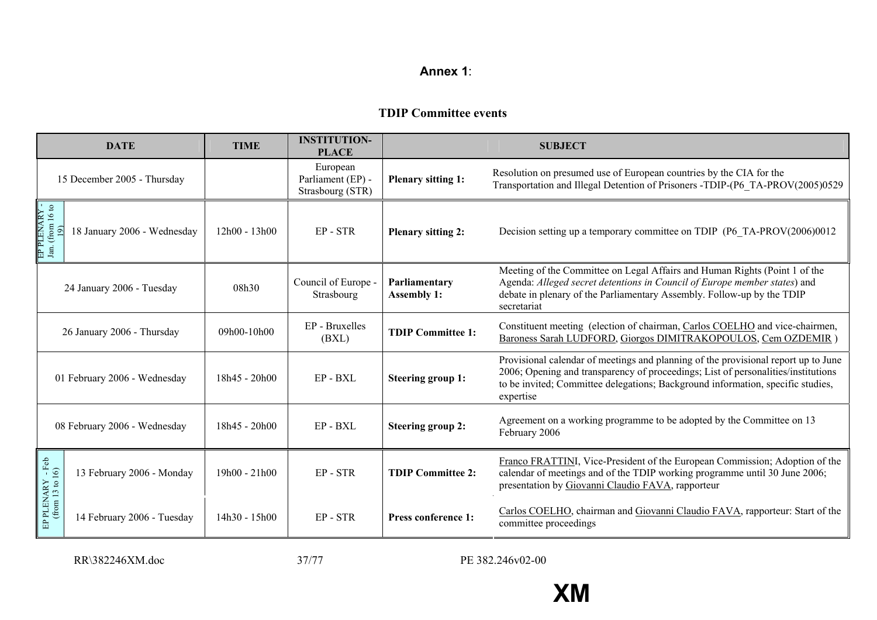**Annex 1**:

## TDIP Committee events

| DATE | | TIME | INSTITUTION-PLACE | SUBJECT | |
|---|---|---|---|---|---|
| | 15 December 2005 - Thursday | | European Parliament (EP) - Strasbourg (STR) | **Plenary sitting 1:** | Resolution on presumed use of European countries by the CIA for the Transportation and Illegal Detention of Prisoners -TDIP-(P6_TA-PROV(2005)0529 |
| EP PLENARY - Jan. (from 16 to 19) | 18 January 2006 - Wednesday | 12h00 - 13h00 | EP - STR | **Plenary sitting 2:** | Decision setting up a temporary committee on TDIP (P6_TA-PROV(2006)0012 |
| | 24 January 2006 - Tuesday | 08h30 | Council of Europe - Strasbourg | **Parliamentary Assembly 1:** | Meeting of the Committee on Legal Affairs and Human Rights (Point 1 of the Agenda: *Alleged secret detentions in Council of Europe member states*) and debate in plenary of the Parliamentary Assembly. Follow-up by the TDIP secretariat |
| | 26 January 2006 - Thursday | 09h00-10h00 | EP - Bruxelles (BXL) | **TDIP Committee 1:** | Constituent meeting (election of chairman, Carlos COELHO and vice-chairmen, Baroness Sarah LUDFORD, Giorgos DIMITRAKOPOULOS, Cem OZDEMIR ) |
| | 01 February 2006 - Wednesday | 18h45 - 20h00 | EP - BXL | **Steering group 1:** | Provisional calendar of meetings and planning of the provisional report up to June 2006; Opening and transparency of proceedings; List of personalities/institutions to be invited; Committee delegations; Background information, specific studies, expertise |
| | 08 February 2006 - Wednesday | 18h45 - 20h00 | EP - BXL | **Steering group 2:** | Agreement on a working programme to be adopted by the Committee on 13 February 2006 |
| EP PLENARY - Feb (from 13 to 16) | 13 February 2006 - Monday | 19h00 - 21h00 | EP - STR | **TDIP Committee 2:** | Franco FRATTINI, Vice-President of the European Commission; Adoption of the calendar of meetings and of the TDIP working programme until 30 June 2006; presentation by Giovanni Claudio FAVA, rapporteur |
| | 14 February 2006 - Tuesday | 14h30 - 15h00 | EP - STR | **Press conference 1:** | Carlos COELHO, chairman and Giovanni Claudio FAVA, rapporteur: Start of the committee proceedings |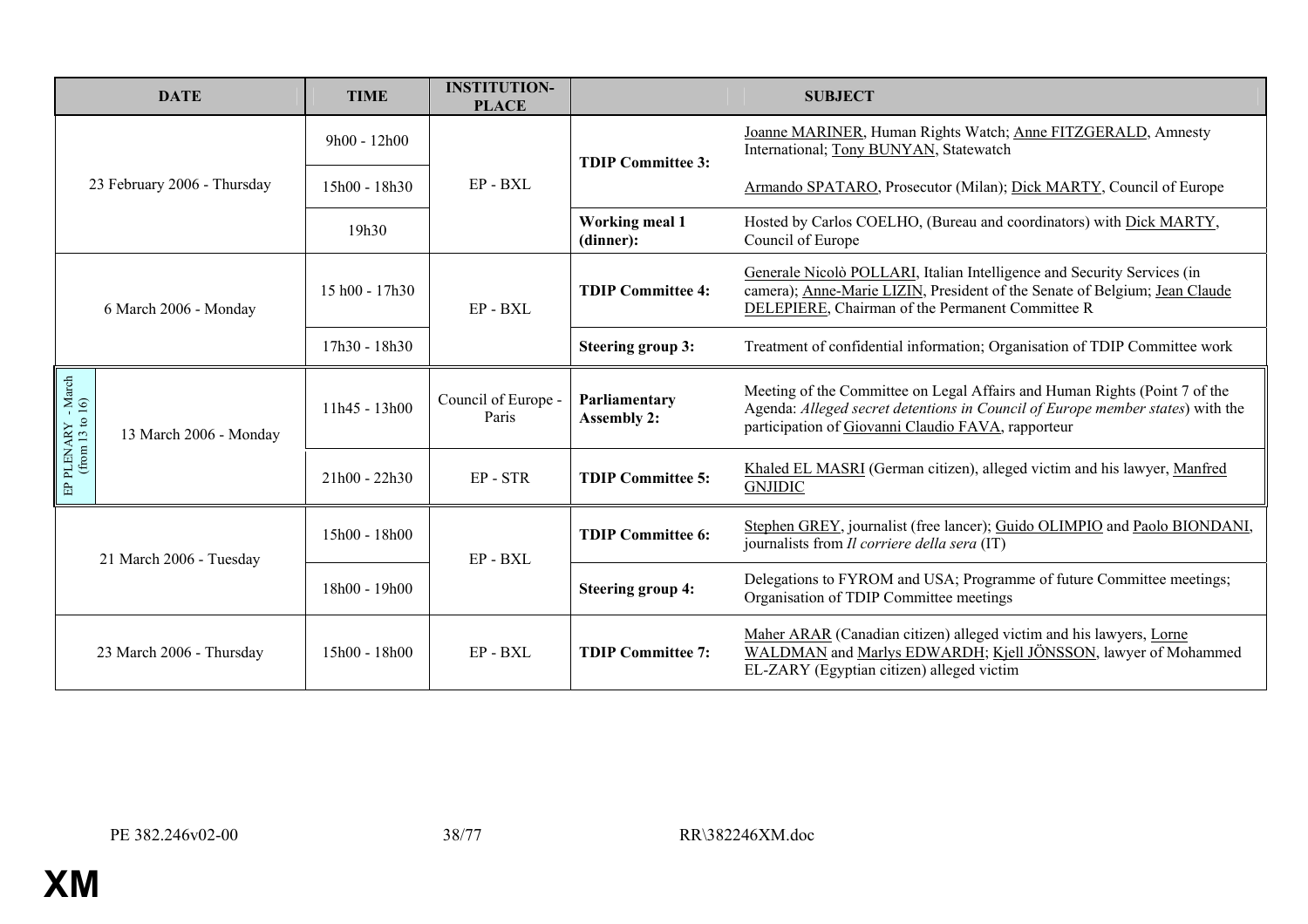| DATE | TIME | INSTITUTION-PLACE | | SUBJECT |
|---|---|---|---|---|
| 23 February 2006 - Thursday | 9h00 - 12h00 | EP - BXL | TDIP Committee 3: | Joanne MARINER, Human Rights Watch; Anne FITZGERALD, Amnesty International; Tony BUNYAN, Statewatch |
| | 15h00 - 18h30 | | | Armando SPATARO, Prosecutor (Milan); Dick MARTY, Council of Europe |
| | 19h30 | | **Working meal 1 (dinner):** | Hosted by Carlos COELHO, (Bureau and coordinators) with Dick MARTY, Council of Europe |
| 6 March 2006 - Monday | 15 h00 - 17h30 | EP - BXL | **TDIP Committee 4:** | Generale Nicolò POLLARI, Italian Intelligence and Security Services (in camera); Anne-Marie LIZIN, President of the Senate of Belgium; Jean Claude DELEPIERE, Chairman of the Permanent Committee R |
| | 17h30 - 18h30 | | **Steering group 3:** | Treatment of confidential information; Organisation of TDIP Committee work |
| EP PLENARY - March (from 13 to 16) — 13 March 2006 - Monday | 11h45 - 13h00 | Council of Europe - Paris | **Parliamentary Assembly 2:** | Meeting of the Committee on Legal Affairs and Human Rights (Point 7 of the Agenda: *Alleged secret detentions in Council of Europe member states*) with the participation of Giovanni Claudio FAVA, rapporteur |
| | 21h00 - 22h30 | EP - STR | **TDIP Committee 5:** | Khaled EL MASRI (German citizen), alleged victim and his lawyer, Manfred GNJIDIC |
| 21 March 2006 - Tuesday | 15h00 - 18h00 | EP - BXL | **TDIP Committee 6:** | Stephen GREY, journalist (free lancer); Guido OLIMPIO and Paolo BIONDANI, journalists from *Il corriere della sera* (IT) |
| | 18h00 - 19h00 | | **Steering group 4:** | Delegations to FYROM and USA; Programme of future Committee meetings; Organisation of TDIP Committee meetings |
| 23 March 2006 - Thursday | 15h00 - 18h00 | EP - BXL | **TDIP Committee 7:** | Maher ARAR (Canadian citizen) alleged victim and his lawyers, Lorne WALDMAN and Marlys EDWARDH; Kjell JÖNSSON, lawyer of Mohammed EL-ZARY (Egyptian citizen) alleged victim |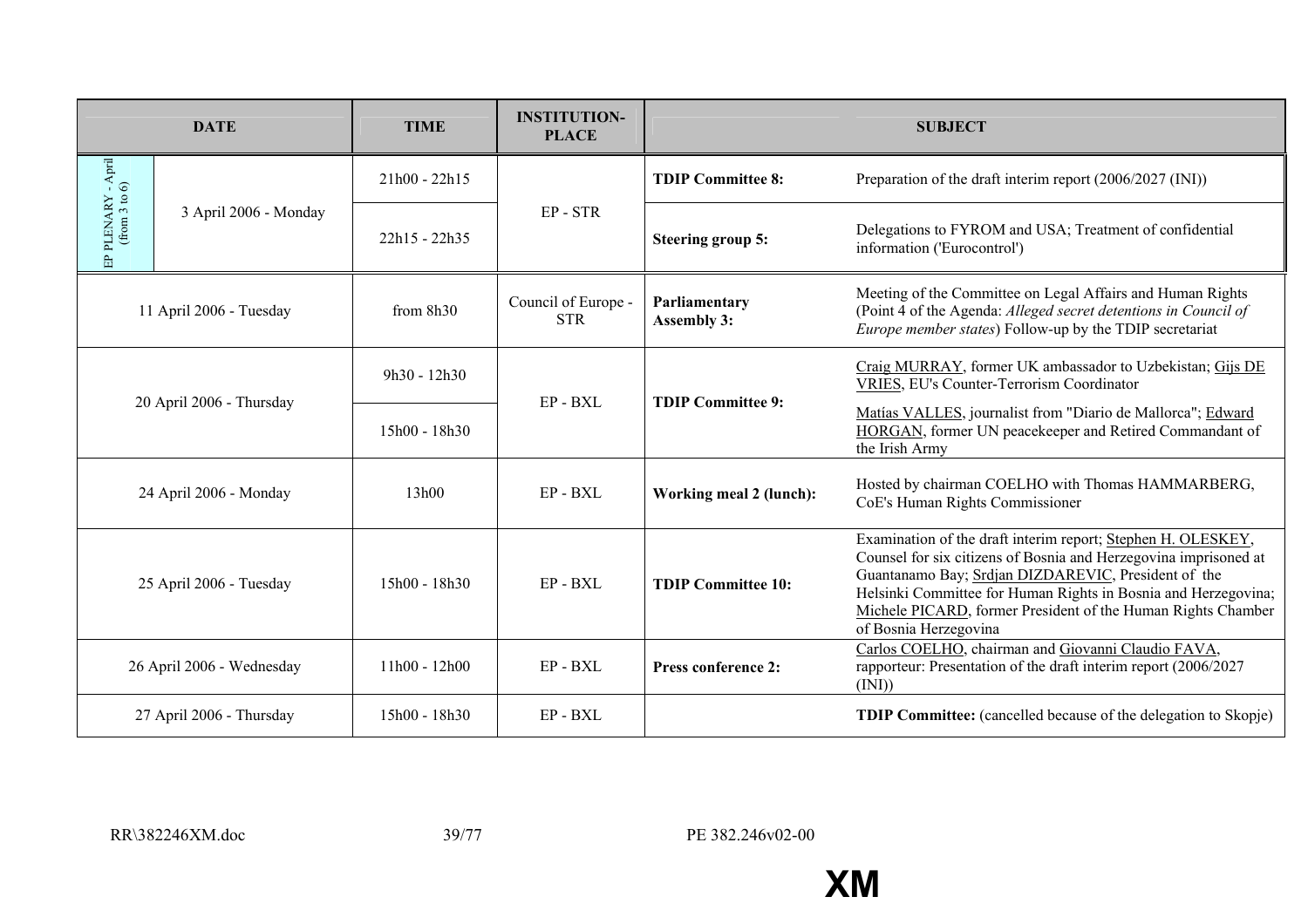| DATE | | TIME | INSTITUTION-PLACE | SUBJECT | |
|---|---|---|---|---|---|
| EP PLENARY - April (from 3 to 6) | 3 April 2006 - Monday | 21h00 - 22h15 | EP - STR | **TDIP Committee 8:** | Preparation of the draft interim report (2006/2027 (INI)) |
| | | 22h15 - 22h35 | | **Steering group 5:** | Delegations to FYROM and USA; Treatment of confidential information ('Eurocontrol') |
| 11 April 2006 - Tuesday | | from 8h30 | Council of Europe - STR | **Parliamentary Assembly 3:** | Meeting of the Committee on Legal Affairs and Human Rights (Point 4 of the Agenda: *Alleged secret detentions in Council of Europe member states*) Follow-up by the TDIP secretariat |
| 20 April 2006 - Thursday | | 9h30 - 12h30 | EP - BXL | **TDIP Committee 9:** | Craig MURRAY, former UK ambassador to Uzbekistan; Gijs DE VRIES, EU's Counter-Terrorism Coordinator |
| | | 15h00 - 18h30 | | | Matías VALLES, journalist from "Diario de Mallorca"; Edward HORGAN, former UN peacekeeper and Retired Commandant of the Irish Army |
| 24 April 2006 - Monday | | 13h00 | EP - BXL | **Working meal 2 (lunch):** | Hosted by chairman COELHO with Thomas HAMMARBERG, CoE's Human Rights Commissioner |
| 25 April 2006 - Tuesday | | 15h00 - 18h30 | EP - BXL | **TDIP Committee 10:** | Examination of the draft interim report; Stephen H. OLESKEY, Counsel for six citizens of Bosnia and Herzegovina imprisoned at Guantanamo Bay; Srdjan DIZDAREVIC, President of the Helsinki Committee for Human Rights in Bosnia and Herzegovina; Michele PICARD, former President of the Human Rights Chamber of Bosnia Herzegovina |
| 26 April 2006 - Wednesday | | 11h00 - 12h00 | EP - BXL | **Press conference 2:** | Carlos COELHO, chairman and Giovanni Claudio FAVA, rapporteur: Presentation of the draft interim report (2006/2027 (INI)) |
| 27 April 2006 - Thursday | | 15h00 - 18h30 | EP - BXL | | **TDIP Committee:** (cancelled because of the delegation to Skopje) |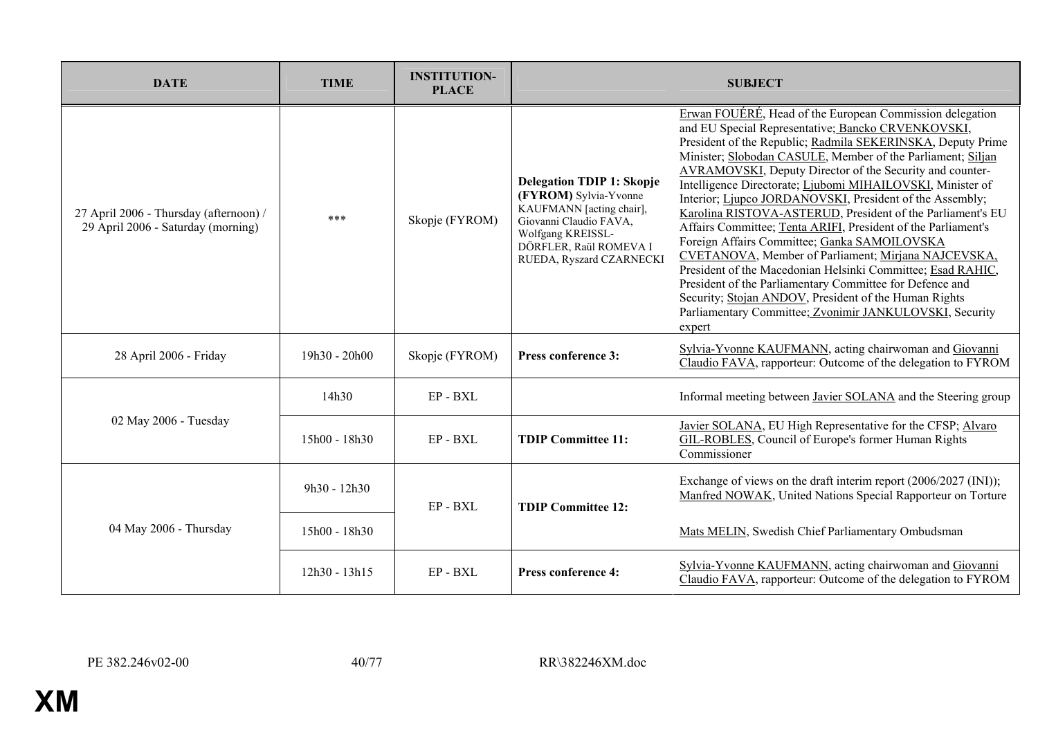| DATE | TIME | INSTITUTION-PLACE | | SUBJECT |
|---|---|---|---|---|
| 27 April 2006 - Thursday (afternoon) / 29 April 2006 - Saturday (morning) | *** | Skopje (FYROM) | **Delegation TDIP 1: Skopje (FYROM)** Sylvia-Yvonne KAUFMANN [acting chair], Giovanni Claudio FAVA, Wolfgang KREISSL-DÖRFLER, Raül ROMEVA I RUEDA, Ryszard CZARNECKI | Erwan FOUÉRÉ, Head of the European Commission delegation and EU Special Representative; Bancko CRVENKOVSKI, President of the Republic; Radmila SEKERINSKA, Deputy Prime Minister; Slobodan CASULE, Member of the Parliament; Siljan AVRAMOVSKI, Deputy Director of the Security and counter-Intelligence Directorate; Ljubomi MIHAILOVSKI, Minister of Interior; Ljupco JORDANOVSKI, President of the Assembly; Karolina RISTOVA-ASTERUD, President of the Parliament's EU Affairs Committee; Tenta ARIFI, President of the Parliament's Foreign Affairs Committee; Ganka SAMOILOVSKA CVETANOVA, Member of Parliament; Mirjana NAJCEVSKA, President of the Macedonian Helsinki Committee; Esad RAHIC, President of the Parliamentary Committee for Defence and Security; Stojan ANDOV, President of the Human Rights Parliamentary Committee; Zvonimir JANKULOVSKI, Security expert |
| 28 April 2006 - Friday | 19h30 - 20h00 | Skopje (FYROM) | **Press conference 3:** | Sylvia-Yvonne KAUFMANN, acting chairwoman and Giovanni Claudio FAVA, rapporteur: Outcome of the delegation to FYROM |
| 02 May 2006 - Tuesday | 14h30 | EP - BXL | | Informal meeting between Javier SOLANA and the Steering group |
| | 15h00 - 18h30 | EP - BXL | **TDIP Committee 11:** | Javier SOLANA, EU High Representative for the CFSP; Alvaro GIL-ROBLES, Council of Europe's former Human Rights Commissioner |
| 04 May 2006 - Thursday | 9h30 - 12h30 | EP - BXL | **TDIP Committee 12:** | Exchange of views on the draft interim report (2006/2027 (INI)); Manfred NOWAK, United Nations Special Rapporteur on Torture |
| | 15h00 - 18h30 | | | Mats MELIN, Swedish Chief Parliamentary Ombudsman |
| | 12h30 - 13h15 | EP - BXL | **Press conference 4:** | Sylvia-Yvonne KAUFMANN, acting chairwoman and Giovanni Claudio FAVA, rapporteur: Outcome of the delegation to FYROM |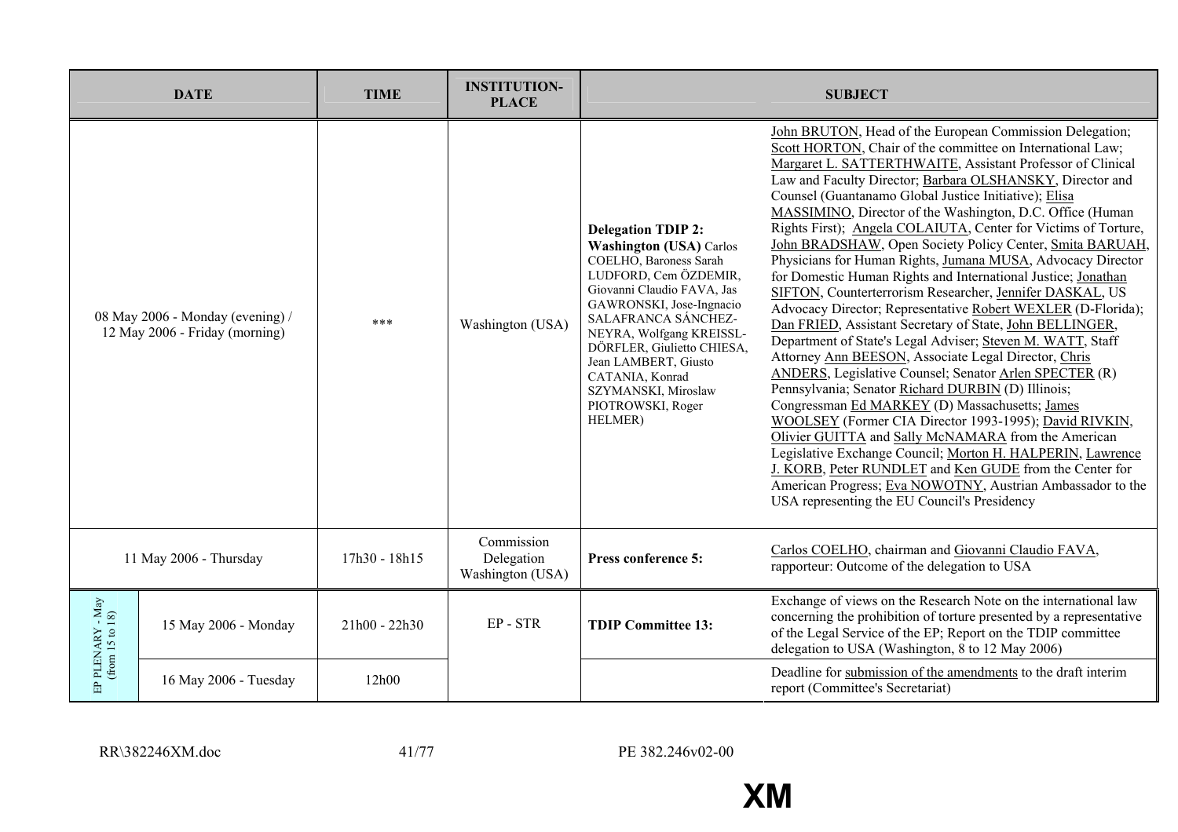| DATE | | TIME | INSTITUTION-PLACE | SUBJECT | |
|---|---|---|---|---|---|
| 08 May 2006 - Monday (evening) / 12 May 2006 - Friday (morning) | | *** | Washington (USA) | **Delegation TDIP 2: Washington (USA)** Carlos COELHO, Baroness Sarah LUDFORD, Cem ÖZDEMIR, Giovanni Claudio FAVA, Jas GAWRONSKI, Jose-Ingnacio SALAFRANCA SÁNCHEZ-NEYRA, Wolfgang KREISSL-DÖRFLER, Giulietto CHIESA, Jean LAMBERT, Giusto CATANIA, Konrad SZYMANSKI, Miroslaw PIOTROWSKI, Roger HELMER) | John BRUTON, Head of the European Commission Delegation; Scott HORTON, Chair of the committee on International Law; Margaret L. SATTERTHWAITE, Assistant Professor of Clinical Law and Faculty Director; Barbara OLSHANSKY, Director and Counsel (Guantanamo Global Justice Initiative); Elisa MASSIMINO, Director of the Washington, D.C. Office (Human Rights First); Angela COLAIUTA, Center for Victims of Torture, John BRADSHAW, Open Society Policy Center, Smita BARUAH, Physicians for Human Rights, Jumana MUSA, Advocacy Director for Domestic Human Rights and International Justice; Jonathan SIFTON, Counterterrorism Researcher, Jennifer DASKAL, US Advocacy Director; Representative Robert WEXLER (D-Florida); Dan FRIED, Assistant Secretary of State, John BELLINGER, Department of State's Legal Adviser; Steven M. WATT, Staff Attorney Ann BEESON, Associate Legal Director, Chris ANDERS, Legislative Counsel; Senator Arlen SPECTER (R) Pennsylvania; Senator Richard DURBIN (D) Illinois; Congressman Ed MARKEY (D) Massachusetts; James WOOLSEY (Former CIA Director 1993-1995); David RIVKIN, Olivier GUITTA and Sally McNAMARA from the American Legislative Exchange Council; Morton H. HALPERIN, Lawrence J. KORB, Peter RUNDLET and Ken GUDE from the Center for American Progress; Eva NOWOTNY, Austrian Ambassador to the USA representing the EU Council's Presidency |
| 11 May 2006 - Thursday | | 17h30 - 18h15 | Commission Delegation Washington (USA) | **Press conference 5:** | Carlos COELHO, chairman and Giovanni Claudio FAVA, rapporteur: Outcome of the delegation to USA |
| EP PLENARY - May (from 15 to 18) | 15 May 2006 - Monday | 21h00 - 22h30 | EP - STR | **TDIP Committee 13:** | Exchange of views on the Research Note on the international law concerning the prohibition of torture presented by a representative of the Legal Service of the EP; Report on the TDIP committee delegation to USA (Washington, 8 to 12 May 2006) |
| | 16 May 2006 - Tuesday | 12h00 | | | Deadline for submission of the amendments to the draft interim report (Committee's Secretariat) |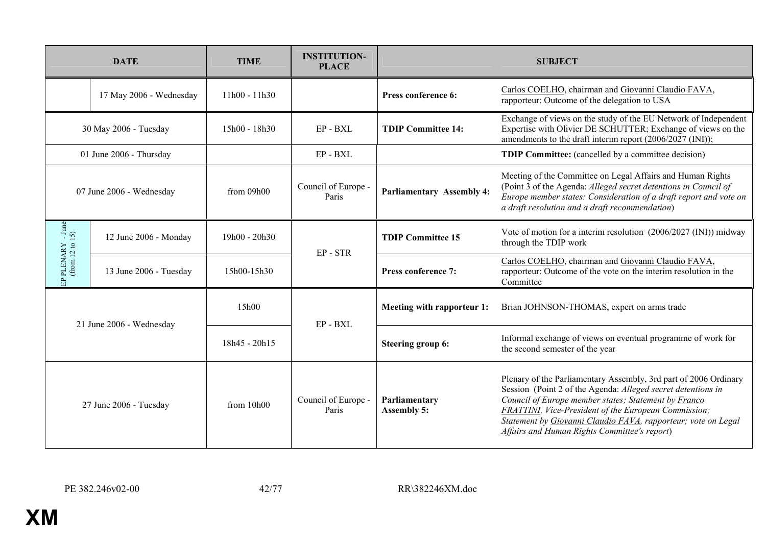| DATE | | TIME | INSTITUTION-PLACE | SUBJECT | |
|---|---|---|---|---|---|
| | 17 May 2006 - Wednesday | 11h00 - 11h30 | | **Press conference 6:** | Carlos COELHO, chairman and Giovanni Claudio FAVA, rapporteur: Outcome of the delegation to USA |
| 30 May 2006 - Tuesday | | 15h00 - 18h30 | EP - BXL | **TDIP Committee 14:** | Exchange of views on the study of the EU Network of Independent Expertise with Olivier DE SCHUTTER; Exchange of views on the amendments to the draft interim report (2006/2027 (INI)); |
| 01 June 2006 - Thursday | | | EP - BXL | | **TDIP Committee:** (cancelled by a committee decision) |
| 07 June 2006 - Wednesday | | from 09h00 | Council of Europe - Paris | **Parliamentary Assembly 4:** | Meeting of the Committee on Legal Affairs and Human Rights (Point 3 of the Agenda: *Alleged secret detentions in Council of Europe member states: Consideration of a draft report and vote on a draft resolution and a draft recommendation*) |
| EP PLENARY - June (from 12 to 15) | 12 June 2006 - Monday | 19h00 - 20h30 | EP - STR | **TDIP Committee 15** | Vote of motion for a interim resolution (2006/2027 (INI)) midway through the TDIP work |
| | 13 June 2006 - Tuesday | 15h00-15h30 | | **Press conference 7:** | Carlos COELHO, chairman and Giovanni Claudio FAVA, rapporteur: Outcome of the vote on the interim resolution in the Committee |
| 21 June 2006 - Wednesday | | 15h00 | EP - BXL | **Meeting with rapporteur 1:** | Brian JOHNSON-THOMAS, expert on arms trade |
| | | 18h45 - 20h15 | | **Steering group 6:** | Informal exchange of views on eventual programme of work for the second semester of the year |
| 27 June 2006 - Tuesday | | from 10h00 | Council of Europe - Paris | **Parliamentary Assembly 5:** | Plenary of the Parliamentary Assembly, 3rd part of 2006 Ordinary Session (Point 2 of the Agenda: *Alleged secret detentions in Council of Europe member states; Statement by Franco FRATTINI, Vice-President of the European Commission; Statement by Giovanni Claudio FAVA, rapporteur; vote on Legal Affairs and Human Rights Committee's report*) |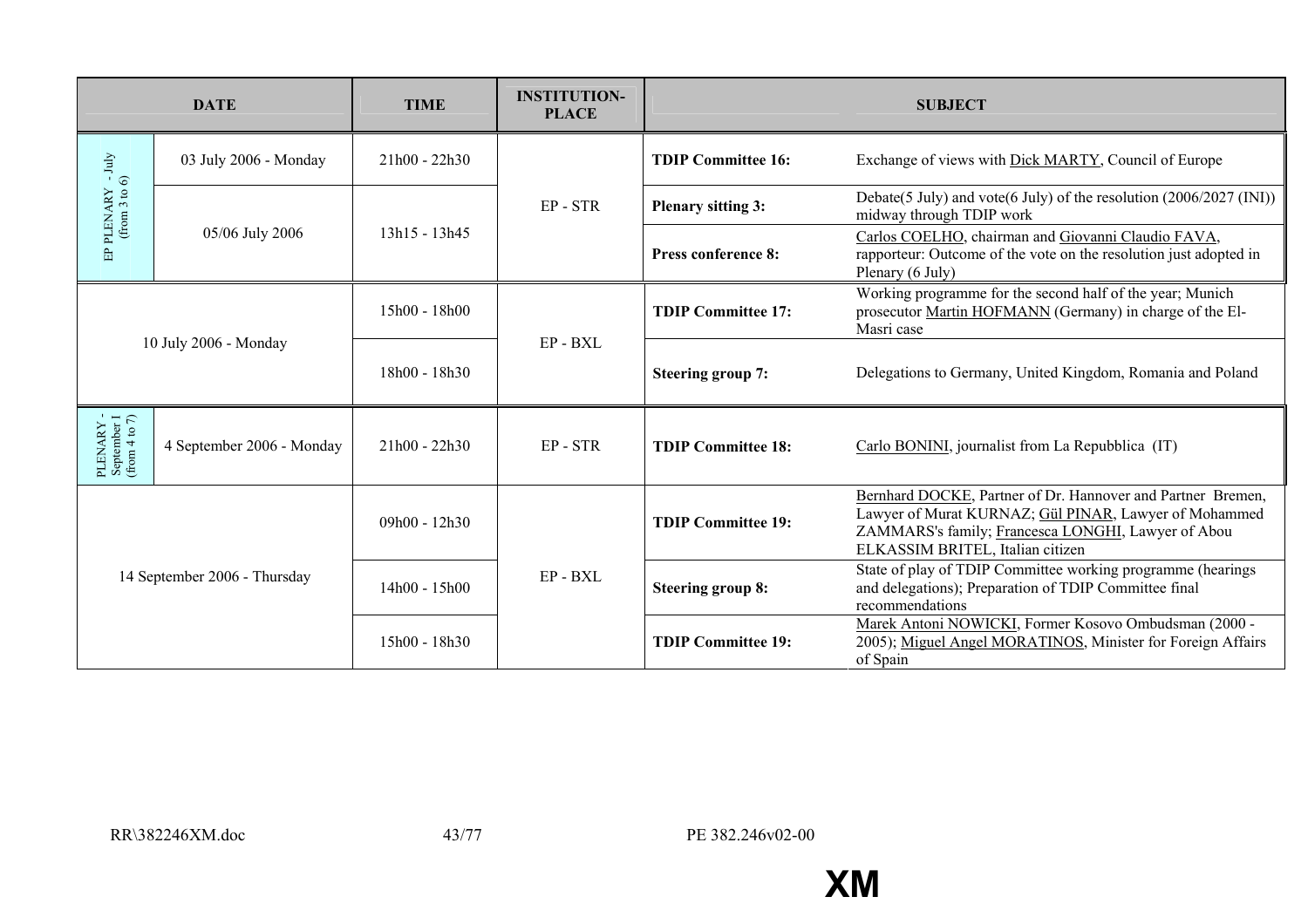| DATE | | TIME | INSTITUTION-PLACE | SUBJECT | |
|---|---|---|---|---|---|
| EP PLENARY - July (from 3 to 6) | 03 July 2006 - Monday | 21h00 - 22h30 | EP - STR | **TDIP Committee 16:** | Exchange of views with Dick MARTY, Council of Europe |
| | 05/06 July 2006 | 13h15 - 13h45 | | **Plenary sitting 3:** | Debate(5 July) and vote(6 July) of the resolution (2006/2027 (INI)) midway through TDIP work |
| | | | | **Press conference 8:** | Carlos COELHO, chairman and Giovanni Claudio FAVA, rapporteur: Outcome of the vote on the resolution just adopted in Plenary (6 July) |
| 10 July 2006 - Monday | | 15h00 - 18h00 | EP - BXL | **TDIP Committee 17:** | Working programme for the second half of the year; Munich prosecutor Martin HOFMANN (Germany) in charge of the El-Masri case |
| | | 18h00 - 18h30 | | **Steering group 7:** | Delegations to Germany, United Kingdom, Romania and Poland |
| PLENARY - September I (from 4 to 7) | 4 September 2006 - Monday | 21h00 - 22h30 | EP - STR | **TDIP Committee 18:** | Carlo BONINI, journalist from La Repubblica (IT) |
| 14 September 2006 - Thursday | | 09h00 - 12h30 | EP - BXL | **TDIP Committee 19:** | Bernhard DOCKE, Partner of Dr. Hannover and Partner Bremen, Lawyer of Murat KURNAZ; Gül PINAR, Lawyer of Mohammed ZAMMARS's family; Francesca LONGHI, Lawyer of Abou ELKASSIM BRITEL, Italian citizen |
| | | 14h00 - 15h00 | | **Steering group 8:** | State of play of TDIP Committee working programme (hearings and delegations); Preparation of TDIP Committee final recommendations |
| | | 15h00 - 18h30 | | **TDIP Committee 19:** | Marek Antoni NOWICKI, Former Kosovo Ombudsman (2000 - 2005); Miguel Angel MORATINOS, Minister for Foreign Affairs of Spain |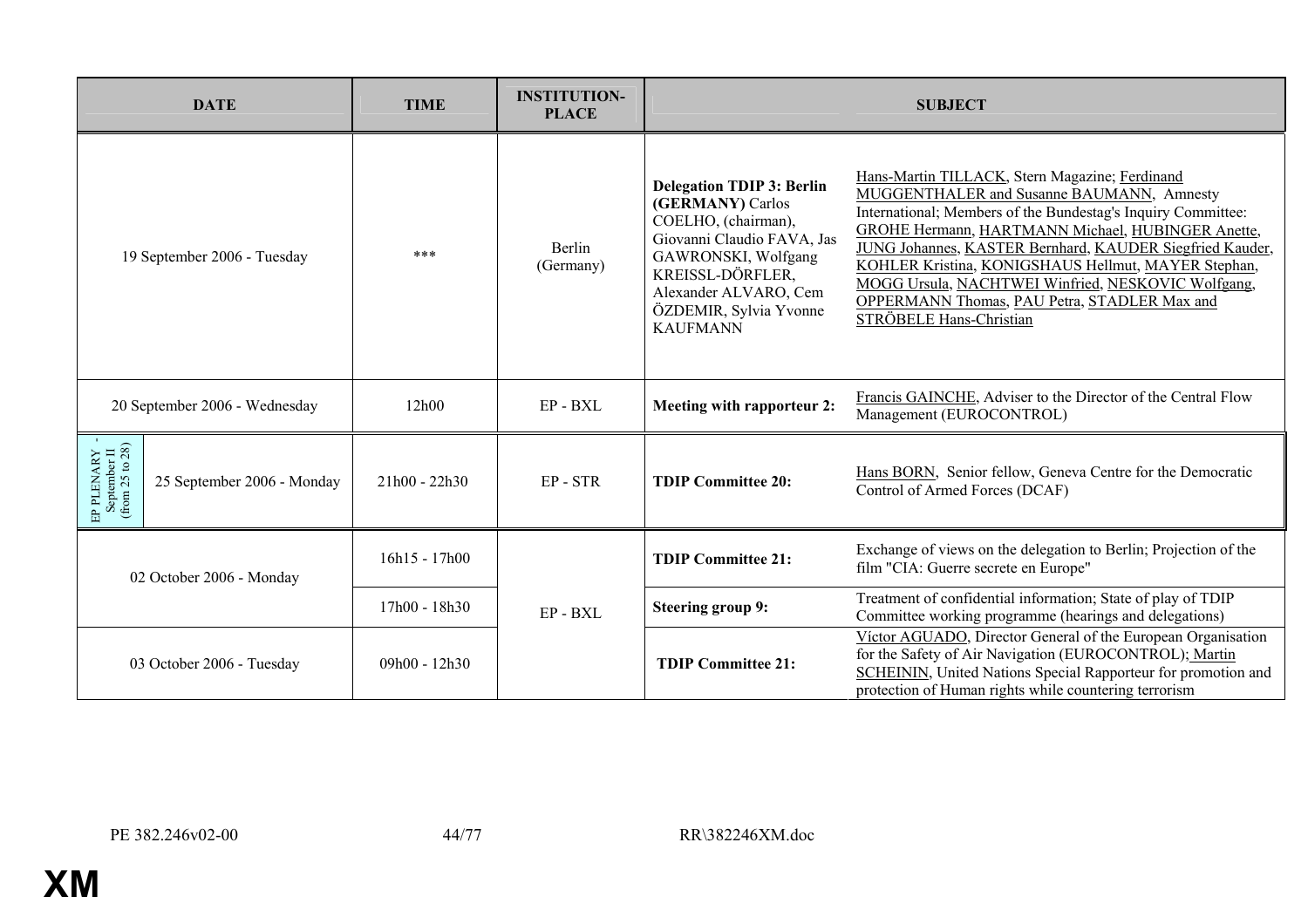| DATE | TIME | INSTITUTION-PLACE | SUBJECT | |
|---|---|---|---|---|
| 19 September 2006 - Tuesday | *** | Berlin (Germany) | **Delegation TDIP 3: Berlin (GERMANY)** Carlos COELHO, (chairman), Giovanni Claudio FAVA, Jas GAWRONSKI, Wolfgang KREISSL-DÖRFLER, Alexander ALVARO, Cem ÖZDEMIR, Sylvia Yvonne KAUFMANN | Hans-Martin TILLACK, Stern Magazine; Ferdinand MUGGENTHALER and Susanne BAUMANN, Amnesty International; Members of the Bundestag's Inquiry Committee: GROHE Hermann, HARTMANN Michael, HUBINGER Anette, JUNG Johannes, KASTER Bernhard, KAUDER Siegfried Kauder, KOHLER Kristina, KONIGSHAUS Hellmut, MAYER Stephan, MOGG Ursula, NACHTWEI Winfried, NESKOVIC Wolfgang, OPPERMANN Thomas, PAU Petra, STADLER Max and STRÖBELE Hans-Christian |
| 20 September 2006 - Wednesday | 12h00 | EP - BXL | **Meeting with rapporteur 2:** | Francis GAINCHE, Adviser to the Director of the Central Flow Management (EUROCONTROL) |
| EP PLENARY - September II (from 25 to 28) — 25 September 2006 - Monday | 21h00 - 22h30 | EP - STR | **TDIP Committee 20:** | Hans BORN, Senior fellow, Geneva Centre for the Democratic Control of Armed Forces (DCAF) |
| 02 October 2006 - Monday | 16h15 - 17h00 | EP - BXL | **TDIP Committee 21:** | Exchange of views on the delegation to Berlin; Projection of the film "CIA: Guerre secrete en Europe" |
| | 17h00 - 18h30 | | **Steering group 9:** | Treatment of confidential information; State of play of TDIP Committee working programme (hearings and delegations) |
| 03 October 2006 - Tuesday | 09h00 - 12h30 | | **TDIP Committee 21:** | Víctor AGUADO, Director General of the European Organisation for the Safety of Air Navigation (EUROCONTROL); Martin SCHEININ, United Nations Special Rapporteur for promotion and protection of Human rights while countering terrorism |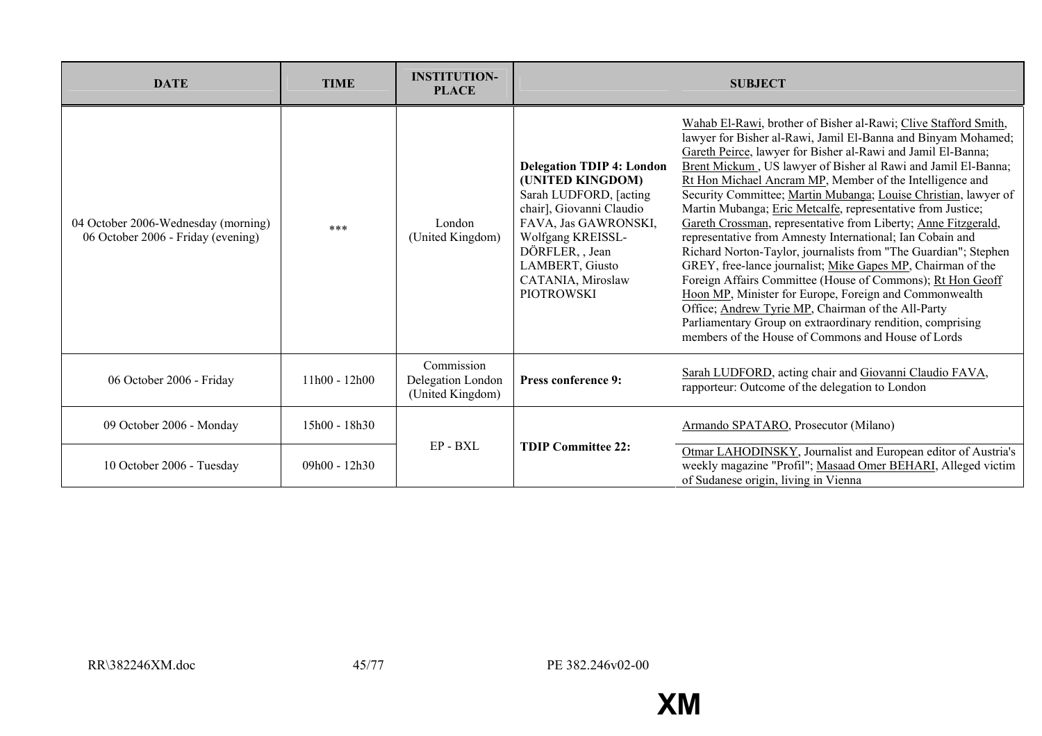| DATE | TIME | INSTITUTION-PLACE | SUBJECT | |
|---|---|---|---|---|
| 04 October 2006-Wednesday (morning)<br>06 October 2006 - Friday (evening) | *** | London (United Kingdom) | **Delegation TDIP 4: London (UNITED KINGDOM)** Sarah LUDFORD, [acting chair], Giovanni Claudio FAVA, Jas GAWRONSKI, Wolfgang KREISSL-DÖRFLER, , Jean LAMBERT, Giusto CATANIA, Miroslaw PIOTROWSKI | Wahab El-Rawi, brother of Bisher al-Rawi; Clive Stafford Smith, lawyer for Bisher al-Rawi, Jamil El-Banna and Binyam Mohamed; Gareth Peirce, lawyer for Bisher al-Rawi and Jamil El-Banna; Brent Mickum , US lawyer of Bisher al Rawi and Jamil El-Banna; Rt Hon Michael Ancram MP, Member of the Intelligence and Security Committee; Martin Mubanga; Louise Christian, lawyer of Martin Mubanga; Eric Metcalfe, representative from Justice; Gareth Crossman, representative from Liberty; Anne Fitzgerald, representative from Amnesty International; Ian Cobain and Richard Norton-Taylor, journalists from "The Guardian"; Stephen GREY, free-lance journalist; Mike Gapes MP, Chairman of the Foreign Affairs Committee (House of Commons); Rt Hon Geoff Hoon MP, Minister for Europe, Foreign and Commonwealth Office; Andrew Tyrie MP, Chairman of the All-Party Parliamentary Group on extraordinary rendition, comprising members of the House of Commons and House of Lords |
| 06 October 2006 - Friday | 11h00 - 12h00 | Commission Delegation London (United Kingdom) | **Press conference 9:** | Sarah LUDFORD, acting chair and Giovanni Claudio FAVA, rapporteur: Outcome of the delegation to London |
| 09 October 2006 - Monday | 15h00 - 18h30 | EP - BXL | **TDIP Committee 22:** | Armando SPATARO, Prosecutor (Milano) |
| 10 October 2006 - Tuesday | 09h00 - 12h30 | | | Otmar LAHODINSKY, Journalist and European editor of Austria's weekly magazine "Profil"; Masaad Omer BEHARI, Alleged victim of Sudanese origin, living in Vienna |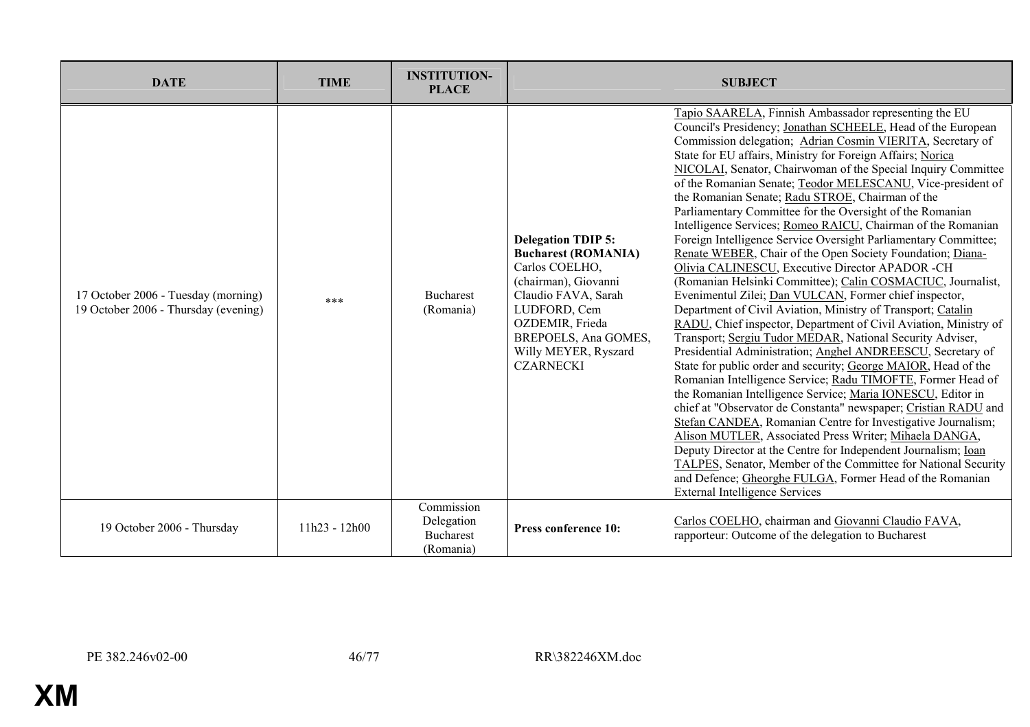| DATE | TIME | INSTITUTION-PLACE | SUBJECT | |
|---|---|---|---|---|
| 17 October 2006 - Tuesday (morning)<br>19 October 2006 - Thursday (evening) | *** | Bucharest (Romania) | **Delegation TDIP 5: Bucharest (ROMANIA)** Carlos COELHO, (chairman), Giovanni Claudio FAVA, Sarah LUDFORD, Cem OZDEMIR, Frieda BREPOELS, Ana GOMES, Willy MEYER, Ryszard CZARNECKI | Tapio SAARELA, Finnish Ambassador representing the EU Council's Presidency; Jonathan SCHEELE, Head of the European Commission delegation; Adrian Cosmin VIERITA, Secretary of State for EU affairs, Ministry for Foreign Affairs; Norica NICOLAI, Senator, Chairwoman of the Special Inquiry Committee of the Romanian Senate; Teodor MELESCANU, Vice-president of the Romanian Senate; Radu STROE, Chairman of the Parliamentary Committee for the Oversight of the Romanian Intelligence Services; Romeo RAICU, Chairman of the Romanian Foreign Intelligence Service Oversight Parliamentary Committee; Renate WEBER, Chair of the Open Society Foundation; Diana-Olivia CALINESCU, Executive Director APADOR -CH (Romanian Helsinki Committee); Calin COSMACIUC, Journalist, Evenimentul Zilei; Dan VULCAN, Former chief inspector, Department of Civil Aviation, Ministry of Transport; Catalin RADU, Chief inspector, Department of Civil Aviation, Ministry of Transport; Sergiu Tudor MEDAR, National Security Adviser, Presidential Administration; Anghel ANDREESCU, Secretary of State for public order and security; George MAIOR, Head of the Romanian Intelligence Service; Radu TIMOFTE, Former Head of the Romanian Intelligence Service; Maria IONESCU, Editor in chief at "Observator de Constanta" newspaper; Cristian RADU and Stefan CANDEA, Romanian Centre for Investigative Journalism; Alison MUTLER, Associated Press Writer; Mihaela DANGA, Deputy Director at the Centre for Independent Journalism; Ioan TALPES, Senator, Member of the Committee for National Security and Defence; Gheorghe FULGA, Former Head of the Romanian External Intelligence Services |
| 19 October 2006 - Thursday | 11h23 - 12h00 | Commission Delegation Bucharest (Romania) | **Press conference 10:** | Carlos COELHO, chairman and Giovanni Claudio FAVA, rapporteur: Outcome of the delegation to Bucharest |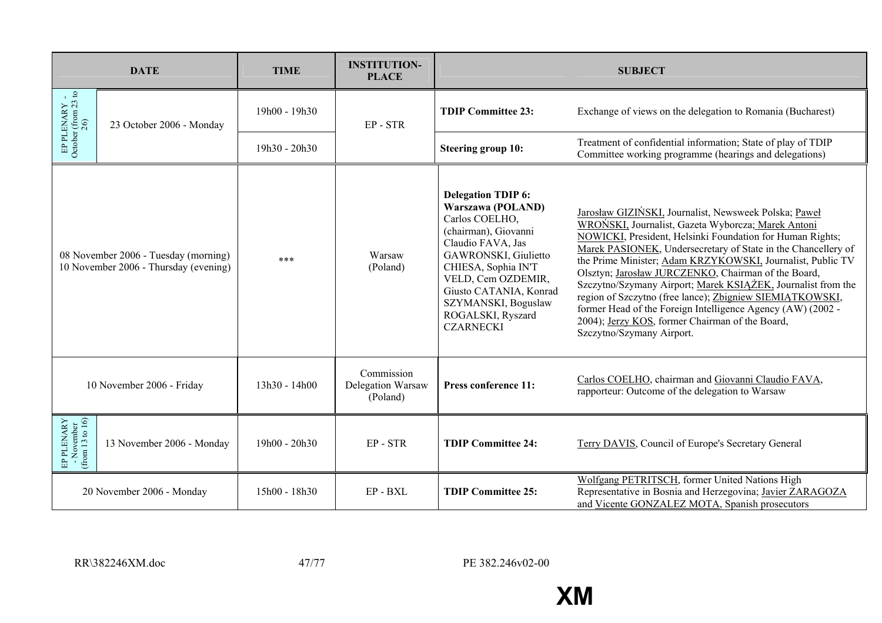| DATE | | TIME | INSTITUTION-PLACE | SUBJECT | |
|---|---|---|---|---|---|
| EP PLENARY - October (from 23 to 26) | 23 October 2006 - Monday | 19h00 - 19h30 | EP - STR | **TDIP Committee 23:** | Exchange of views on the delegation to Romania (Bucharest) |
| | | 19h30 - 20h30 | | **Steering group 10:** | Treatment of confidential information; State of play of TDIP Committee working programme (hearings and delegations) |
| 08 November 2006 - Tuesday (morning) 10 November 2006 - Thursday (evening) | | *** | Warsaw (Poland) | **Delegation TDIP 6: Warszawa (POLAND)** Carlos COELHO, (chairman), Giovanni Claudio FAVA, Jas GAWRONSKI, Giulietto CHIESA, Sophia IN'T VELD, Cem OZDEMIR, Giusto CATANIA, Konrad SZYMANSKI, Boguslaw ROGALSKI, Ryszard CZARNECKI | Jarosław GIZIŃSKI, Journalist, Newsweek Polska; Paweł WROŃSKI, Journalist, Gazeta Wyborcza; Marek Antoni NOWICKI, President, Helsinki Foundation for Human Rights; Marek PASIONEK, Undersecretary of State in the Chancellery of the Prime Minister; Adam KRZYKOWSKI, Journalist, Public TV Olsztyn; Jarosław JURCZENKO, Chairman of the Board, Szczytno/Szymany Airport; Marek KSIĄŻEK, Journalist from the region of Szczytno (free lance); Zbigniew SIEMIĄTKOWSKI, former Head of the Foreign Intelligence Agency (AW) (2002 - 2004); Jerzy KOS, former Chairman of the Board, Szczytno/Szymany Airport. |
| 10 November 2006 - Friday | | 13h30 - 14h00 | Commission Delegation Warsaw (Poland) | **Press conference 11:** | Carlos COELHO, chairman and Giovanni Claudio FAVA, rapporteur: Outcome of the delegation to Warsaw |
| EP PLENARY - November (from 13 to 16) | 13 November 2006 - Monday | 19h00 - 20h30 | EP - STR | **TDIP Committee 24:** | Terry DAVIS, Council of Europe's Secretary General |
| 20 November 2006 - Monday | | 15h00 - 18h30 | EP - BXL | **TDIP Committee 25:** | Wolfgang PETRITSCH, former United Nations High Representative in Bosnia and Herzegovina; Javier ZARAGOZA and Vicente GONZALEZ MOTA, Spanish prosecutors |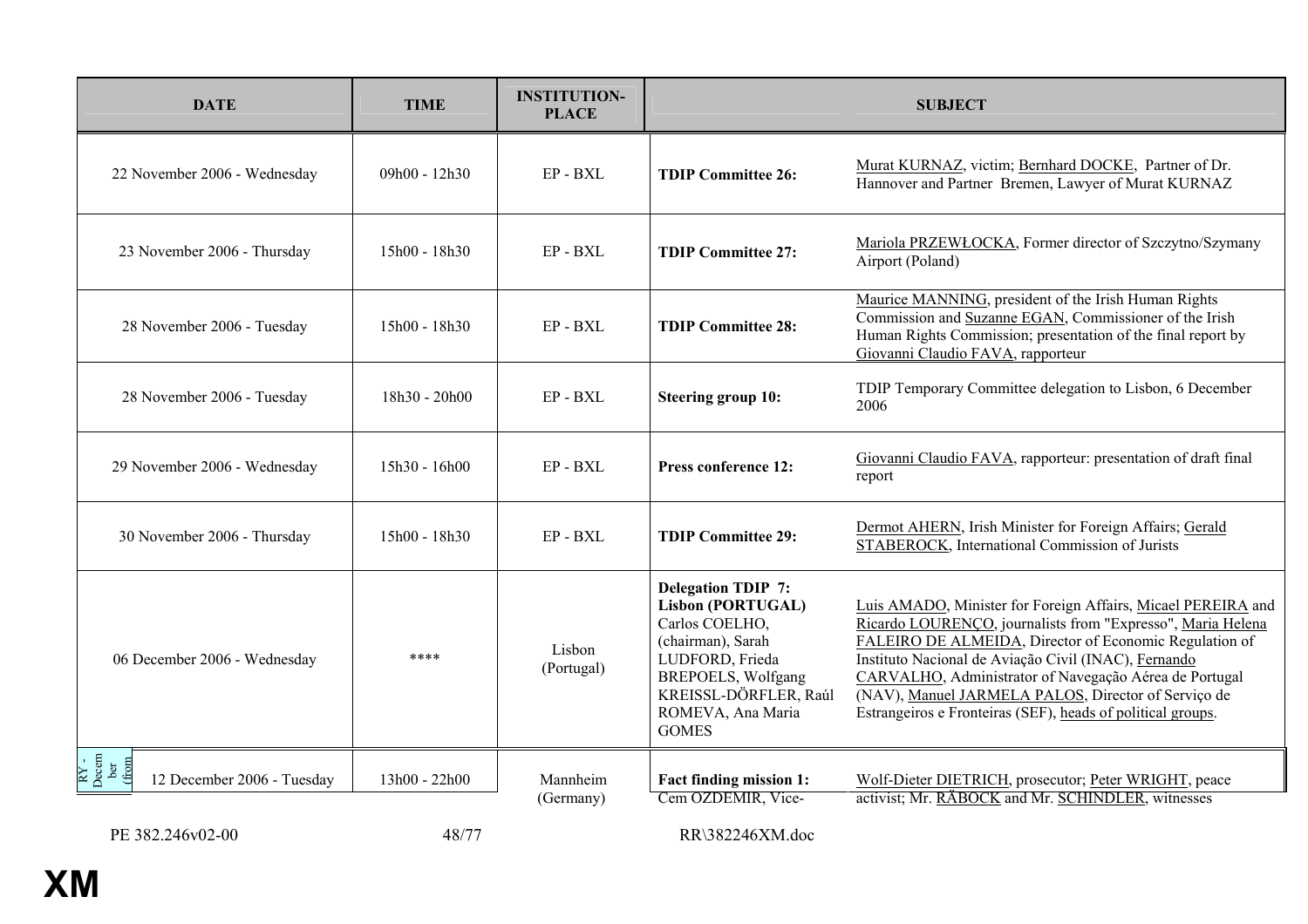| DATE | TIME | INSTITUTION-PLACE | SUBJECT | |
|---|---|---|---|---|
| 22 November 2006 - Wednesday | 09h00 - 12h30 | EP - BXL | **TDIP Committee 26:** | Murat KURNAZ, victim; Bernhard DOCKE, Partner of Dr. Hannover and Partner Bremen, Lawyer of Murat KURNAZ |
| 23 November 2006 - Thursday | 15h00 - 18h30 | EP - BXL | **TDIP Committee 27:** | Mariola PRZEWŁOCKA, Former director of Szczytno/Szymany Airport (Poland) |
| 28 November 2006 - Tuesday | 15h00 - 18h30 | EP - BXL | **TDIP Committee 28:** | Maurice MANNING, president of the Irish Human Rights Commission and Suzanne EGAN, Commissioner of the Irish Human Rights Commission; presentation of the final report by Giovanni Claudio FAVA, rapporteur |
| 28 November 2006 - Tuesday | 18h30 - 20h00 | EP - BXL | **Steering group 10:** | TDIP Temporary Committee delegation to Lisbon, 6 December 2006 |
| 29 November 2006 - Wednesday | 15h30 - 16h00 | EP - BXL | **Press conference 12:** | Giovanni Claudio FAVA, rapporteur: presentation of draft final report |
| 30 November 2006 - Thursday | 15h00 - 18h30 | EP - BXL | **TDIP Committee 29:** | Dermot AHERN, Irish Minister for Foreign Affairs; Gerald STABEROCK, International Commission of Jurists |
| 06 December 2006 - Wednesday | **** | Lisbon (Portugal) | **Delegation TDIP 7: Lisbon (PORTUGAL)** Carlos COELHO, (chairman), Sarah LUDFORD, Frieda BREPOELS, Wolfgang KREISSL-DÖRFLER, Raúl ROMEVA, Ana Maria GOMES | Luis AMADO, Minister for Foreign Affairs, Micael PEREIRA and Ricardo LOURENÇO, journalists from "Expresso", Maria Helena FALEIRO DE ALMEIDA, Director of Economic Regulation of Instituto Nacional de Aviação Civil (INAC), Fernando CARVALHO, Administrator of Navegação Aérea de Portugal (NAV), Manuel JARMELA PALOS, Director of Serviço de Estrangeiros e Fronteiras (SEF), heads of political groups. |
| 12 December 2006 - Tuesday | 13h00 - 22h00 | Mannheim (Germany) | **Fact finding mission 1:** Cem OZDEMIR, Vice- | Wolf-Dieter DIETRICH, prosecutor; Peter WRIGHT, peace activist; Mr. RÄBOCK and Mr. SCHINDLER, witnesses |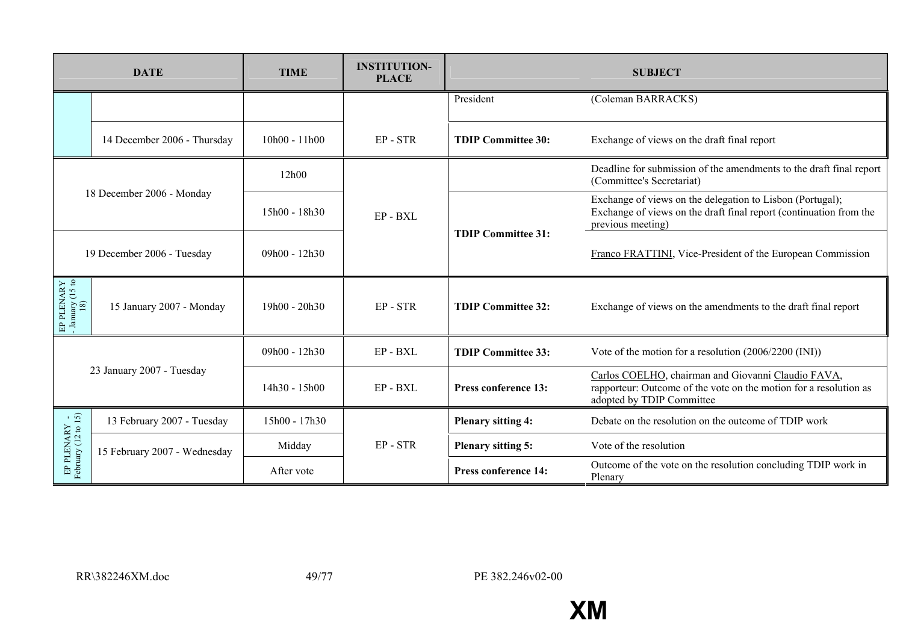| DATE | | TIME | INSTITUTION-PLACE | SUBJECT | |
|---|---|---|---|---|---|
| | | | | President | (Coleman BARRACKS) |
| | 14 December 2006 - Thursday | 10h00 - 11h00 | EP - STR | **TDIP Committee 30:** | Exchange of views on the draft final report |
| 18 December 2006 - Monday | | 12h00 | EP - BXL | | Deadline for submission of the amendments to the draft final report (Committee's Secretariat) |
| | | 15h00 - 18h30 | | **TDIP Committee 31:** | Exchange of views on the delegation to Lisbon (Portugal); Exchange of views on the draft final report (continuation from the previous meeting) |
| 19 December 2006 - Tuesday | | 09h00 - 12h30 | | | Franco FRATTINI, Vice-President of the European Commission |
| EP PLENARY - January (15 to 18) | 15 January 2007 - Monday | 19h00 - 20h30 | EP - STR | **TDIP Committee 32:** | Exchange of views on the amendments to the draft final report |
| 23 January 2007 - Tuesday | | 09h00 - 12h30 | EP - BXL | **TDIP Committee 33:** | Vote of the motion for a resolution (2006/2200 (INI)) |
| | | 14h30 - 15h00 | EP - BXL | **Press conference 13:** | Carlos COELHO, chairman and Giovanni Claudio FAVA, rapporteur: Outcome of the vote on the motion for a resolution as adopted by TDIP Committee |
| EP PLENARY - February (12 to 15) | 13 February 2007 - Tuesday | 15h00 - 17h30 | EP - STR | **Plenary sitting 4:** | Debate on the resolution on the outcome of TDIP work |
| | 15 February 2007 - Wednesday | Midday | | **Plenary sitting 5:** | Vote of the resolution |
| | | After vote | | **Press conference 14:** | Outcome of the vote on the resolution concluding TDIP work in Plenary |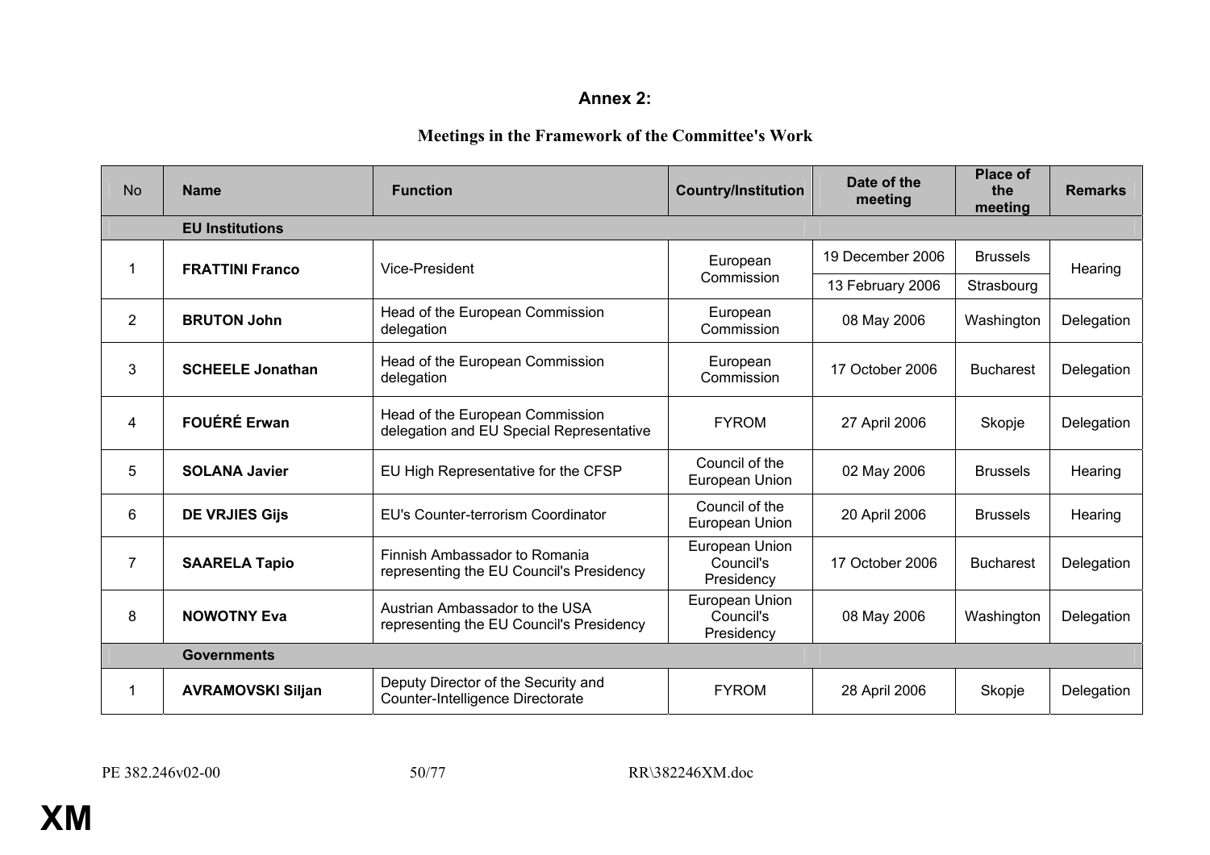## Annex 2:

### Meetings in the Framework of the Committee's Work

| No | Name | Function | Country/Institution | Date of the meeting | Place of the meeting | Remarks |
|---|---|---|---|---|---|---|
| | **EU Institutions** | | | | | |
| 1 | **FRATTINI Franco** | Vice-President | European Commission | 19 December 2006 | Brussels | Hearing |
| | | | | 13 February 2006 | Strasbourg | |
| 2 | **BRUTON John** | Head of the European Commission delegation | European Commission | 08 May 2006 | Washington | Delegation |
| 3 | **SCHEELE Jonathan** | Head of the European Commission delegation | European Commission | 17 October 2006 | Bucharest | Delegation |
| 4 | **FOUÉRÉ Erwan** | Head of the European Commission delegation and EU Special Representative | FYROM | 27 April 2006 | Skopje | Delegation |
| 5 | **SOLANA Javier** | EU High Representative for the CFSP | Council of the European Union | 02 May 2006 | Brussels | Hearing |
| 6 | **DE VRJIES Gijs** | EU's Counter-terrorism Coordinator | Council of the European Union | 20 April 2006 | Brussels | Hearing |
| 7 | **SAARELA Tapio** | Finnish Ambassador to Romania representing the EU Council's Presidency | European Union Council's Presidency | 17 October 2006 | Bucharest | Delegation |
| 8 | **NOWOTNY Eva** | Austrian Ambassador to the USA representing the EU Council's Presidency | European Union Council's Presidency | 08 May 2006 | Washington | Delegation |
| | **Governments** | | | | | |
| 1 | **AVRAMOVSKI Siljan** | Deputy Director of the Security and Counter-Intelligence Directorate | FYROM | 28 April 2006 | Skopje | Delegation |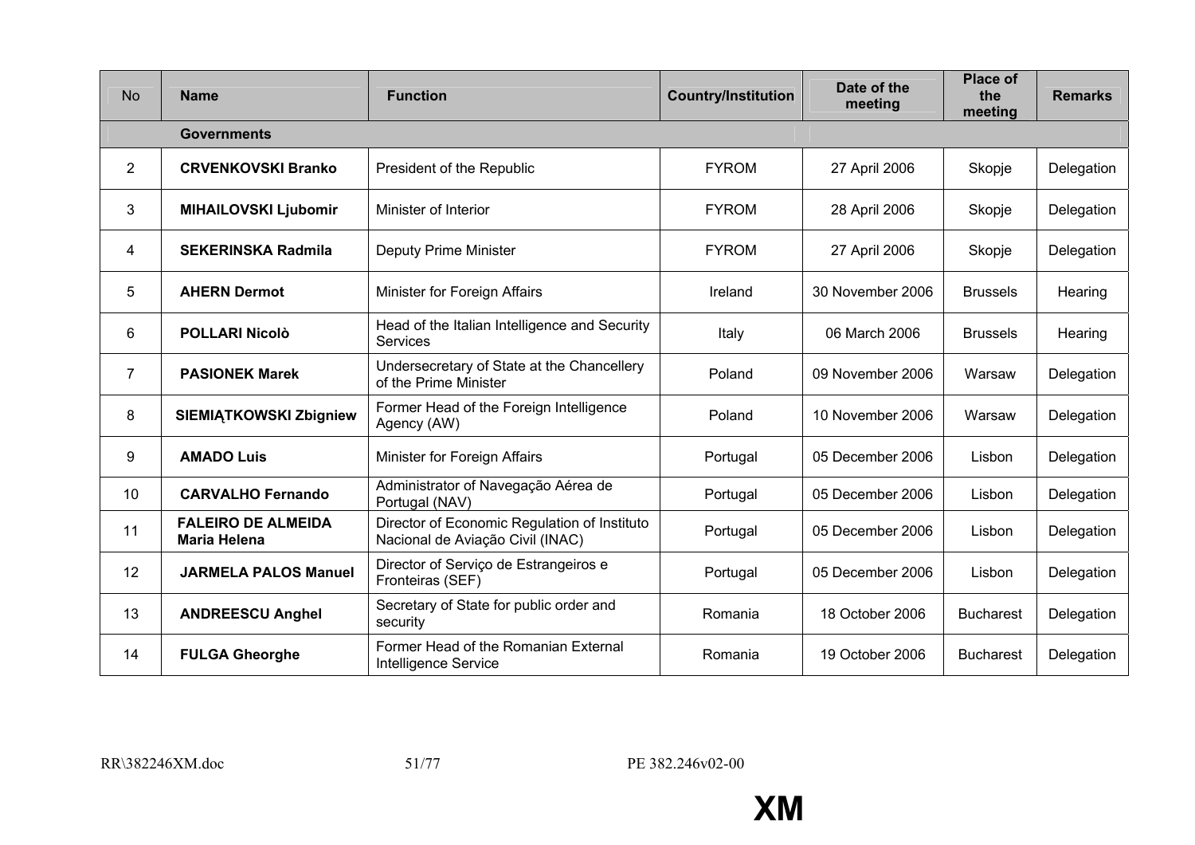| No | Name | Function | Country/Institution | Date of the meeting | Place of the meeting | Remarks |
|---|---|---|---|---|---|---|
| | **Governments** | | | | | |
| 2 | **CRVENKOVSKI Branko** | President of the Republic | FYROM | 27 April 2006 | Skopje | Delegation |
| 3 | **MIHAILOVSKI Ljubomir** | Minister of Interior | FYROM | 28 April 2006 | Skopje | Delegation |
| 4 | **SEKERINSKA Radmila** | Deputy Prime Minister | FYROM | 27 April 2006 | Skopje | Delegation |
| 5 | **AHERN Dermot** | Minister for Foreign Affairs | Ireland | 30 November 2006 | Brussels | Hearing |
| 6 | **POLLARI Nicolò** | Head of the Italian Intelligence and Security Services | Italy | 06 March 2006 | Brussels | Hearing |
| 7 | **PASIONEK Marek** | Undersecretary of State at the Chancellery of the Prime Minister | Poland | 09 November 2006 | Warsaw | Delegation |
| 8 | **SIEMIĄTKOWSKI Zbigniew** | Former Head of the Foreign Intelligence Agency (AW) | Poland | 10 November 2006 | Warsaw | Delegation |
| 9 | **AMADO Luis** | Minister for Foreign Affairs | Portugal | 05 December 2006 | Lisbon | Delegation |
| 10 | **CARVALHO Fernando** | Administrator of Navegação Aérea de Portugal (NAV) | Portugal | 05 December 2006 | Lisbon | Delegation |
| 11 | **FALEIRO DE ALMEIDA Maria Helena** | Director of Economic Regulation of Instituto Nacional de Aviação Civil (INAC) | Portugal | 05 December 2006 | Lisbon | Delegation |
| 12 | **JARMELA PALOS Manuel** | Director of Serviço de Estrangeiros e Fronteiras (SEF) | Portugal | 05 December 2006 | Lisbon | Delegation |
| 13 | **ANDREESCU Anghel** | Secretary of State for public order and security | Romania | 18 October 2006 | Bucharest | Delegation |
| 14 | **FULGA Gheorghe** | Former Head of the Romanian External Intelligence Service | Romania | 19 October 2006 | Bucharest | Delegation |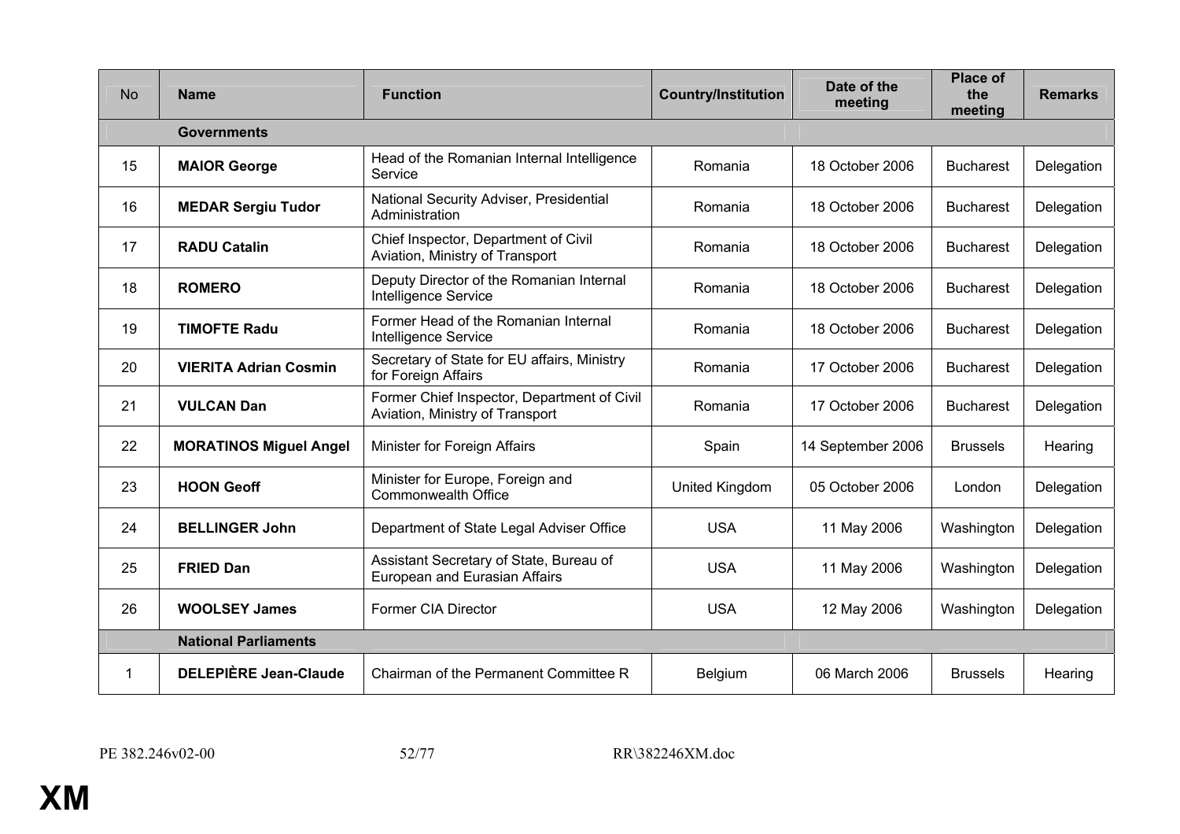| No | Name | Function | Country/Institution | Date of the meeting | Place of the meeting | Remarks |
|---|---|---|---|---|---|---|
| | **Governments** | | | | | |
| 15 | **MAIOR George** | Head of the Romanian Internal Intelligence Service | Romania | 18 October 2006 | Bucharest | Delegation |
| 16 | **MEDAR Sergiu Tudor** | National Security Adviser, Presidential Administration | Romania | 18 October 2006 | Bucharest | Delegation |
| 17 | **RADU Catalin** | Chief Inspector, Department of Civil Aviation, Ministry of Transport | Romania | 18 October 2006 | Bucharest | Delegation |
| 18 | **ROMERO** | Deputy Director of the Romanian Internal Intelligence Service | Romania | 18 October 2006 | Bucharest | Delegation |
| 19 | **TIMOFTE Radu** | Former Head of the Romanian Internal Intelligence Service | Romania | 18 October 2006 | Bucharest | Delegation |
| 20 | **VIERITA Adrian Cosmin** | Secretary of State for EU affairs, Ministry for Foreign Affairs | Romania | 17 October 2006 | Bucharest | Delegation |
| 21 | **VULCAN Dan** | Former Chief Inspector, Department of Civil Aviation, Ministry of Transport | Romania | 17 October 2006 | Bucharest | Delegation |
| 22 | **MORATINOS Miguel Angel** | Minister for Foreign Affairs | Spain | 14 September 2006 | Brussels | Hearing |
| 23 | **HOON Geoff** | Minister for Europe, Foreign and Commonwealth Office | United Kingdom | 05 October 2006 | London | Delegation |
| 24 | **BELLINGER John** | Department of State Legal Adviser Office | USA | 11 May 2006 | Washington | Delegation |
| 25 | **FRIED Dan** | Assistant Secretary of State, Bureau of European and Eurasian Affairs | USA | 11 May 2006 | Washington | Delegation |
| 26 | **WOOLSEY James** | Former CIA Director | USA | 12 May 2006 | Washington | Delegation |
| | **National Parliaments** | | | | | |
| 1 | **DELEPIÈRE Jean-Claude** | Chairman of the Permanent Committee R | Belgium | 06 March 2006 | Brussels | Hearing |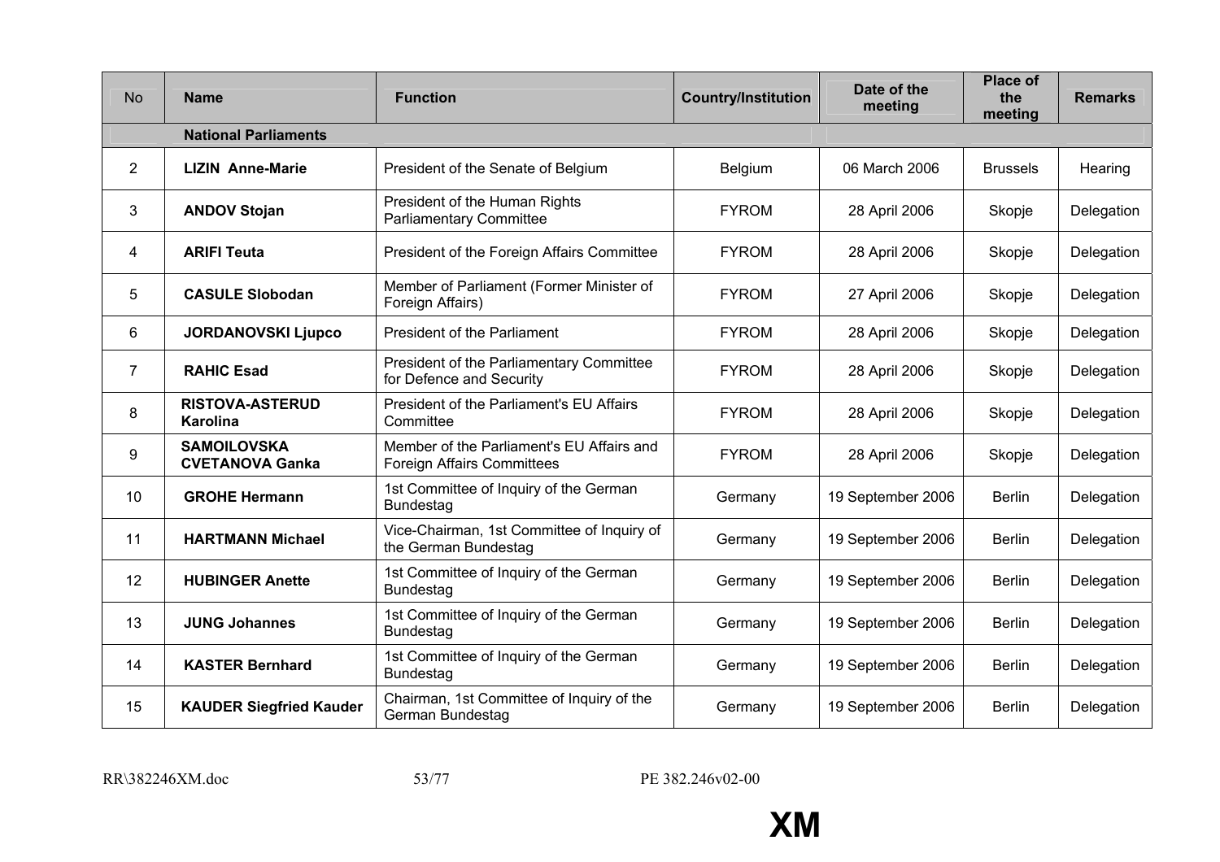| No | Name | Function | Country/Institution | Date of the meeting | Place of the meeting | Remarks |
|---|---|---|---|---|---|---|
| | **National Parliaments** | | | | | |
| 2 | **LIZIN Anne-Marie** | President of the Senate of Belgium | Belgium | 06 March 2006 | Brussels | Hearing |
| 3 | **ANDOV Stojan** | President of the Human Rights Parliamentary Committee | FYROM | 28 April 2006 | Skopje | Delegation |
| 4 | **ARIFI Teuta** | President of the Foreign Affairs Committee | FYROM | 28 April 2006 | Skopje | Delegation |
| 5 | **CASULE Slobodan** | Member of Parliament (Former Minister of Foreign Affairs) | FYROM | 27 April 2006 | Skopje | Delegation |
| 6 | **JORDANOVSKI Ljupco** | President of the Parliament | FYROM | 28 April 2006 | Skopje | Delegation |
| 7 | **RAHIC Esad** | President of the Parliamentary Committee for Defence and Security | FYROM | 28 April 2006 | Skopje | Delegation |
| 8 | **RISTOVA-ASTERUD Karolina** | President of the Parliament's EU Affairs Committee | FYROM | 28 April 2006 | Skopje | Delegation |
| 9 | **SAMOILOVSKA CVETANOVA Ganka** | Member of the Parliament's EU Affairs and Foreign Affairs Committees | FYROM | 28 April 2006 | Skopje | Delegation |
| 10 | **GROHE Hermann** | 1st Committee of Inquiry of the German Bundestag | Germany | 19 September 2006 | Berlin | Delegation |
| 11 | **HARTMANN Michael** | Vice-Chairman, 1st Committee of Inquiry of the German Bundestag | Germany | 19 September 2006 | Berlin | Delegation |
| 12 | **HUBINGER Anette** | 1st Committee of Inquiry of the German Bundestag | Germany | 19 September 2006 | Berlin | Delegation |
| 13 | **JUNG Johannes** | 1st Committee of Inquiry of the German Bundestag | Germany | 19 September 2006 | Berlin | Delegation |
| 14 | **KASTER Bernhard** | 1st Committee of Inquiry of the German Bundestag | Germany | 19 September 2006 | Berlin | Delegation |
| 15 | **KAUDER Siegfried Kauder** | Chairman, 1st Committee of Inquiry of the German Bundestag | Germany | 19 September 2006 | Berlin | Delegation |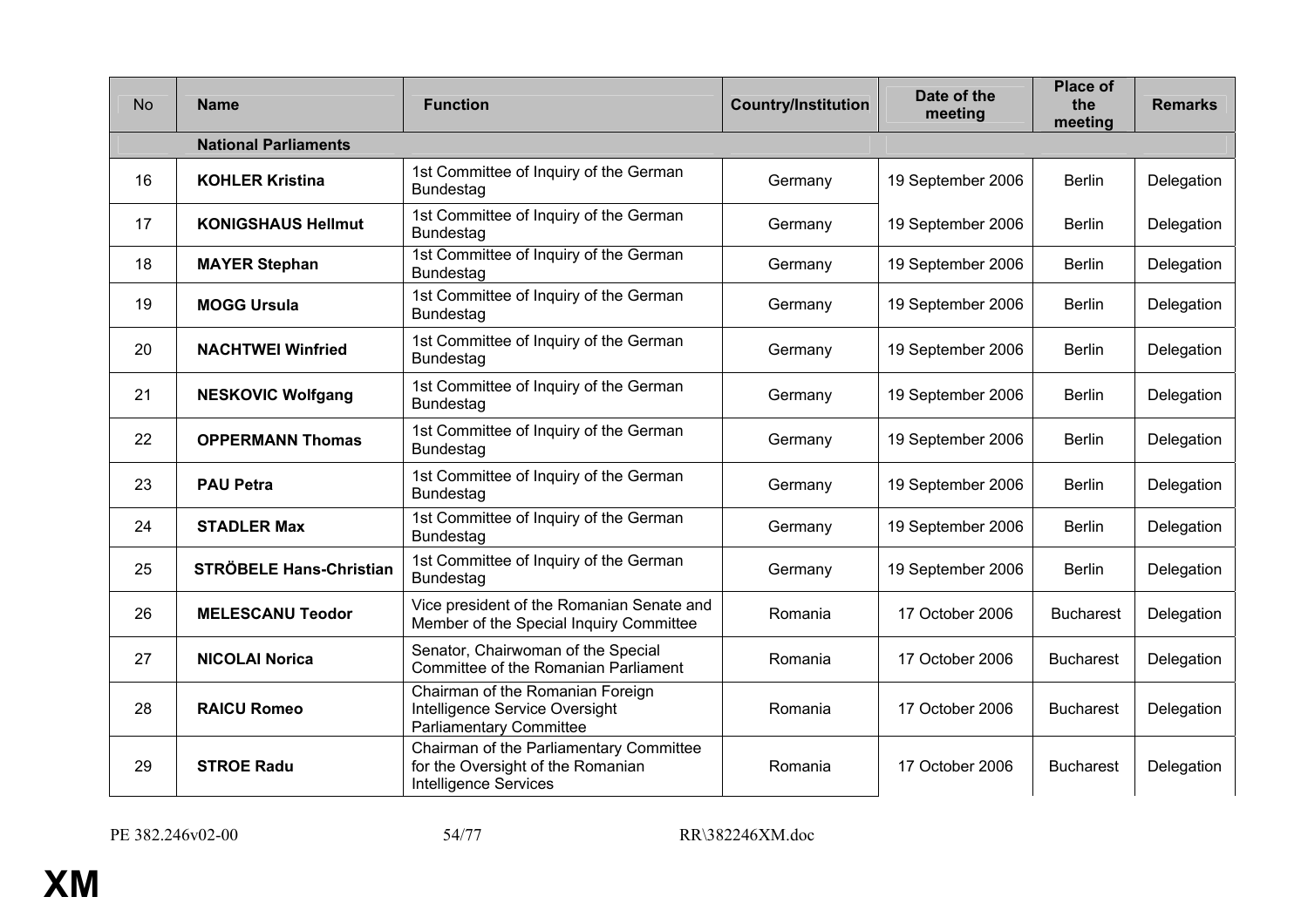| No | Name | Function | Country/Institution | Date of the meeting | Place of the meeting | Remarks |
|---|---|---|---|---|---|---|
| | **National Parliaments** | | | | | |
| 16 | **KOHLER Kristina** | 1st Committee of Inquiry of the German Bundestag | Germany | 19 September 2006 | Berlin | Delegation |
| 17 | **KONIGSHAUS Hellmut** | 1st Committee of Inquiry of the German Bundestag | Germany | 19 September 2006 | Berlin | Delegation |
| 18 | **MAYER Stephan** | 1st Committee of Inquiry of the German Bundestag | Germany | 19 September 2006 | Berlin | Delegation |
| 19 | **MOGG Ursula** | 1st Committee of Inquiry of the German Bundestag | Germany | 19 September 2006 | Berlin | Delegation |
| 20 | **NACHTWEI Winfried** | 1st Committee of Inquiry of the German Bundestag | Germany | 19 September 2006 | Berlin | Delegation |
| 21 | **NESKOVIC Wolfgang** | 1st Committee of Inquiry of the German Bundestag | Germany | 19 September 2006 | Berlin | Delegation |
| 22 | **OPPERMANN Thomas** | 1st Committee of Inquiry of the German Bundestag | Germany | 19 September 2006 | Berlin | Delegation |
| 23 | **PAU Petra** | 1st Committee of Inquiry of the German Bundestag | Germany | 19 September 2006 | Berlin | Delegation |
| 24 | **STADLER Max** | 1st Committee of Inquiry of the German Bundestag | Germany | 19 September 2006 | Berlin | Delegation |
| 25 | **STRÖBELE Hans-Christian** | 1st Committee of Inquiry of the German Bundestag | Germany | 19 September 2006 | Berlin | Delegation |
| 26 | **MELESCANU Teodor** | Vice president of the Romanian Senate and Member of the Special Inquiry Committee | Romania | 17 October 2006 | Bucharest | Delegation |
| 27 | **NICOLAI Norica** | Senator, Chairwoman of the Special Committee of the Romanian Parliament | Romania | 17 October 2006 | Bucharest | Delegation |
| 28 | **RAICU Romeo** | Chairman of the Romanian Foreign Intelligence Service Oversight Parliamentary Committee | Romania | 17 October 2006 | Bucharest | Delegation |
| 29 | **STROE Radu** | Chairman of the Parliamentary Committee for the Oversight of the Romanian Intelligence Services | Romania | 17 October 2006 | Bucharest | Delegation |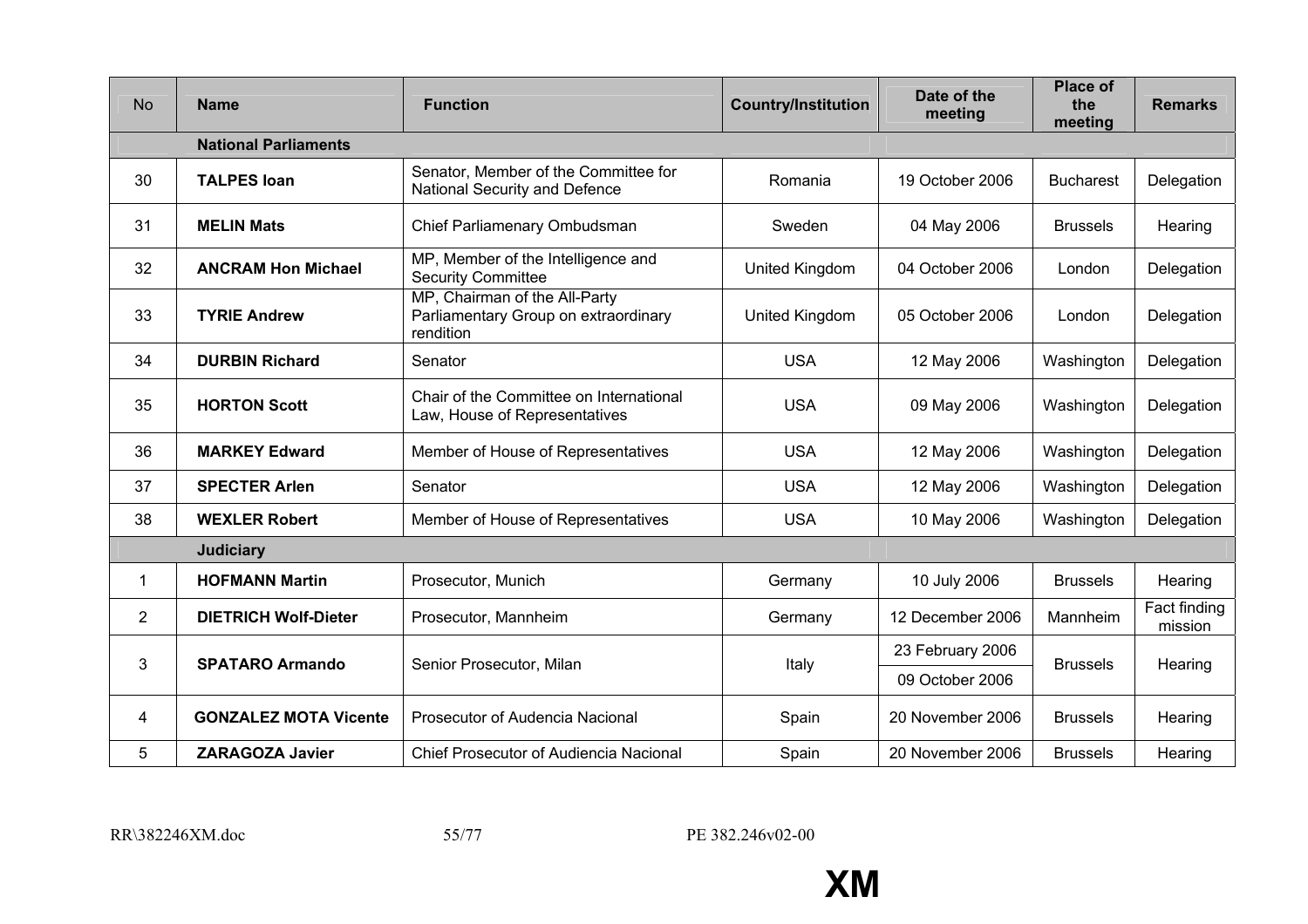| No | Name | Function | Country/Institution | Date of the meeting | Place of the meeting | Remarks |
|---|---|---|---|---|---|---|
| | **National Parliaments** | | | | | |
| 30 | **TALPES Ioan** | Senator, Member of the Committee for National Security and Defence | Romania | 19 October 2006 | Bucharest | Delegation |
| 31 | **MELIN Mats** | Chief Parliamenary Ombudsman | Sweden | 04 May 2006 | Brussels | Hearing |
| 32 | **ANCRAM Hon Michael** | MP, Member of the Intelligence and Security Committee | United Kingdom | 04 October 2006 | London | Delegation |
| 33 | **TYRIE Andrew** | MP, Chairman of the All-Party Parliamentary Group on extraordinary rendition | United Kingdom | 05 October 2006 | London | Delegation |
| 34 | **DURBIN Richard** | Senator | USA | 12 May 2006 | Washington | Delegation |
| 35 | **HORTON Scott** | Chair of the Committee on International Law, House of Representatives | USA | 09 May 2006 | Washington | Delegation |
| 36 | **MARKEY Edward** | Member of House of Representatives | USA | 12 May 2006 | Washington | Delegation |
| 37 | **SPECTER Arlen** | Senator | USA | 12 May 2006 | Washington | Delegation |
| 38 | **WEXLER Robert** | Member of House of Representatives | USA | 10 May 2006 | Washington | Delegation |
| | **Judiciary** | | | | | |
| 1 | **HOFMANN Martin** | Prosecutor, Munich | Germany | 10 July 2006 | Brussels | Hearing |
| 2 | **DIETRICH Wolf-Dieter** | Prosecutor, Mannheim | Germany | 12 December 2006 | Mannheim | Fact finding mission |
| 3 | **SPATARO Armando** | Senior Prosecutor, Milan | Italy | 23 February 2006<br>09 October 2006 | Brussels | Hearing |
| 4 | **GONZALEZ MOTA Vicente** | Prosecutor of Audencia Nacional | Spain | 20 November 2006 | Brussels | Hearing |
| 5 | **ZARAGOZA Javier** | Chief Prosecutor of Audiencia Nacional | Spain | 20 November 2006 | Brussels | Hearing |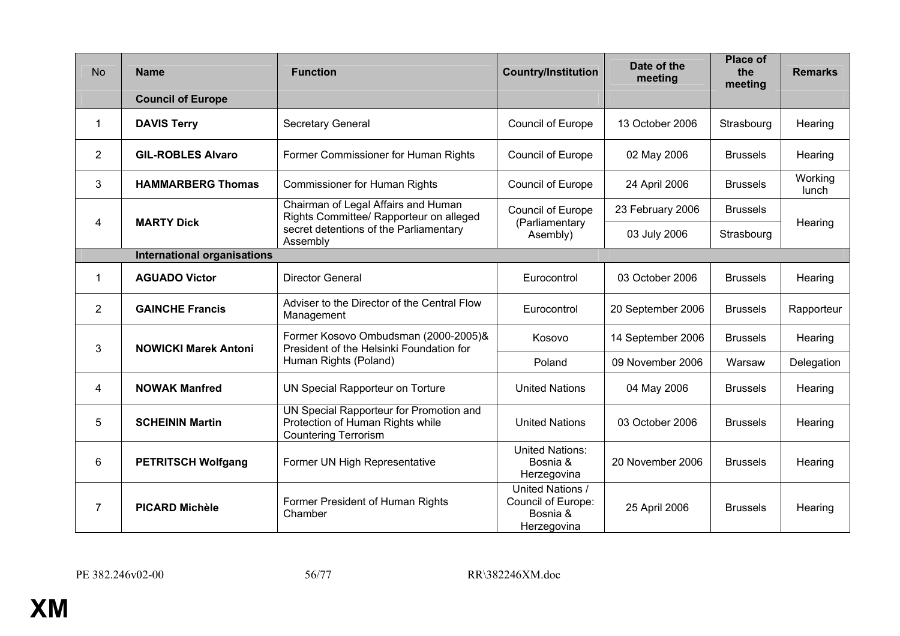| No | Name | Function | Country/Institution | Date of the meeting | Place of the meeting | Remarks |
|---|---|---|---|---|---|---|
| | **Council of Europe** | | | | | |
| 1 | **DAVIS Terry** | Secretary General | Council of Europe | 13 October 2006 | Strasbourg | Hearing |
| 2 | **GIL-ROBLES Alvaro** | Former Commissioner for Human Rights | Council of Europe | 02 May 2006 | Brussels | Hearing |
| 3 | **HAMMARBERG Thomas** | Commissioner for Human Rights | Council of Europe | 24 April 2006 | Brussels | Working lunch |
| 4 | **MARTY Dick** | Chairman of Legal Affairs and Human Rights Committee/ Rapporteur on alleged secret detentions of the Parliamentary Assembly | Council of Europe (Parliamentary Asembly) | 23 February 2006 | Brussels | Hearing |
| | | | | 03 July 2006 | Strasbourg | |
| | **International organisations** | | | | | |
| 1 | **AGUADO Victor** | Director General | Eurocontrol | 03 October 2006 | Brussels | Hearing |
| 2 | **GAINCHE Francis** | Adviser to the Director of the Central Flow Management | Eurocontrol | 20 September 2006 | Brussels | Rapporteur |
| 3 | **NOWICKI Marek Antoni** | Former Kosovo Ombudsman (2000-2005)& President of the Helsinki Foundation for Human Rights (Poland) | Kosovo | 14 September 2006 | Brussels | Hearing |
| | | | Poland | 09 November 2006 | Warsaw | Delegation |
| 4 | **NOWAK Manfred** | UN Special Rapporteur on Torture | United Nations | 04 May 2006 | Brussels | Hearing |
| 5 | **SCHEININ Martin** | UN Special Rapporteur for Promotion and Protection of Human Rights while Countering Terrorism | United Nations | 03 October 2006 | Brussels | Hearing |
| 6 | **PETRITSCH Wolfgang** | Former UN High Representative | United Nations: Bosnia & Herzegovina | 20 November 2006 | Brussels | Hearing |
| 7 | **PICARD Michèle** | Former President of Human Rights Chamber | United Nations / Council of Europe: Bosnia & Herzegovina | 25 April 2006 | Brussels | Hearing |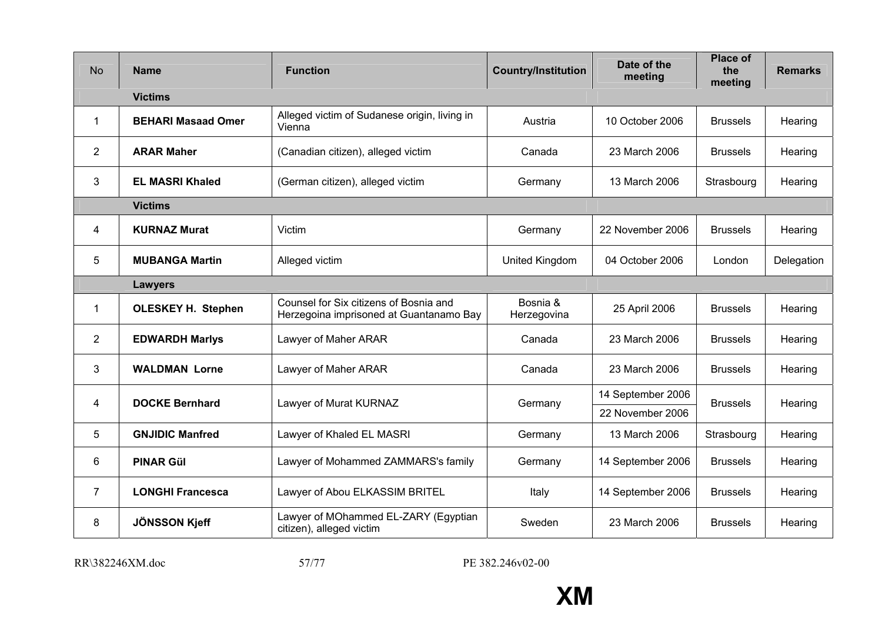| No | Name | Function | Country/Institution | Date of the meeting | Place of the meeting | Remarks |
|---|---|---|---|---|---|---|
| | **Victims** | | | | | |
| 1 | **BEHARI Masaad Omer** | Alleged victim of Sudanese origin, living in Vienna | Austria | 10 October 2006 | Brussels | Hearing |
| 2 | **ARAR Maher** | (Canadian citizen), alleged victim | Canada | 23 March 2006 | Brussels | Hearing |
| 3 | **EL MASRI Khaled** | (German citizen), alleged victim | Germany | 13 March 2006 | Strasbourg | Hearing |
| | **Victims** | | | | | |
| 4 | **KURNAZ Murat** | Victim | Germany | 22 November 2006 | Brussels | Hearing |
| 5 | **MUBANGA Martin** | Alleged victim | United Kingdom | 04 October 2006 | London | Delegation |
| | **Lawyers** | | | | | |
| 1 | **OLESKEY H. Stephen** | Counsel for Six citizens of Bosnia and Herzegoina imprisoned at Guantanamo Bay | Bosnia & Herzegovina | 25 April 2006 | Brussels | Hearing |
| 2 | **EDWARDH Marlys** | Lawyer of Maher ARAR | Canada | 23 March 2006 | Brussels | Hearing |
| 3 | **WALDMAN Lorne** | Lawyer of Maher ARAR | Canada | 23 March 2006 | Brussels | Hearing |
| 4 | **DOCKE Bernhard** | Lawyer of Murat KURNAZ | Germany | 14 September 2006<br>22 November 2006 | Brussels | Hearing |
| 5 | **GNJIDIC Manfred** | Lawyer of Khaled EL MASRI | Germany | 13 March 2006 | Strasbourg | Hearing |
| 6 | **PINAR Gül** | Lawyer of Mohammed ZAMMARS's family | Germany | 14 September 2006 | Brussels | Hearing |
| 7 | **LONGHI Francesca** | Lawyer of Abou ELKASSIM BRITEL | Italy | 14 September 2006 | Brussels | Hearing |
| 8 | **JÖNSSON Kjeff** | Lawyer of MOhammed EL-ZARY (Egyptian citizen), alleged victim | Sweden | 23 March 2006 | Brussels | Hearing |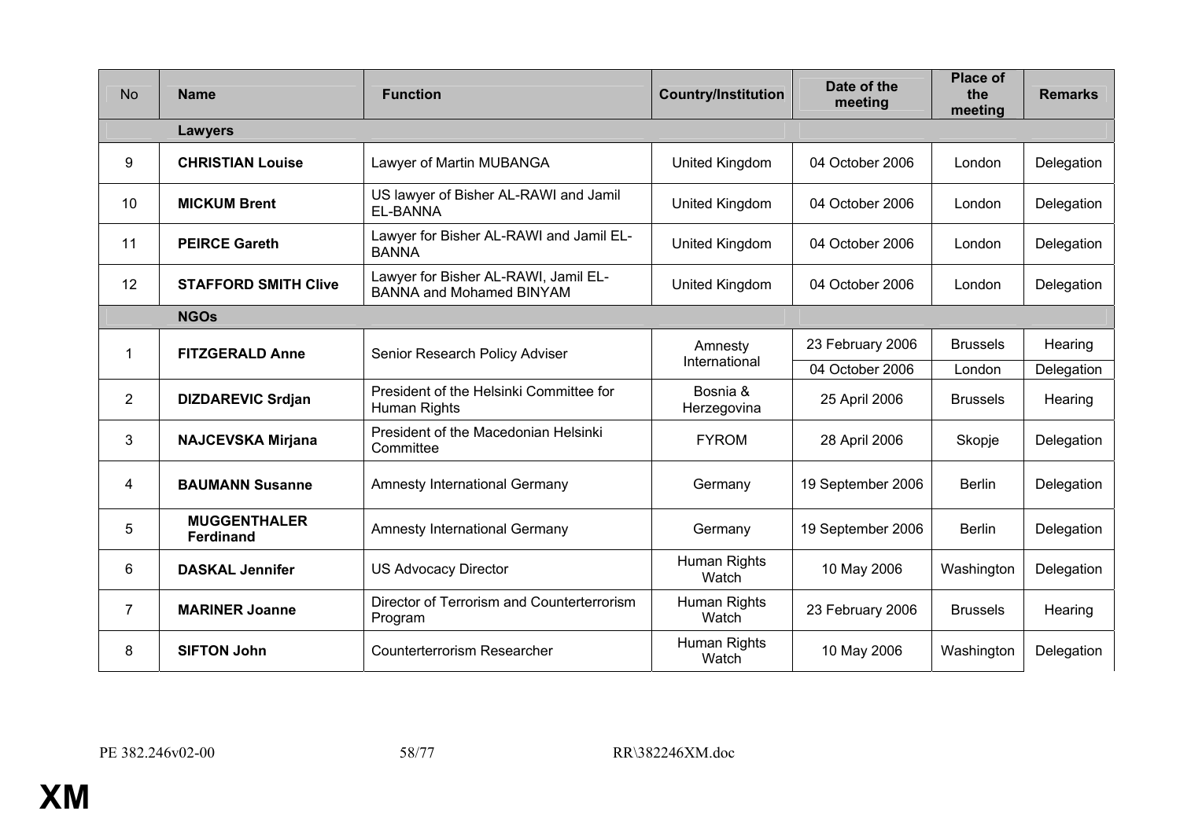| No | Name | Function | Country/Institution | Date of the meeting | Place of the meeting | Remarks |
|---|---|---|---|---|---|---|
| | **Lawyers** | | | | | |
| 9 | **CHRISTIAN Louise** | Lawyer of Martin MUBANGA | United Kingdom | 04 October 2006 | London | Delegation |
| 10 | **MICKUM Brent** | US lawyer of Bisher AL-RAWI and Jamil EL-BANNA | United Kingdom | 04 October 2006 | London | Delegation |
| 11 | **PEIRCE Gareth** | Lawyer for Bisher AL-RAWI and Jamil EL-BANNA | United Kingdom | 04 October 2006 | London | Delegation |
| 12 | **STAFFORD SMITH Clive** | Lawyer for Bisher AL-RAWI, Jamil EL-BANNA and Mohamed BINYAM | United Kingdom | 04 October 2006 | London | Delegation |
| | **NGOs** | | | | | |
| 1 | **FITZGERALD Anne** | Senior Research Policy Adviser | Amnesty International | 23 February 2006 | Brussels | Hearing |
| | | | | 04 October 2006 | London | Delegation |
| 2 | **DIZDAREVIC Srdjan** | President of the Helsinki Committee for Human Rights | Bosnia & Herzegovina | 25 April 2006 | Brussels | Hearing |
| 3 | **NAJCEVSKA Mirjana** | President of the Macedonian Helsinki Committee | FYROM | 28 April 2006 | Skopje | Delegation |
| 4 | **BAUMANN Susanne** | Amnesty International Germany | Germany | 19 September 2006 | Berlin | Delegation |
| 5 | **MUGGENTHALER Ferdinand** | Amnesty International Germany | Germany | 19 September 2006 | Berlin | Delegation |
| 6 | **DASKAL Jennifer** | US Advocacy Director | Human Rights Watch | 10 May 2006 | Washington | Delegation |
| 7 | **MARINER Joanne** | Director of Terrorism and Counterterrorism Program | Human Rights Watch | 23 February 2006 | Brussels | Hearing |
| 8 | **SIFTON John** | Counterterrorism Researcher | Human Rights Watch | 10 May 2006 | Washington | Delegation |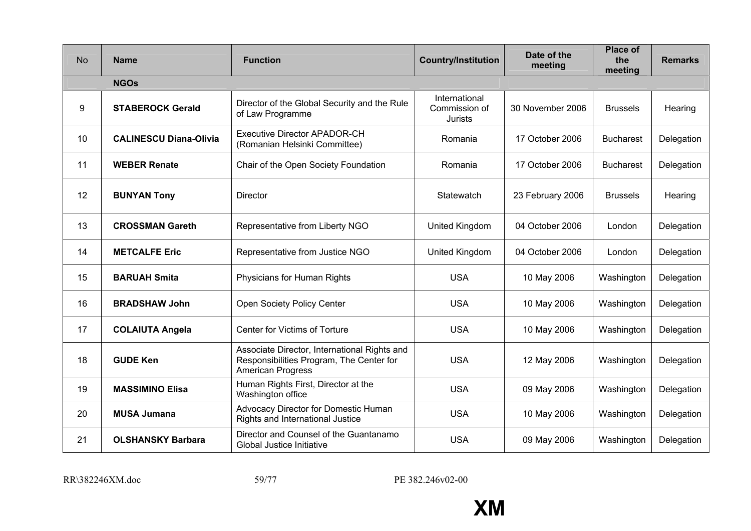| No | Name | Function | Country/Institution | Date of the meeting | Place of the meeting | Remarks |
|---|---|---|---|---|---|---|
| | **NGOs** | | | | | |
| 9 | **STABEROCK Gerald** | Director of the Global Security and the Rule of Law Programme | International Commission of Jurists | 30 November 2006 | Brussels | Hearing |
| 10 | **CALINESCU Diana-Olivia** | Executive Director APADOR-CH (Romanian Helsinki Committee) | Romania | 17 October 2006 | Bucharest | Delegation |
| 11 | **WEBER Renate** | Chair of the Open Society Foundation | Romania | 17 October 2006 | Bucharest | Delegation |
| 12 | **BUNYAN Tony** | Director | Statewatch | 23 February 2006 | Brussels | Hearing |
| 13 | **CROSSMAN Gareth** | Representative from Liberty NGO | United Kingdom | 04 October 2006 | London | Delegation |
| 14 | **METCALFE Eric** | Representative from Justice NGO | United Kingdom | 04 October 2006 | London | Delegation |
| 15 | **BARUAH Smita** | Physicians for Human Rights | USA | 10 May 2006 | Washington | Delegation |
| 16 | **BRADSHAW John** | Open Society Policy Center | USA | 10 May 2006 | Washington | Delegation |
| 17 | **COLAIUTA Angela** | Center for Victims of Torture | USA | 10 May 2006 | Washington | Delegation |
| 18 | **GUDE Ken** | Associate Director, International Rights and Responsibilities Program, The Center for American Progress | USA | 12 May 2006 | Washington | Delegation |
| 19 | **MASSIMINO Elisa** | Human Rights First, Director at the Washington office | USA | 09 May 2006 | Washington | Delegation |
| 20 | **MUSA Jumana** | Advocacy Director for Domestic Human Rights and International Justice | USA | 10 May 2006 | Washington | Delegation |
| 21 | **OLSHANSKY Barbara** | Director and Counsel of the Guantanamo Global Justice Initiative | USA | 09 May 2006 | Washington | Delegation |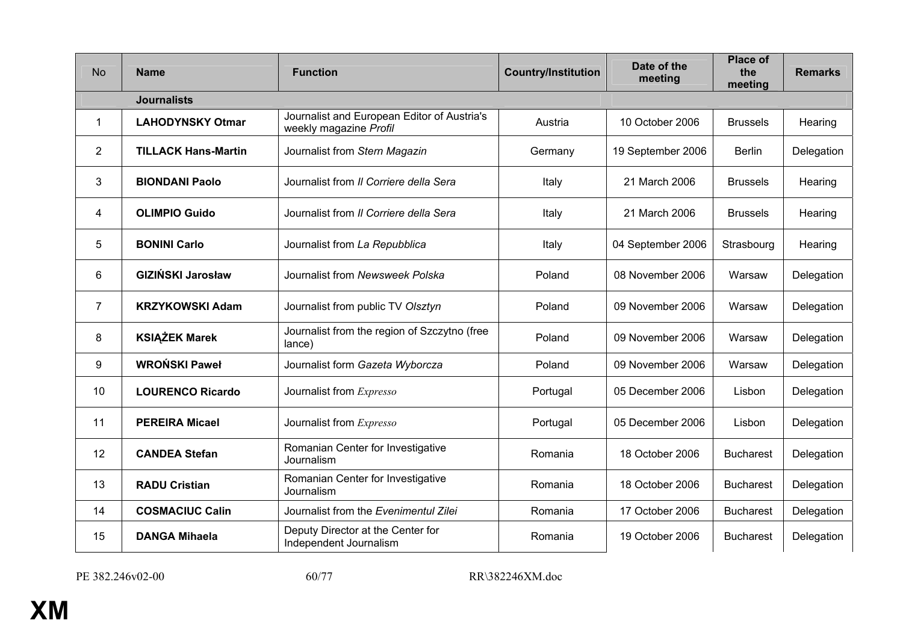| No | Name | Function | Country/Institution | Date of the meeting | Place of the meeting | Remarks |
|---|---|---|---|---|---|---|
| | **Journalists** | | | | | |
| 1 | **LAHODYNSKY Otmar** | Journalist and European Editor of Austria's weekly magazine *Profil* | Austria | 10 October 2006 | Brussels | Hearing |
| 2 | **TILLACK Hans-Martin** | Journalist from *Stern Magazin* | Germany | 19 September 2006 | Berlin | Delegation |
| 3 | **BIONDANI Paolo** | Journalist from *Il Corriere della Sera* | Italy | 21 March 2006 | Brussels | Hearing |
| 4 | **OLIMPIO Guido** | Journalist from *Il Corriere della Sera* | Italy | 21 March 2006 | Brussels | Hearing |
| 5 | **BONINI Carlo** | Journalist from *La Repubblica* | Italy | 04 September 2006 | Strasbourg | Hearing |
| 6 | **GIZIŃSKI Jarosław** | Journalist from *Newsweek Polska* | Poland | 08 November 2006 | Warsaw | Delegation |
| 7 | **KRZYKOWSKI Adam** | Journalist from public TV *Olsztyn* | Poland | 09 November 2006 | Warsaw | Delegation |
| 8 | **KSIĄŻEK Marek** | Journalist from the region of Szczytno (free lance) | Poland | 09 November 2006 | Warsaw | Delegation |
| 9 | **WROŃSKI Paweł** | Journalist form *Gazeta Wyborcza* | Poland | 09 November 2006 | Warsaw | Delegation |
| 10 | **LOURENCO Ricardo** | Journalist from *Expresso* | Portugal | 05 December 2006 | Lisbon | Delegation |
| 11 | **PEREIRA Micael** | Journalist from *Expresso* | Portugal | 05 December 2006 | Lisbon | Delegation |
| 12 | **CANDEA Stefan** | Romanian Center for Investigative Journalism | Romania | 18 October 2006 | Bucharest | Delegation |
| 13 | **RADU Cristian** | Romanian Center for Investigative Journalism | Romania | 18 October 2006 | Bucharest | Delegation |
| 14 | **COSMACIUC Calin** | Journalist from the *Evenimentul Zilei* | Romania | 17 October 2006 | Bucharest | Delegation |
| 15 | **DANGA Mihaela** | Deputy Director at the Center for Independent Journalism | Romania | 19 October 2006 | Bucharest | Delegation |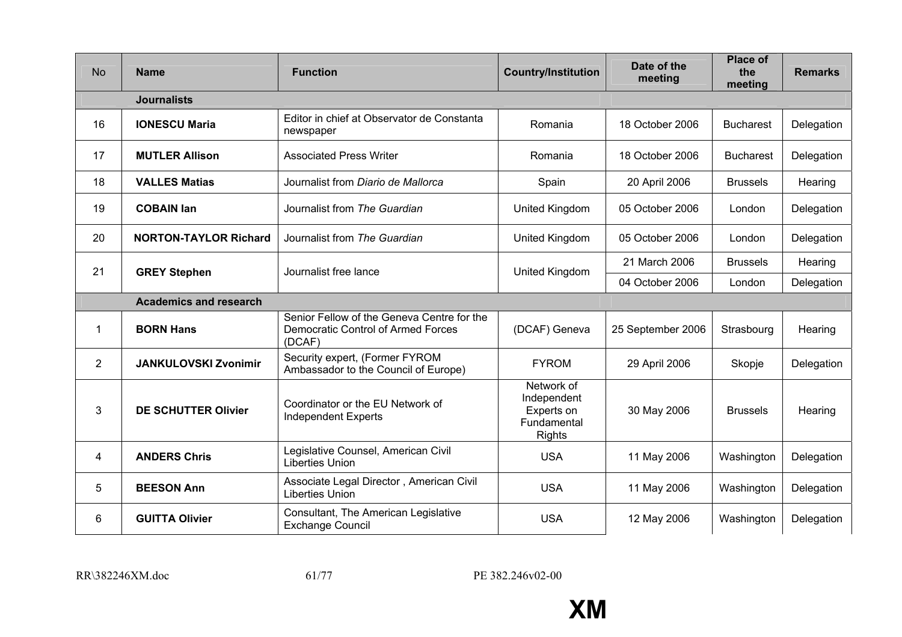| No | Name | Function | Country/Institution | Date of the meeting | Place of the meeting | Remarks |
|---|---|---|---|---|---|---|
| | **Journalists** | | | | | |
| 16 | **IONESCU Maria** | Editor in chief at Observator de Constanta newspaper | Romania | 18 October 2006 | Bucharest | Delegation |
| 17 | **MUTLER Allison** | Associated Press Writer | Romania | 18 October 2006 | Bucharest | Delegation |
| 18 | **VALLES Matias** | Journalist from *Diario de Mallorca* | Spain | 20 April 2006 | Brussels | Hearing |
| 19 | **COBAIN Ian** | Journalist from *The Guardian* | United Kingdom | 05 October 2006 | London | Delegation |
| 20 | **NORTON-TAYLOR Richard** | Journalist from *The Guardian* | United Kingdom | 05 October 2006 | London | Delegation |
| 21 | **GREY Stephen** | Journalist free lance | United Kingdom | 21 March 2006 | Brussels | Hearing |
| | | | | 04 October 2006 | London | Delegation |
| | **Academics and research** | | | | | |
| 1 | **BORN Hans** | Senior Fellow of the Geneva Centre for the Democratic Control of Armed Forces (DCAF) | (DCAF) Geneva | 25 September 2006 | Strasbourg | Hearing |
| 2 | **JANKULOVSKI Zvonimir** | Security expert, (Former FYROM Ambassador to the Council of Europe) | FYROM | 29 April 2006 | Skopje | Delegation |
| 3 | **DE SCHUTTER Olivier** | Coordinator or the EU Network of Independent Experts | Network of Independent Experts on Fundamental Rights | 30 May 2006 | Brussels | Hearing |
| 4 | **ANDERS Chris** | Legislative Counsel, American Civil Liberties Union | USA | 11 May 2006 | Washington | Delegation |
| 5 | **BEESON Ann** | Associate Legal Director , American Civil Liberties Union | USA | 11 May 2006 | Washington | Delegation |
| 6 | **GUITTA Olivier** | Consultant, The American Legislative Exchange Council | USA | 12 May 2006 | Washington | Delegation |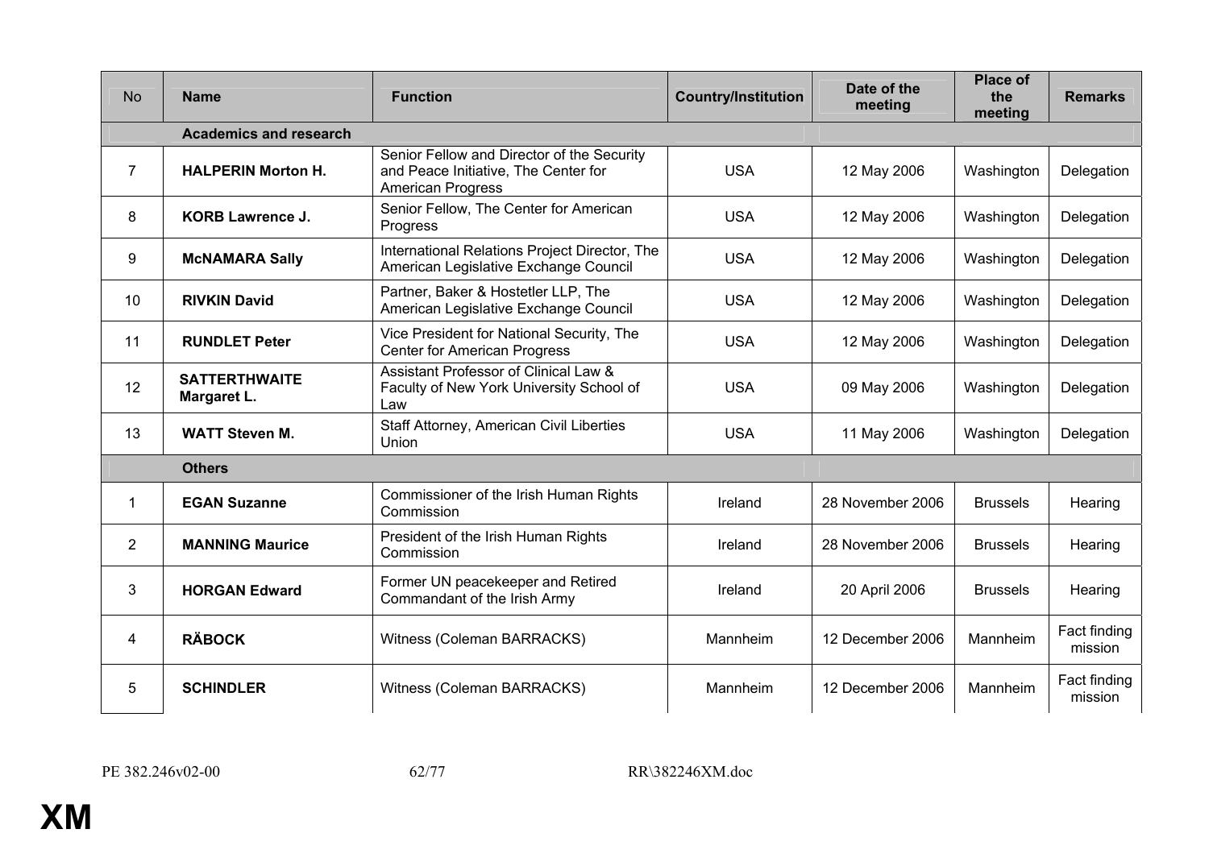| No | Name | Function | Country/Institution | Date of the meeting | Place of the meeting | Remarks |
|---|---|---|---|---|---|---|
| | **Academics and research** | | | | | |
| 7 | **HALPERIN Morton H.** | Senior Fellow and Director of the Security and Peace Initiative, The Center for American Progress | USA | 12 May 2006 | Washington | Delegation |
| 8 | **KORB Lawrence J.** | Senior Fellow, The Center for American Progress | USA | 12 May 2006 | Washington | Delegation |
| 9 | **McNAMARA Sally** | International Relations Project Director, The American Legislative Exchange Council | USA | 12 May 2006 | Washington | Delegation |
| 10 | **RIVKIN David** | Partner, Baker & Hostetler LLP, The American Legislative Exchange Council | USA | 12 May 2006 | Washington | Delegation |
| 11 | **RUNDLET Peter** | Vice President for National Security, The Center for American Progress | USA | 12 May 2006 | Washington | Delegation |
| 12 | **SATTERTHWAITE Margaret L.** | Assistant Professor of Clinical Law & Faculty of New York University School of Law | USA | 09 May 2006 | Washington | Delegation |
| 13 | **WATT Steven M.** | Staff Attorney, American Civil Liberties Union | USA | 11 May 2006 | Washington | Delegation |
| | **Others** | | | | | |
| 1 | **EGAN Suzanne** | Commissioner of the Irish Human Rights Commission | Ireland | 28 November 2006 | Brussels | Hearing |
| 2 | **MANNING Maurice** | President of the Irish Human Rights Commission | Ireland | 28 November 2006 | Brussels | Hearing |
| 3 | **HORGAN Edward** | Former UN peacekeeper and Retired Commandant of the Irish Army | Ireland | 20 April 2006 | Brussels | Hearing |
| 4 | **RÄBOCK** | Witness (Coleman BARRACKS) | Mannheim | 12 December 2006 | Mannheim | Fact finding mission |
| 5 | **SCHINDLER** | Witness (Coleman BARRACKS) | Mannheim | 12 December 2006 | Mannheim | Fact finding mission |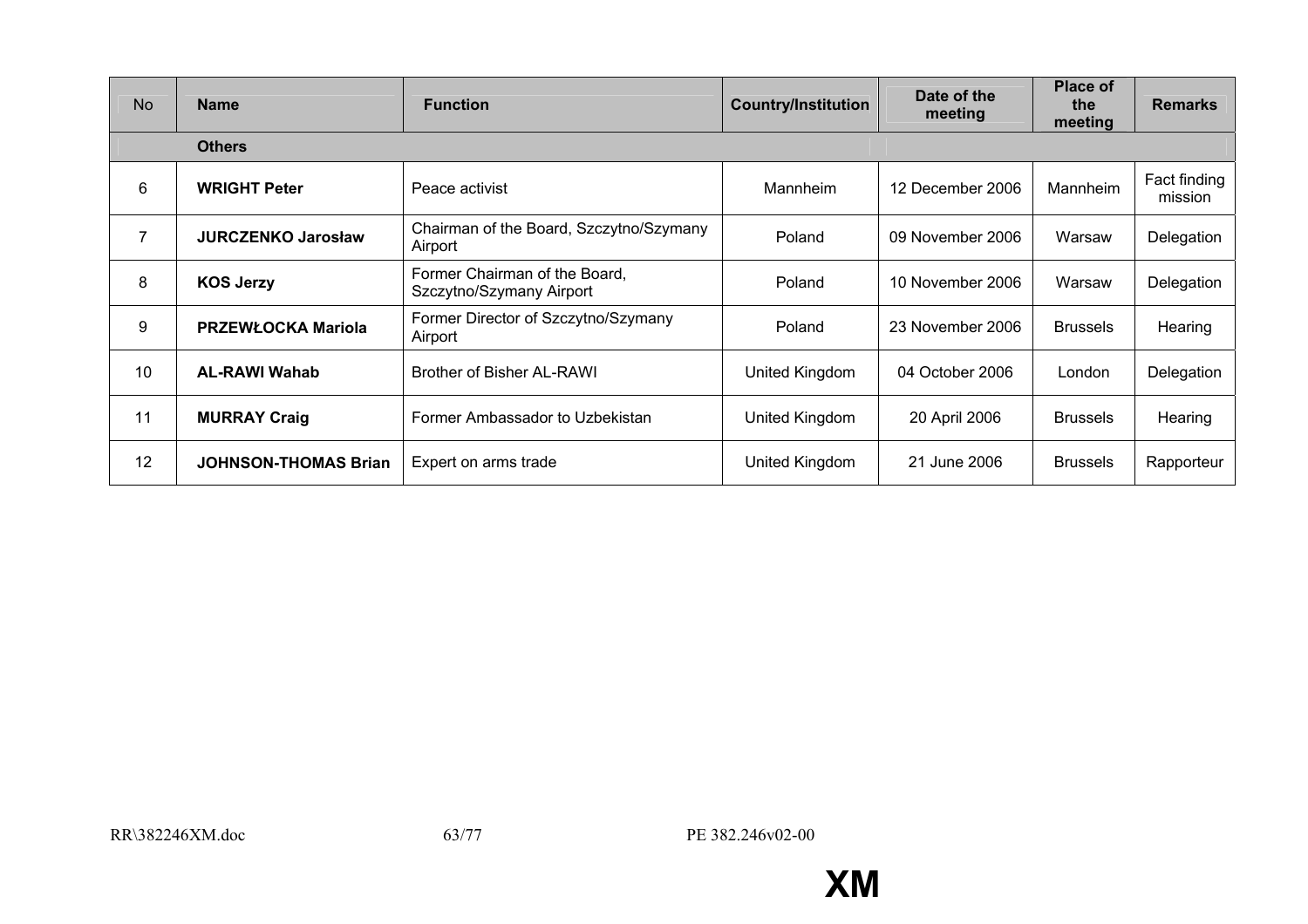| No | Name | Function | Country/Institution | Date of the meeting | Place of the meeting | Remarks |
|---|---|---|---|---|---|---|
| | **Others** | | | | | |
| 6 | **WRIGHT Peter** | Peace activist | Mannheim | 12 December 2006 | Mannheim | Fact finding mission |
| 7 | **JURCZENKO Jarosław** | Chairman of the Board, Szczytno/Szymany Airport | Poland | 09 November 2006 | Warsaw | Delegation |
| 8 | **KOS Jerzy** | Former Chairman of the Board, Szczytno/Szymany Airport | Poland | 10 November 2006 | Warsaw | Delegation |
| 9 | **PRZEWŁOCKA Mariola** | Former Director of Szczytno/Szymany Airport | Poland | 23 November 2006 | Brussels | Hearing |
| 10 | **AL-RAWI Wahab** | Brother of Bisher AL-RAWI | United Kingdom | 04 October 2006 | London | Delegation |
| 11 | **MURRAY Craig** | Former Ambassador to Uzbekistan | United Kingdom | 20 April 2006 | Brussels | Hearing |
| 12 | **JOHNSON-THOMAS Brian** | Expert on arms trade | United Kingdom | 21 June 2006 | Brussels | Rapporteur |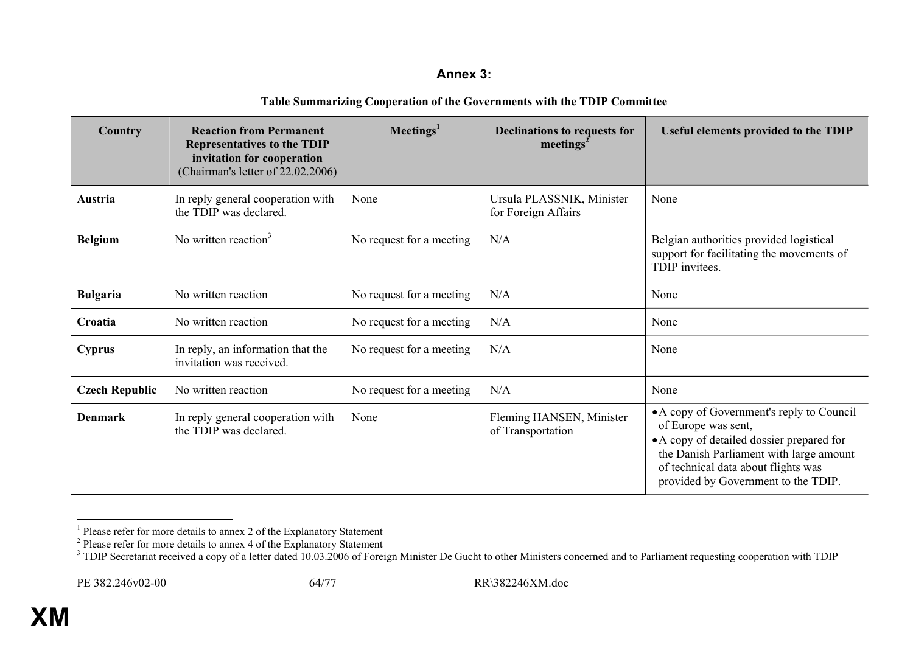## Annex 3:

**Table Summarizing Cooperation of the Governments with the TDIP Committee**

| Country | Reaction from Permanent Representatives to the TDIP invitation for cooperation (Chairman's letter of 22.02.2006) | Meetings[1] | Declinations to requests for meetings[2] | Useful elements provided to the TDIP |
|---|---|---|---|---|
| **Austria** | In reply general cooperation with the TDIP was declared. | None | Ursula PLASSNIK, Minister for Foreign Affairs | None |
| **Belgium** | No written reaction[3] | No request for a meeting | N/A | Belgian authorities provided logistical support for facilitating the movements of TDIP invitees. |
| **Bulgaria** | No written reaction | No request for a meeting | N/A | None |
| **Croatia** | No written reaction | No request for a meeting | N/A | None |
| **Cyprus** | In reply, an information that the invitation was received. | No request for a meeting | N/A | None |
| **Czech Republic** | No written reaction | No request for a meeting | N/A | None |
| **Denmark** | In reply general cooperation with the TDIP was declared. | None | Fleming HANSEN, Minister of Transportation | • A copy of Government's reply to Council of Europe was sent,<br>• A copy of detailed dossier prepared for the Danish Parliament with large amount of technical data about flights was provided by Government to the TDIP. |

[1] Please refer for more details to annex 2 of the Explanatory Statement
[2] Please refer for more details to annex 4 of the Explanatory Statement
[3] TDIP Secretariat received a copy of a letter dated 10.03.2006 of Foreign Minister De Gucht to other Ministers concerned and to Parliament requesting cooperation with TDIP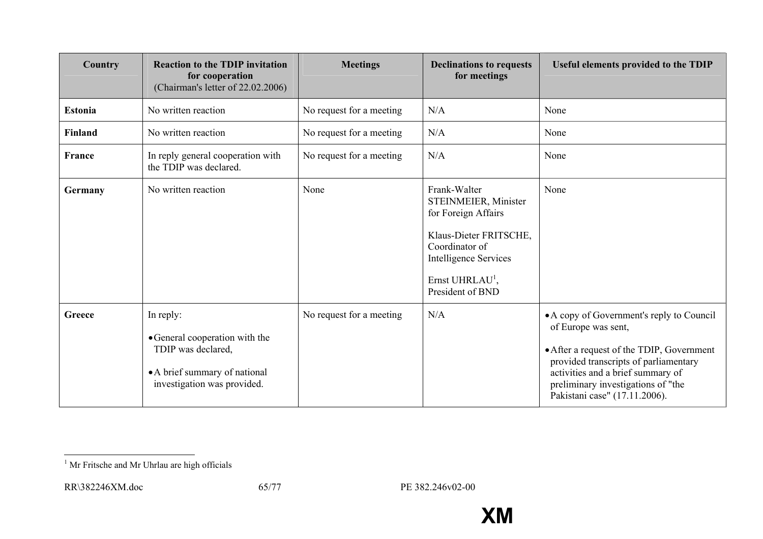| Country | Reaction to the TDIP invitation for cooperation (Chairman's letter of 22.02.2006) | Meetings | Declinations to requests for meetings | Useful elements provided to the TDIP |
|---|---|---|---|---|
| **Estonia** | No written reaction | No request for a meeting | N/A | None |
| **Finland** | No written reaction | No request for a meeting | N/A | None |
| **France** | In reply general cooperation with the TDIP was declared. | No request for a meeting | N/A | None |
| **Germany** | No written reaction | None | Frank-Walter STEINMEIER, Minister for Foreign Affairs<br><br>Klaus-Dieter FRITSCHE, Coordinator of Intelligence Services<br><br>Ernst UHRLAU[1], President of BND | None |
| **Greece** | In reply:<br><br>• General cooperation with the TDIP was declared,<br><br>• A brief summary of national investigation was provided. | No request for a meeting | N/A | • A copy of Government's reply to Council of Europe was sent,<br><br>• After a request of the TDIP, Government provided transcripts of parliamentary activities and a brief summary of preliminary investigations of "the Pakistani case" (17.11.2006). |

[1] Mr Fritsche and Mr Uhrlau are high officials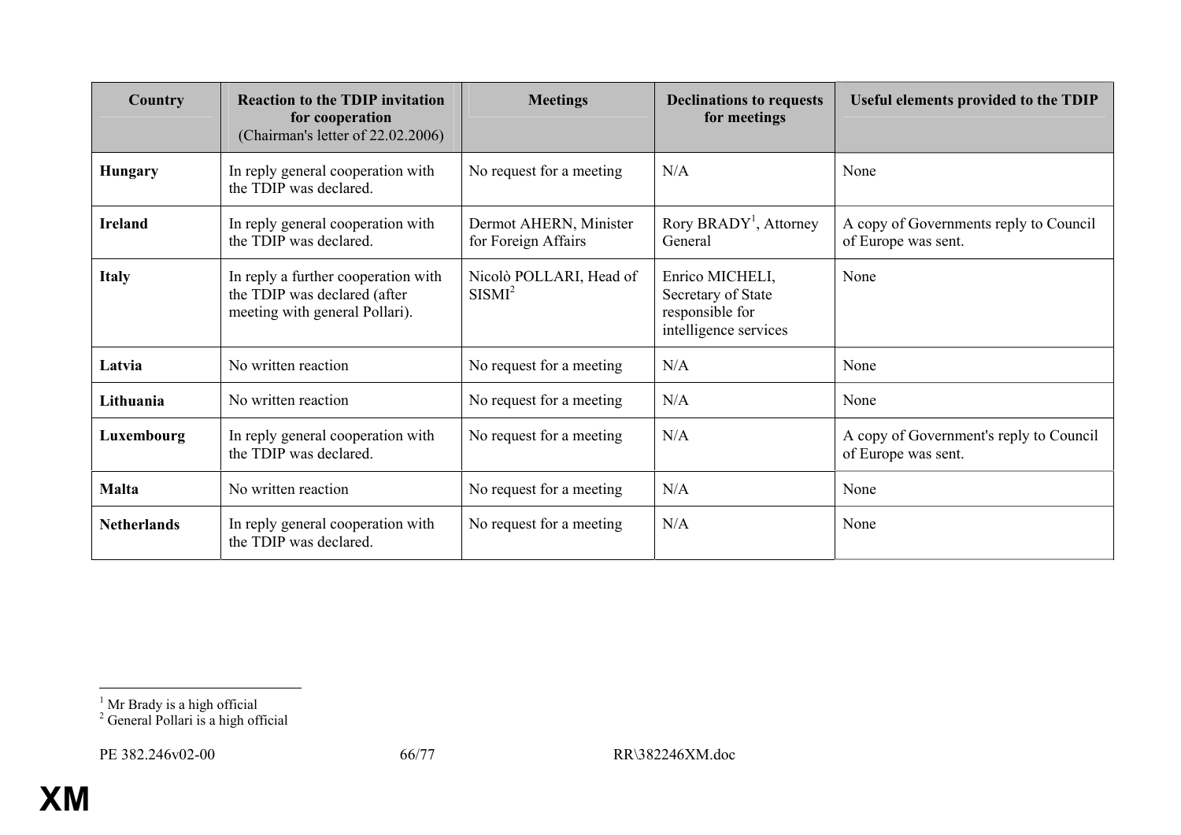| Country | Reaction to the TDIP invitation for cooperation (Chairman's letter of 22.02.2006) | Meetings | Declinations to requests for meetings | Useful elements provided to the TDIP |
|---|---|---|---|---|
| **Hungary** | In reply general cooperation with the TDIP was declared. | No request for a meeting | N/A | None |
| **Ireland** | In reply general cooperation with the TDIP was declared. | Dermot AHERN, Minister for Foreign Affairs | Rory BRADY[1], Attorney General | A copy of Governments reply to Council of Europe was sent. |
| **Italy** | In reply a further cooperation with the TDIP was declared (after meeting with general Pollari). | Nicolò POLLARI, Head of SISMI[2] | Enrico MICHELI, Secretary of State responsible for intelligence services | None |
| **Latvia** | No written reaction | No request for a meeting | N/A | None |
| **Lithuania** | No written reaction | No request for a meeting | N/A | None |
| **Luxembourg** | In reply general cooperation with the TDIP was declared. | No request for a meeting | N/A | A copy of Government's reply to Council of Europe was sent. |
| **Malta** | No written reaction | No request for a meeting | N/A | None |
| **Netherlands** | In reply general cooperation with the TDIP was declared. | No request for a meeting | N/A | None |

[1] Mr Brady is a high official

[2] General Pollari is a high official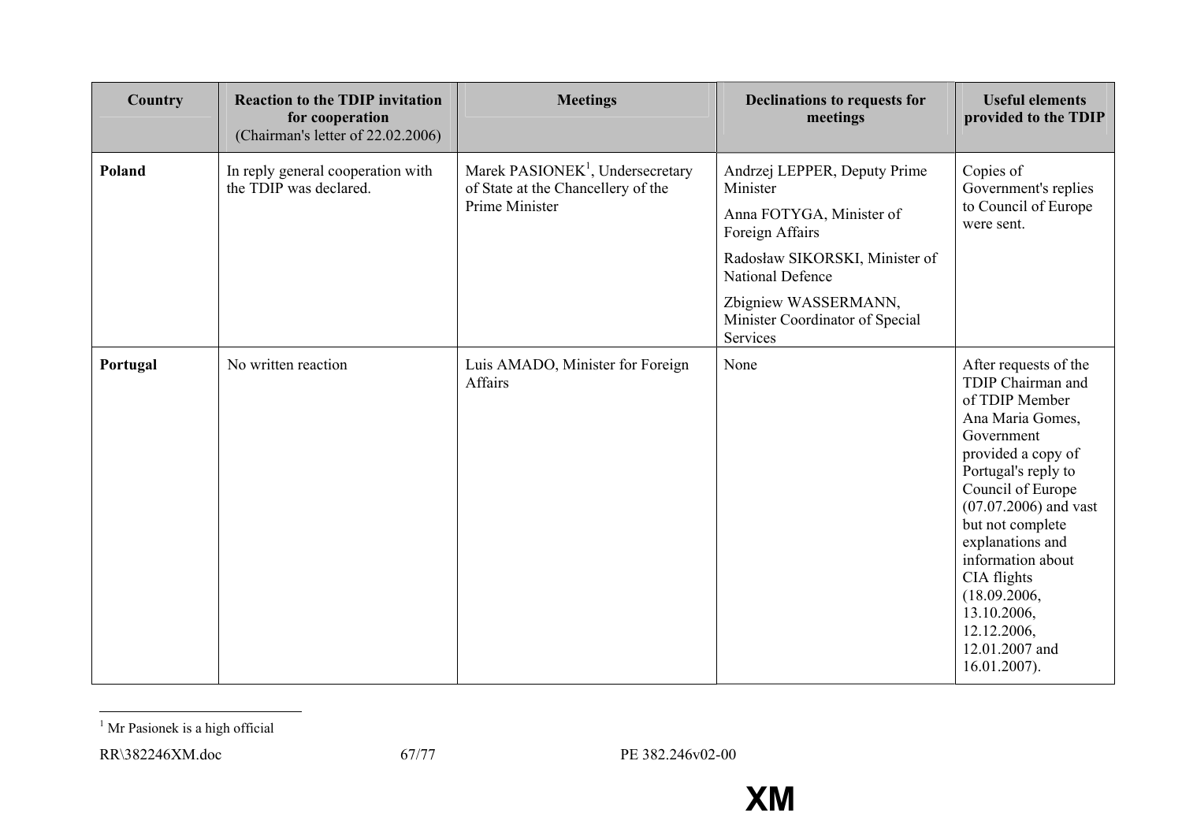| Country | Reaction to the TDIP invitation for cooperation (Chairman's letter of 22.02.2006) | Meetings | Declinations to requests for meetings | Useful elements provided to the TDIP |
|---|---|---|---|---|
| **Poland** | In reply general cooperation with the TDIP was declared. | Marek PASIONEK[1], Undersecretary of State at the Chancellery of the Prime Minister | Andrzej LEPPER, Deputy Prime Minister<br>Anna FOTYGA, Minister of Foreign Affairs<br>Radosław SIKORSKI, Minister of National Defence<br>Zbigniew WASSERMANN, Minister Coordinator of Special Services | Copies of Government's replies to Council of Europe were sent. |
| **Portugal** | No written reaction | Luis AMADO, Minister for Foreign Affairs | None | After requests of the TDIP Chairman and of TDIP Member Ana Maria Gomes, Government provided a copy of Portugal's reply to Council of Europe (07.07.2006) and vast but not complete explanations and information about CIA flights (18.09.2006, 13.10.2006, 12.12.2006, 12.01.2007 and 16.01.2007). |

[1] Mr Pasionek is a high official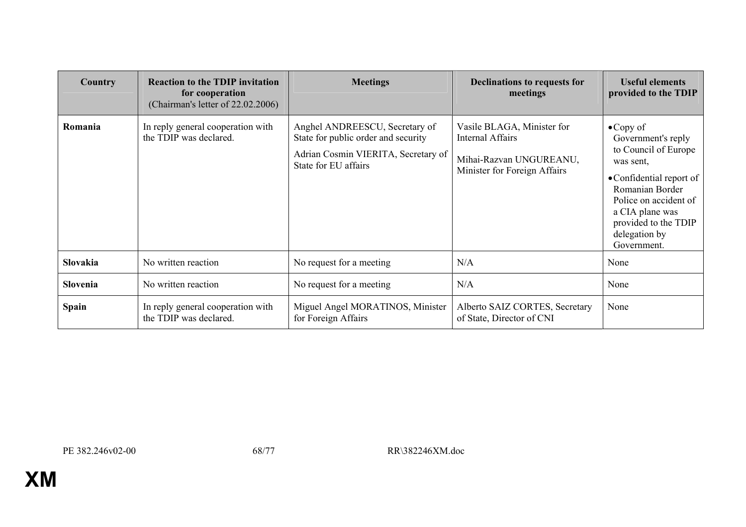| Country | Reaction to the TDIP invitation for cooperation (Chairman's letter of 22.02.2006) | Meetings | Declinations to requests for meetings | Useful elements provided to the TDIP |
|---|---|---|---|---|
| **Romania** | In reply general cooperation with the TDIP was declared. | Anghel ANDREESCU, Secretary of State for public order and security<br>Adrian Cosmin VIERITA, Secretary of State for EU affairs | Vasile BLAGA, Minister for Internal Affairs<br>Mihai-Razvan UNGUREANU, Minister for Foreign Affairs | • Copy of Government's reply to Council of Europe was sent,<br>• Confidential report of Romanian Border Police on accident of a CIA plane was provided to the TDIP delegation by Government. |
| **Slovakia** | No written reaction | No request for a meeting | N/A | None |
| **Slovenia** | No written reaction | No request for a meeting | N/A | None |
| **Spain** | In reply general cooperation with the TDIP was declared. | Miguel Angel MORATINOS, Minister for Foreign Affairs | Alberto SAIZ CORTES, Secretary of State, Director of CNI | None |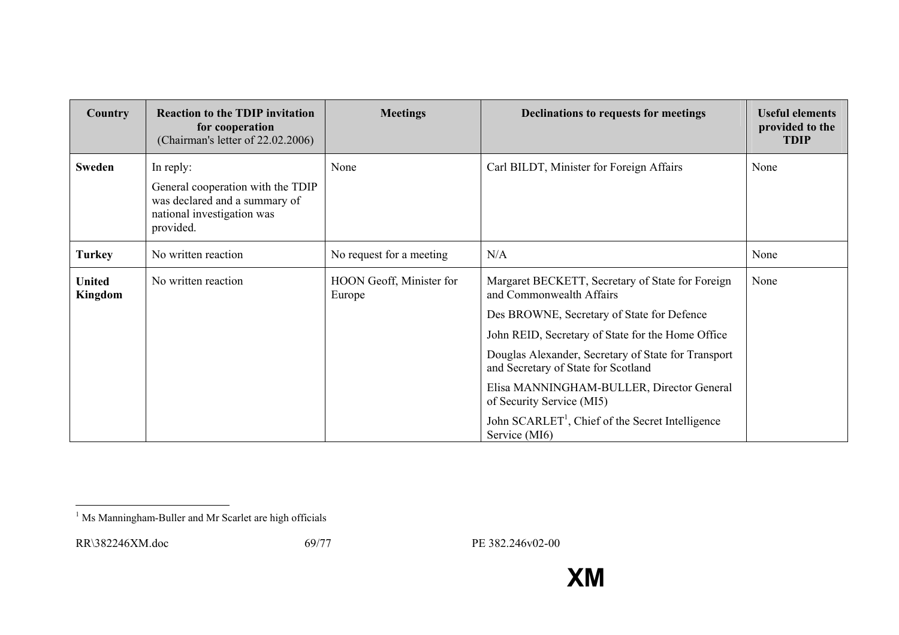| Country | Reaction to the TDIP invitation for cooperation (Chairman's letter of 22.02.2006) | Meetings | Declinations to requests for meetings | Useful elements provided to the TDIP |
|---|---|---|---|---|
| **Sweden** | In reply:<br>General cooperation with the TDIP was declared and a summary of national investigation was provided. | None | Carl BILDT, Minister for Foreign Affairs | None |
| **Turkey** | No written reaction | No request for a meeting | N/A | None |
| **United Kingdom** | No written reaction | HOON Geoff, Minister for Europe | Margaret BECKETT, Secretary of State for Foreign and Commonwealth Affairs<br>Des BROWNE, Secretary of State for Defence<br>John REID, Secretary of State for the Home Office<br>Douglas Alexander, Secretary of State for Transport and Secretary of State for Scotland<br>Elisa MANNINGHAM-BULLER, Director General of Security Service (MI5)<br>John SCARLET[1], Chief of the Secret Intelligence Service (MI6) | None |

[1] Ms Manningham-Buller and Mr Scarlet are high officials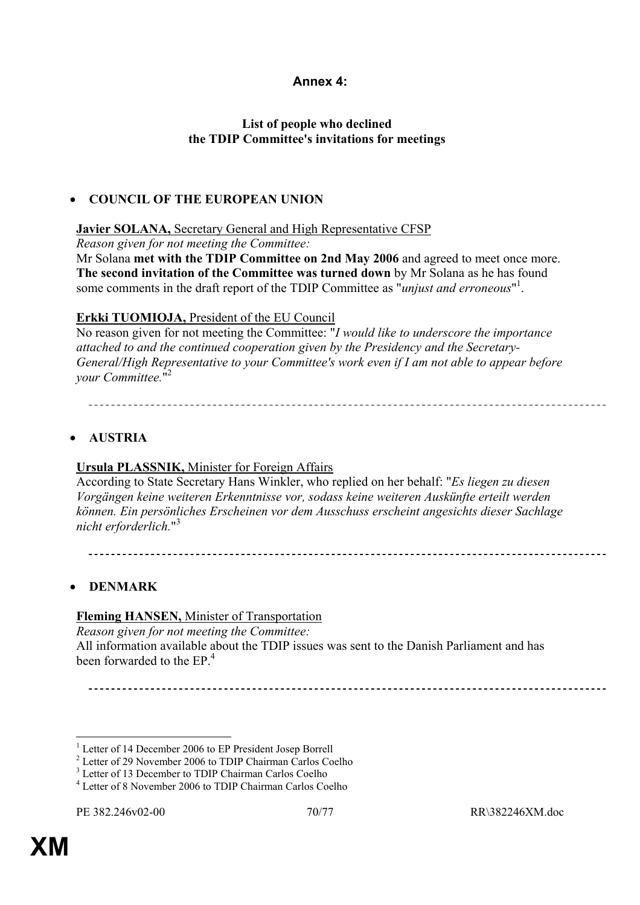## Annex 4:

### List of people who declined the TDIP Committee's invitations for meetings

- **COUNCIL OF THE EUROPEAN UNION**

**Javier SOLANA,** Secretary General and High Representative CFSP
*Reason given for not meeting the Committee:*
Mr Solana **met with the TDIP Committee on 2nd May 2006** and agreed to meet once more. **The second invitation of the Committee was turned down** by Mr Solana as he has found some comments in the draft report of the TDIP Committee as "*unjust and erroneous*"[1].

**Erkki TUOMIOJA,** President of the EU Council
No reason given for not meeting the Committee: "*I would like to underscore the importance attached to and the continued cooperation given by the Presidency and the Secretary-General/High Representative to your Committee's work even if I am not able to appear before your Committee.*"[2]

---

- **AUSTRIA**

**Ursula PLASSNIK,** Minister for Foreign Affairs
According to State Secretary Hans Winkler, who replied on her behalf: "*Es liegen zu diesen Vorgängen keine weiteren Erkenntnisse vor, sodass keine weiteren Auskünfte erteilt werden können. Ein persönliches Erscheinen vor dem Ausschuss erscheint angesichts dieser Sachlage nicht erforderlich.*"[3]

---

- **DENMARK**

**Fleming HANSEN,** Minister of Transportation
*Reason given for not meeting the Committee:*
All information available about the TDIP issues was sent to the Danish Parliament and has been forwarded to the EP.[4]

---

[1] Letter of 14 December 2006 to EP President Josep Borrell
[2] Letter of 29 November 2006 to TDIP Chairman Carlos Coelho
[3] Letter of 13 December to TDIP Chairman Carlos Coelho
[4] Letter of 8 November 2006 to TDIP Chairman Carlos Coelho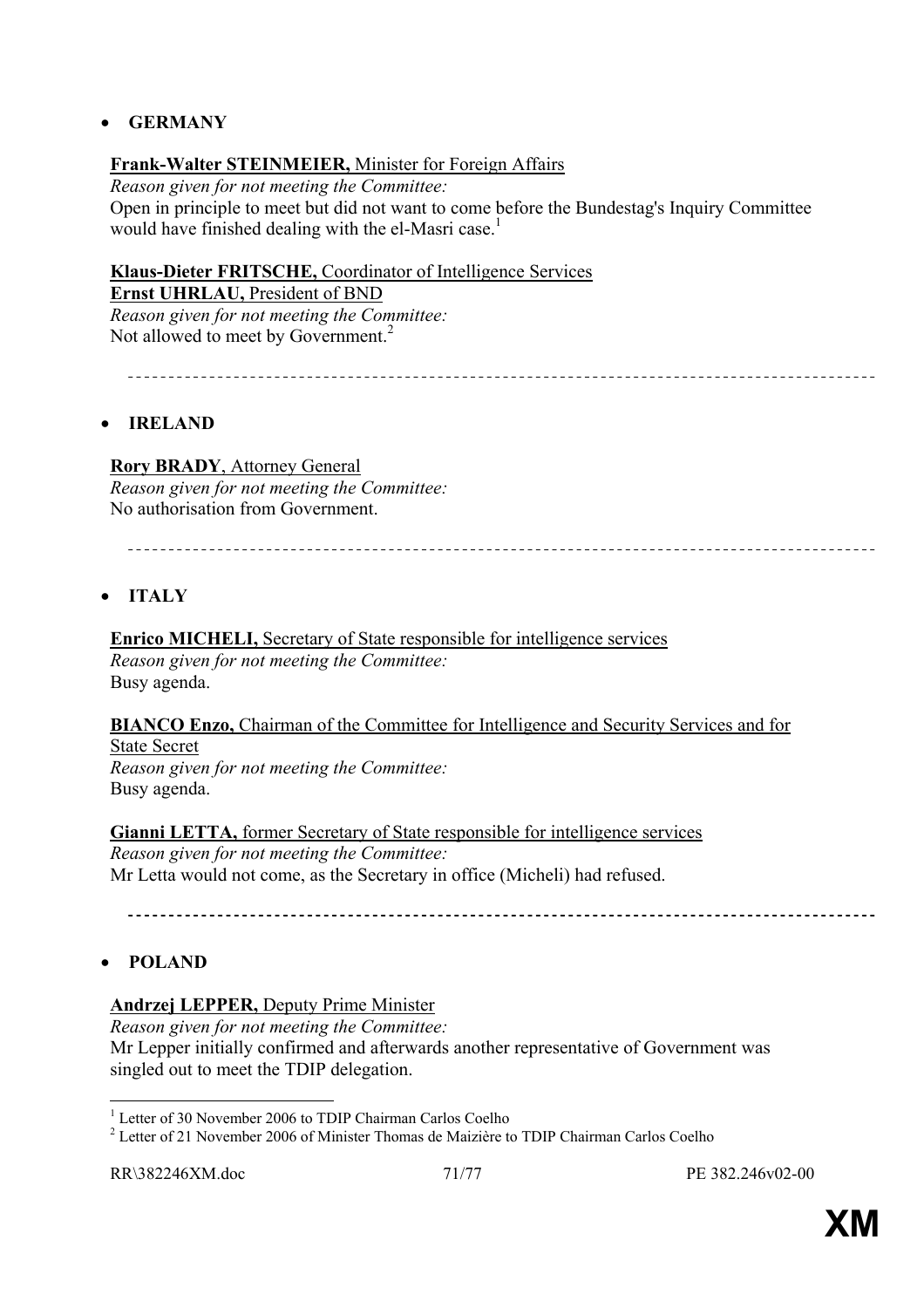- **GERMANY**

**Frank-Walter STEINMEIER,** Minister for Foreign Affairs
*Reason given for not meeting the Committee:*
Open in principle to meet but did not want to come before the Bundestag's Inquiry Committee would have finished dealing with the el-Masri case.[1]

**Klaus-Dieter FRITSCHE,** Coordinator of Intelligence Services
**Ernst UHRLAU,** President of BND
*Reason given for not meeting the Committee:*
Not allowed to meet by Government.[2]

---

- **IRELAND**

**Rory BRADY**, Attorney General
*Reason given for not meeting the Committee:*
No authorisation from Government.

---

- **ITALY**

**Enrico MICHELI,** Secretary of State responsible for intelligence services
*Reason given for not meeting the Committee:*
Busy agenda.

**BIANCO Enzo,** Chairman of the Committee for Intelligence and Security Services and for State Secret
*Reason given for not meeting the Committee:*
Busy agenda.

**Gianni LETTA,** former Secretary of State responsible for intelligence services
*Reason given for not meeting the Committee:*
Mr Letta would not come, as the Secretary in office (Micheli) had refused.

---

- **POLAND**

**Andrzej LEPPER,** Deputy Prime Minister
*Reason given for not meeting the Committee:*
Mr Lepper initially confirmed and afterwards another representative of Government was singled out to meet the TDIP delegation.

---

[1] Letter of 30 November 2006 to TDIP Chairman Carlos Coelho
[2] Letter of 21 November 2006 of Minister Thomas de Maizière to TDIP Chairman Carlos Coelho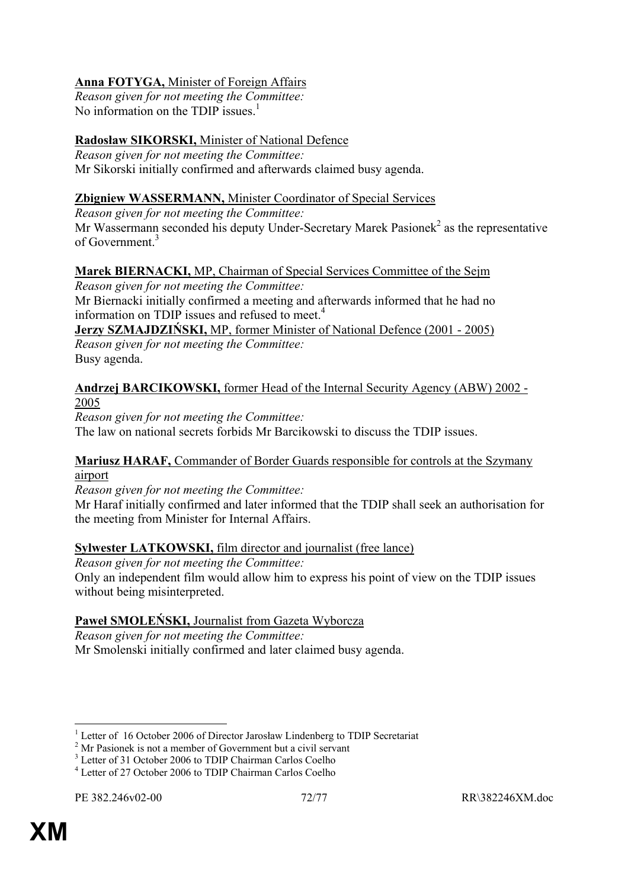**Anna FOTYGA,** Minister of Foreign Affairs
*Reason given for not meeting the Committee:*
No information on the TDIP issues.[1]

**Radosław SIKORSKI,** Minister of National Defence
*Reason given for not meeting the Committee:*
Mr Sikorski initially confirmed and afterwards claimed busy agenda.

**Zbigniew WASSERMANN,** Minister Coordinator of Special Services
*Reason given for not meeting the Committee:*
Mr Wassermann seconded his deputy Under-Secretary Marek Pasionek[2] as the representative of Government.[3]

**Marek BIERNACKI,** MP, Chairman of Special Services Committee of the Sejm
*Reason given for not meeting the Committee:*
Mr Biernacki initially confirmed a meeting and afterwards informed that he had no information on TDIP issues and refused to meet.[4]

**Jerzy SZMAJDZIŃSKI,** MP, former Minister of National Defence (2001 - 2005)
*Reason given for not meeting the Committee:*
Busy agenda.

**Andrzej BARCIKOWSKI,** former Head of the Internal Security Agency (ABW) 2002 - 2005
*Reason given for not meeting the Committee:*
The law on national secrets forbids Mr Barcikowski to discuss the TDIP issues.

**Mariusz HARAF,** Commander of Border Guards responsible for controls at the Szymany airport
*Reason given for not meeting the Committee:*
Mr Haraf initially confirmed and later informed that the TDIP shall seek an authorisation for the meeting from Minister for Internal Affairs.

**Sylwester LATKOWSKI,** film director and journalist (free lance)
*Reason given for not meeting the Committee:*
Only an independent film would allow him to express his point of view on the TDIP issues without being misinterpreted.

**Paweł SMOLEŃSKI,** Journalist from Gazeta Wyborcza
*Reason given for not meeting the Committee:*
Mr Smolenski initially confirmed and later claimed busy agenda.

---

[1] Letter of 16 October 2006 of Director Jarosław Lindenberg to TDIP Secretariat
[2] Mr Pasionek is not a member of Government but a civil servant
[3] Letter of 31 October 2006 to TDIP Chairman Carlos Coelho
[4] Letter of 27 October 2006 to TDIP Chairman Carlos Coelho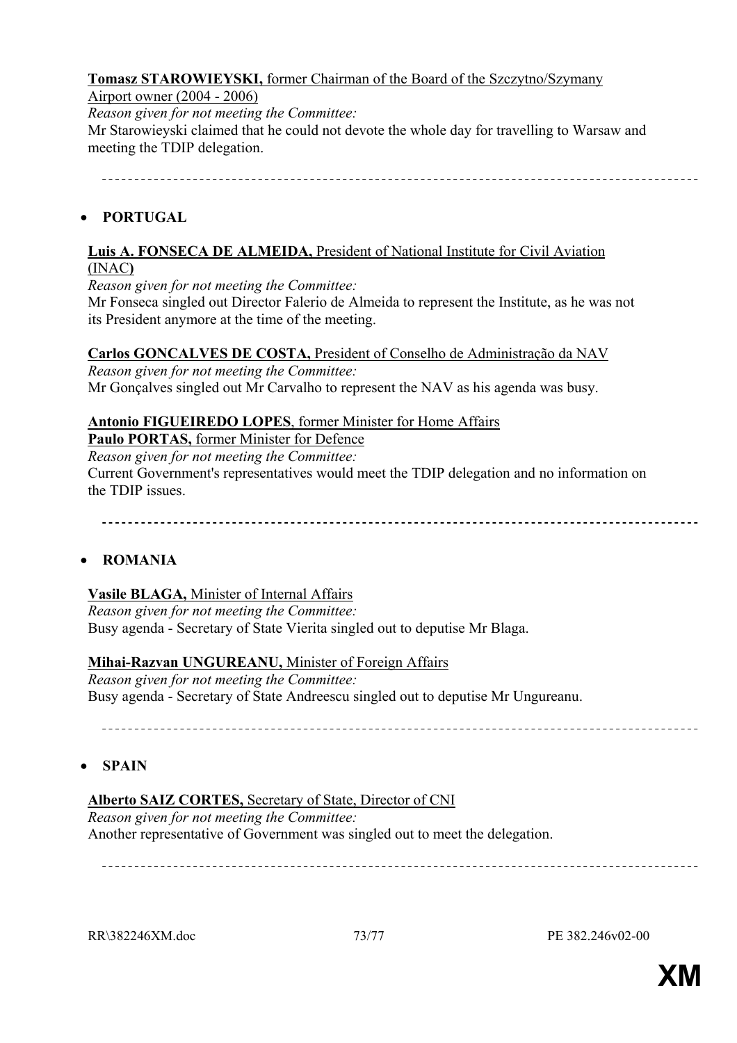**Tomasz STAROWIEYSKI,** former Chairman of the Board of the Szczytno/Szymany Airport owner (2004 - 2006)
*Reason given for not meeting the Committee:*
Mr Starowieyski claimed that he could not devote the whole day for travelling to Warsaw and meeting the TDIP delegation.

---

- **PORTUGAL**

**Luis A. FONSECA DE ALMEIDA,** President of National Institute for Civil Aviation (INAC**)**
*Reason given for not meeting the Committee:*
Mr Fonseca singled out Director Falerio de Almeida to represent the Institute, as he was not its President anymore at the time of the meeting.

**Carlos GONCALVES DE COSTA,** President of Conselho de Administração da NAV
*Reason given for not meeting the Committee:*
Mr Gonçalves singled out Mr Carvalho to represent the NAV as his agenda was busy.

**Antonio FIGUEIREDO LOPES**, former Minister for Home Affairs
**Paulo PORTAS,** former Minister for Defence
*Reason given for not meeting the Committee:*
Current Government's representatives would meet the TDIP delegation and no information on the TDIP issues.

---

- **ROMANIA**

**Vasile BLAGA,** Minister of Internal Affairs
*Reason given for not meeting the Committee:*
Busy agenda - Secretary of State Vierita singled out to deputise Mr Blaga.

**Mihai-Razvan UNGUREANU,** Minister of Foreign Affairs
*Reason given for not meeting the Committee:*
Busy agenda - Secretary of State Andreescu singled out to deputise Mr Ungureanu.

---

- **SPAIN**

**Alberto SAIZ CORTES,** Secretary of State, Director of CNI
*Reason given for not meeting the Committee:*
Another representative of Government was singled out to meet the delegation.

---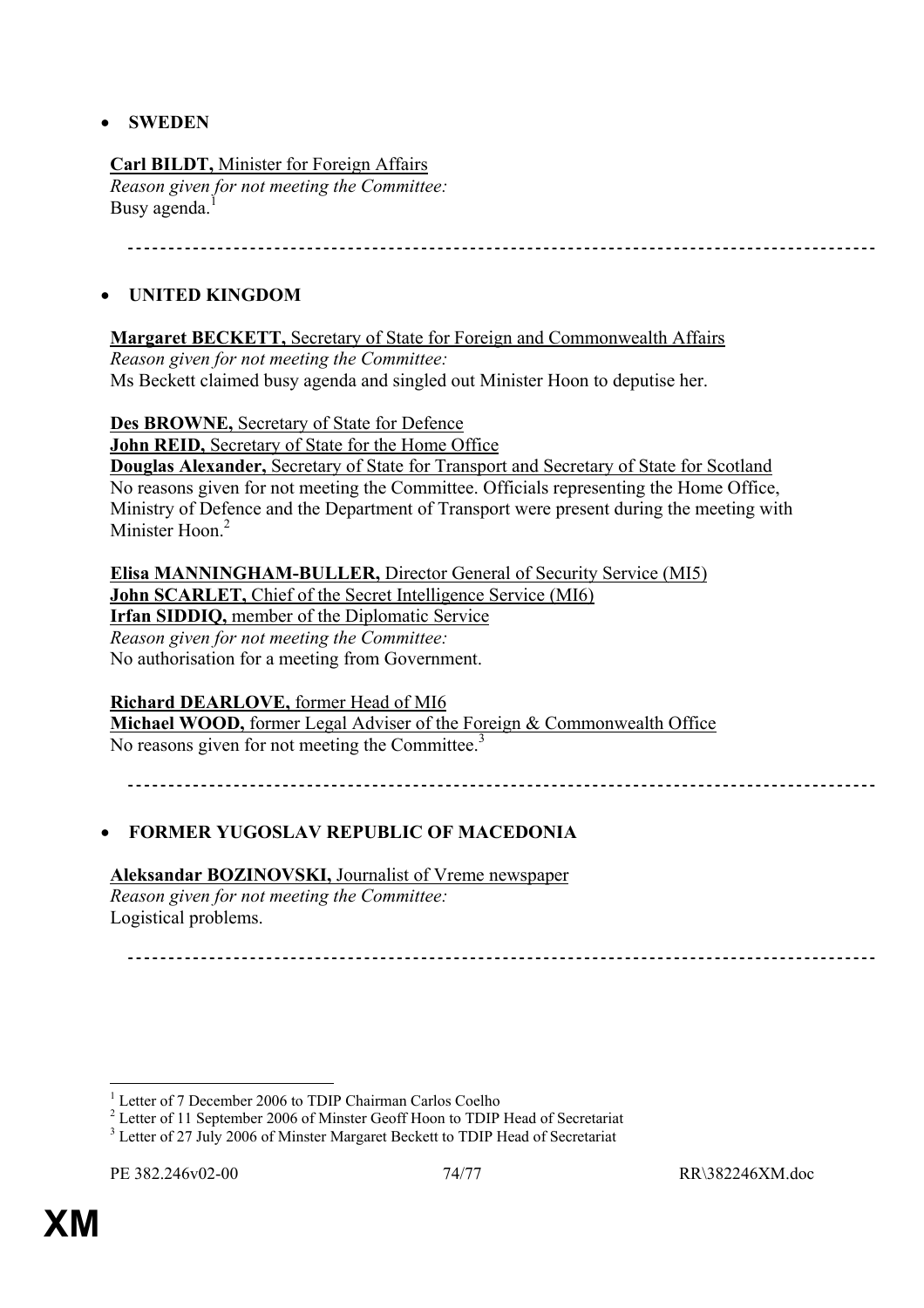- **SWEDEN**

**Carl BILDT,** Minister for Foreign Affairs
*Reason given for not meeting the Committee:*
Busy agenda.[1]

---

- **UNITED KINGDOM**

**Margaret BECKETT,** Secretary of State for Foreign and Commonwealth Affairs
*Reason given for not meeting the Committee:*
Ms Beckett claimed busy agenda and singled out Minister Hoon to deputise her.

**Des BROWNE,** Secretary of State for Defence
**John REID,** Secretary of State for the Home Office
**Douglas Alexander,** Secretary of State for Transport and Secretary of State for Scotland
No reasons given for not meeting the Committee. Officials representing the Home Office, Ministry of Defence and the Department of Transport were present during the meeting with Minister Hoon.[2]

**Elisa MANNINGHAM-BULLER,** Director General of Security Service (MI5)
**John SCARLET,** Chief of the Secret Intelligence Service (MI6)
**Irfan SIDDIQ,** member of the Diplomatic Service
*Reason given for not meeting the Committee:*
No authorisation for a meeting from Government.

**Richard DEARLOVE,** former Head of MI6
**Michael WOOD,** former Legal Adviser of the Foreign & Commonwealth Office
No reasons given for not meeting the Committee.[3]

---

- **FORMER YUGOSLAV REPUBLIC OF MACEDONIA**

**Aleksandar BOZINOVSKI,** Journalist of Vreme newspaper
*Reason given for not meeting the Committee:*
Logistical problems.

---

[1] Letter of 7 December 2006 to TDIP Chairman Carlos Coelho
[2] Letter of 11 September 2006 of Minster Geoff Hoon to TDIP Head of Secretariat
[3] Letter of 27 July 2006 of Minster Margaret Beckett to TDIP Head of Secretariat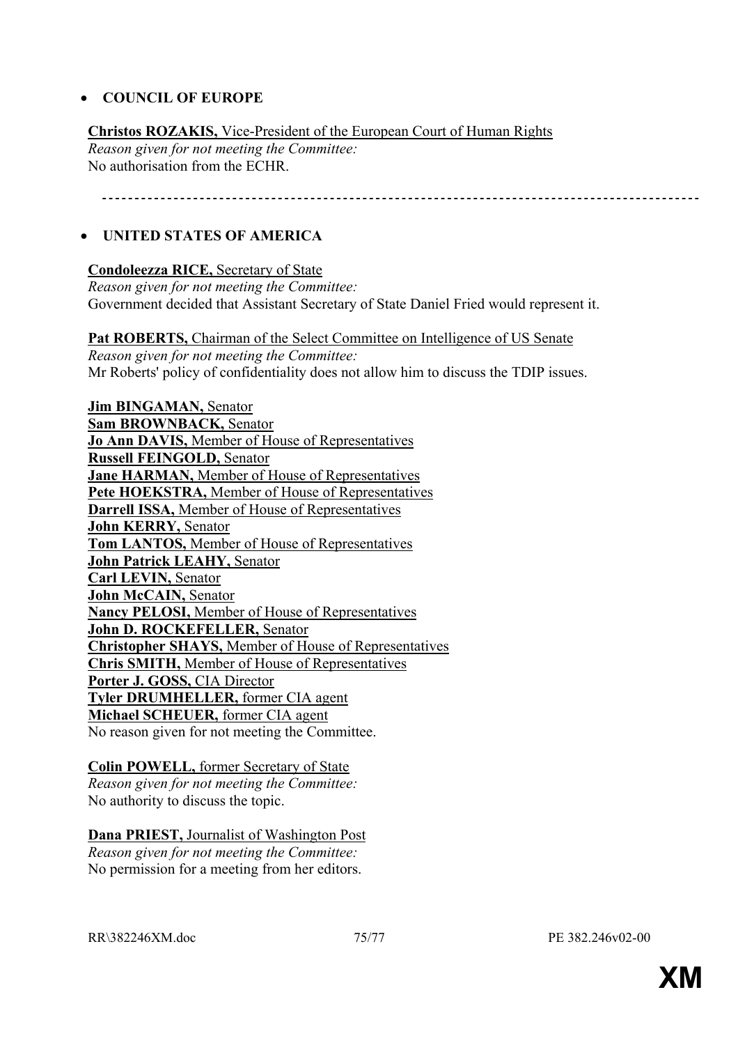- **COUNCIL OF EUROPE**

**Christos ROZAKIS,** Vice-President of the European Court of Human Rights
*Reason given for not meeting the Committee:*
No authorisation from the ECHR.

---

- **UNITED STATES OF AMERICA**

**Condoleezza RICE,** Secretary of State
*Reason given for not meeting the Committee:*
Government decided that Assistant Secretary of State Daniel Fried would represent it.

**Pat ROBERTS,** Chairman of the Select Committee on Intelligence of US Senate
*Reason given for not meeting the Committee:*
Mr Roberts' policy of confidentiality does not allow him to discuss the TDIP issues.

**Jim BINGAMAN,** Senator
**Sam BROWNBACK,** Senator
**Jo Ann DAVIS,** Member of House of Representatives
**Russell FEINGOLD,** Senator
**Jane HARMAN,** Member of House of Representatives
**Pete HOEKSTRA,** Member of House of Representatives
**Darrell ISSA,** Member of House of Representatives
**John KERRY,** Senator
**Tom LANTOS,** Member of House of Representatives
**John Patrick LEAHY,** Senator
**Carl LEVIN,** Senator
**John McCAIN,** Senator
**Nancy PELOSI,** Member of House of Representatives
**John D. ROCKEFELLER,** Senator
**Christopher SHAYS,** Member of House of Representatives
**Chris SMITH,** Member of House of Representatives
**Porter J. GOSS,** CIA Director
**Tyler DRUMHELLER,** former CIA agent
**Michael SCHEUER,** former CIA agent
No reason given for not meeting the Committee.

**Colin POWELL,** former Secretary of State
*Reason given for not meeting the Committee:*
No authority to discuss the topic.

**Dana PRIEST,** Journalist of Washington Post
*Reason given for not meeting the Committee:*
No permission for a meeting from her editors.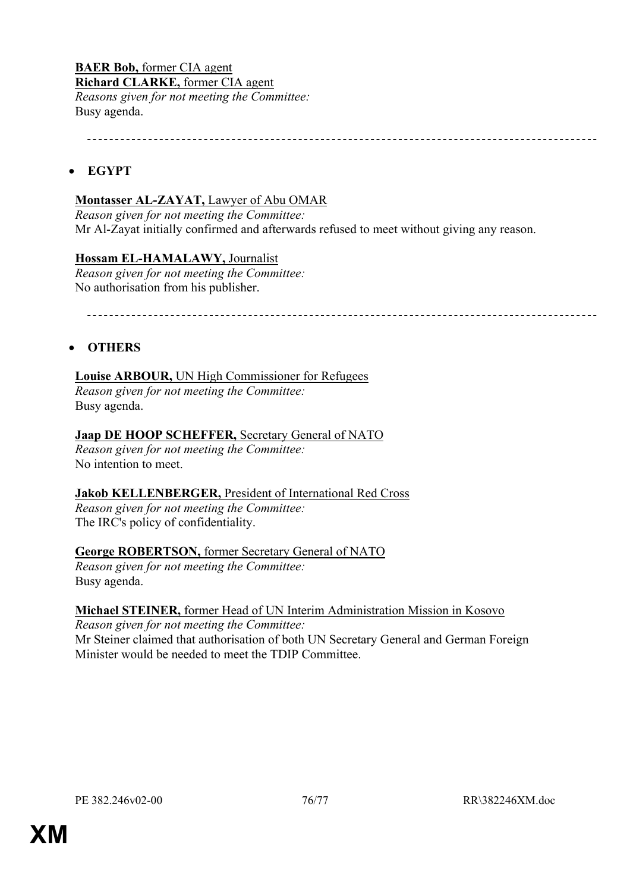**BAER Bob,** former CIA agent
**Richard CLARKE,** former CIA agent
*Reasons given for not meeting the Committee:*
Busy agenda.

---

- **EGYPT**

**Montasser AL-ZAYAT,** Lawyer of Abu OMAR
*Reason given for not meeting the Committee:*
Mr Al-Zayat initially confirmed and afterwards refused to meet without giving any reason.

**Hossam EL-HAMALAWY,** Journalist
*Reason given for not meeting the Committee:*
No authorisation from his publisher.

---

- **OTHERS**

**Louise ARBOUR,** UN High Commissioner for Refugees
*Reason given for not meeting the Committee:*
Busy agenda.

**Jaap DE HOOP SCHEFFER,** Secretary General of NATO
*Reason given for not meeting the Committee:*
No intention to meet.

**Jakob KELLENBERGER,** President of International Red Cross
*Reason given for not meeting the Committee:*
The IRC's policy of confidentiality.

**George ROBERTSON,** former Secretary General of NATO
*Reason given for not meeting the Committee:*
Busy agenda.

**Michael STEINER,** former Head of UN Interim Administration Mission in Kosovo
*Reason given for not meeting the Committee:*
Mr Steiner claimed that authorisation of both UN Secretary General and German Foreign Minister would be needed to meet the TDIP Committee.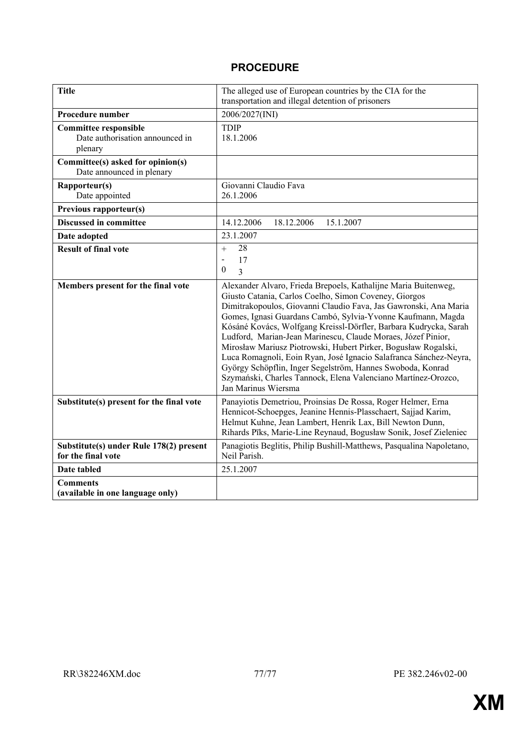## PROCEDURE

| | |
|---|---|
| **Title** | The alleged use of European countries by the CIA for the transportation and illegal detention of prisoners |
| **Procedure number** | 2006/2027(INI) |
| **Committee responsible**<br>Date authorisation announced in plenary | TDIP<br>18.1.2006 |
| **Committee(s) asked for opinion(s)**<br>Date announced in plenary | |
| **Rapporteur(s)**<br>Date appointed | Giovanni Claudio Fava<br>26.1.2006 |
| **Previous rapporteur(s)** | |
| **Discussed in committee** | 14.12.2006 18.12.2006 15.1.2007 |
| **Date adopted** | 23.1.2007 |
| **Result of final vote** | + 28<br>- 17<br>0 3 |
| **Members present for the final vote** | Alexander Alvaro, Frieda Brepoels, Kathalijne Maria Buitenweg, Giusto Catania, Carlos Coelho, Simon Coveney, Giorgos Dimitrakopoulos, Giovanni Claudio Fava, Jas Gawronski, Ana Maria Gomes, Ignasi Guardans Cambó, Sylvia-Yvonne Kaufmann, Magda Kósáné Kovács, Wolfgang Kreissl-Dörfler, Barbara Kudrycka, Sarah Ludford, Marian-Jean Marinescu, Claude Moraes, Józef Pinior, Mirosław Mariusz Piotrowski, Hubert Pirker, Bogusław Rogalski, Luca Romagnoli, Eoin Ryan, José Ignacio Salafranca Sánchez-Neyra, György Schöpflin, Inger Segelström, Hannes Swoboda, Konrad Szymański, Charles Tannock, Elena Valenciano Martínez-Orozco, Jan Marinus Wiersma |
| **Substitute(s) present for the final vote** | Panayiotis Demetriou, Proinsias De Rossa, Roger Helmer, Erna Hennicot-Schoepges, Jeanine Hennis-Plasschaert, Sajjad Karim, Helmut Kuhne, Jean Lambert, Henrik Lax, Bill Newton Dunn, Rihards Pīks, Marie-Line Reynaud, Bogusław Sonik, Josef Zieleniec |
| **Substitute(s) under Rule 178(2) present for the final vote** | Panagiotis Beglitis, Philip Bushill-Matthews, Pasqualina Napoletano, Neil Parish. |
| **Date tabled** | 25.1.2007 |
| **Comments (available in one language only)** | |